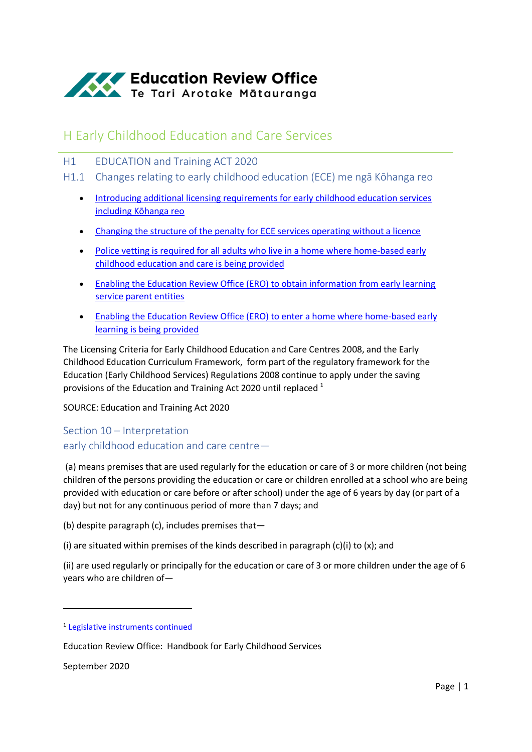**Education Review Office**
Te Tari Arotake Mātauranga

# H Early Childhood Education and Care Services

## H1 EDUCATION and Training ACT 2020

### H1.1 Changes relating to early childhood education (ECE) me ngā Kōhanga reo

- Introducing additional licensing requirements for early childhood education services including Kōhanga reo
- Changing the structure of the penalty for ECE services operating without a licence
- Police vetting is required for all adults who live in a home where home-based early childhood education and care is being provided
- Enabling the Education Review Office (ERO) to obtain information from early learning service parent entities
- Enabling the Education Review Office (ERO) to enter a home where home-based early learning is being provided

The Licensing Criteria for Early Childhood Education and Care Centres 2008, and the Early Childhood Education Curriculum Framework, form part of the regulatory framework for the Education (Early Childhood Services) Regulations 2008 continue to apply under the saving provisions of the Education and Training Act 2020 until replaced [1]

SOURCE: Education and Training Act 2020

### Section 10 – Interpretation

#### early childhood education and care centre—

(a) means premises that are used regularly for the education or care of 3 or more children (not being children of the persons providing the education or care or children enrolled at a school who are being provided with education or care before or after school) under the age of 6 years by day (or part of a day) but not for any continuous period of more than 7 days; and

(b) despite paragraph (c), includes premises that—

(i) are situated within premises of the kinds described in paragraph (c)(i) to (x); and

(ii) are used regularly or principally for the education or care of 3 or more children under the age of 6 years who are children of—

---

[1] Legislative instruments continued

Education Review Office: Handbook for Early Childhood Services

September 2020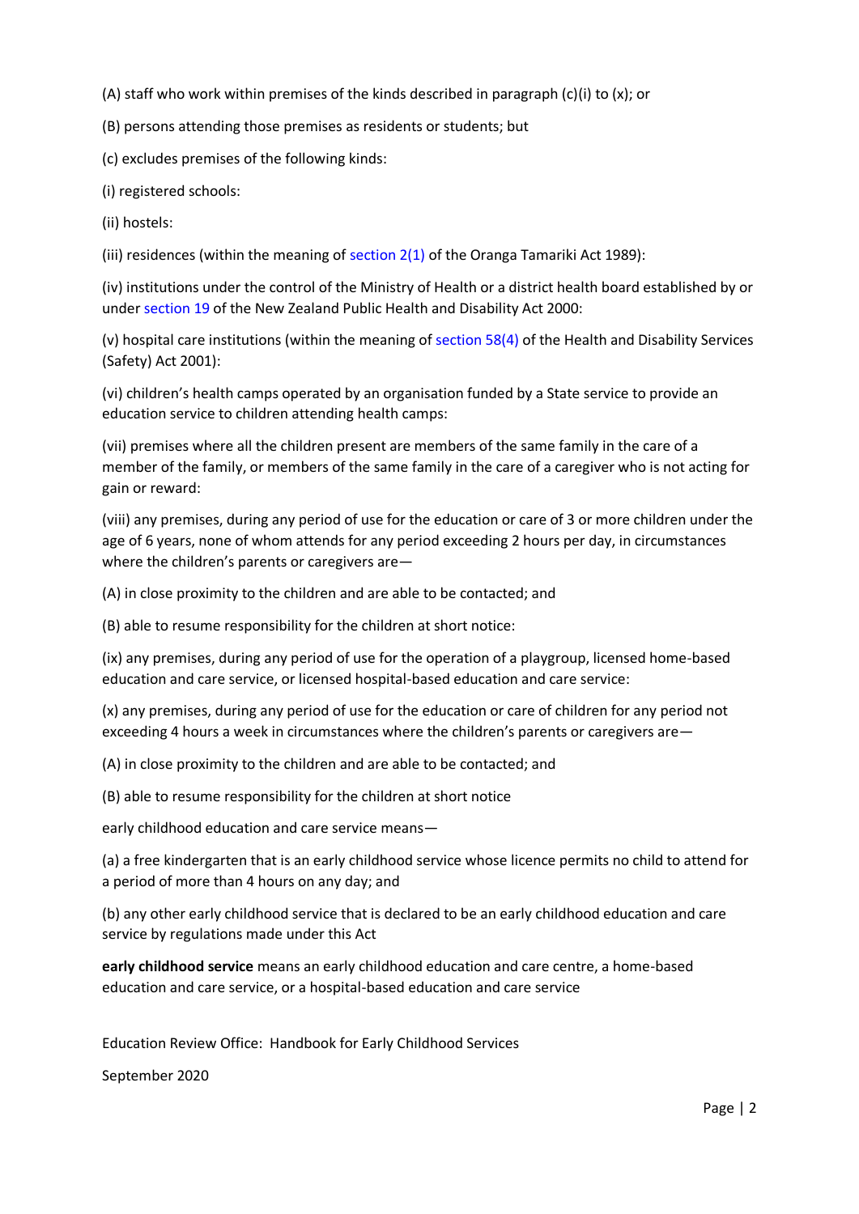(A) staff who work within premises of the kinds described in paragraph (c)(i) to (x); or

(B) persons attending those premises as residents or students; but

(c) excludes premises of the following kinds:

(i) registered schools:

(ii) hostels:

(iii) residences (within the meaning of section 2(1) of the Oranga Tamariki Act 1989):

(iv) institutions under the control of the Ministry of Health or a district health board established by or under section 19 of the New Zealand Public Health and Disability Act 2000:

(v) hospital care institutions (within the meaning of section 58(4) of the Health and Disability Services (Safety) Act 2001):

(vi) children's health camps operated by an organisation funded by a State service to provide an education service to children attending health camps:

(vii) premises where all the children present are members of the same family in the care of a member of the family, or members of the same family in the care of a caregiver who is not acting for gain or reward:

(viii) any premises, during any period of use for the education or care of 3 or more children under the age of 6 years, none of whom attends for any period exceeding 2 hours per day, in circumstances where the children's parents or caregivers are—

(A) in close proximity to the children and are able to be contacted; and

(B) able to resume responsibility for the children at short notice:

(ix) any premises, during any period of use for the operation of a playgroup, licensed home-based education and care service, or licensed hospital-based education and care service:

(x) any premises, during any period of use for the education or care of children for any period not exceeding 4 hours a week in circumstances where the children's parents or caregivers are—

(A) in close proximity to the children and are able to be contacted; and

(B) able to resume responsibility for the children at short notice

early childhood education and care service means—

(a) a free kindergarten that is an early childhood service whose licence permits no child to attend for a period of more than 4 hours on any day; and

(b) any other early childhood service that is declared to be an early childhood education and care service by regulations made under this Act

**early childhood service** means an early childhood education and care centre, a home-based education and care service, or a hospital-based education and care service

Education Review Office: Handbook for Early Childhood Services

September 2020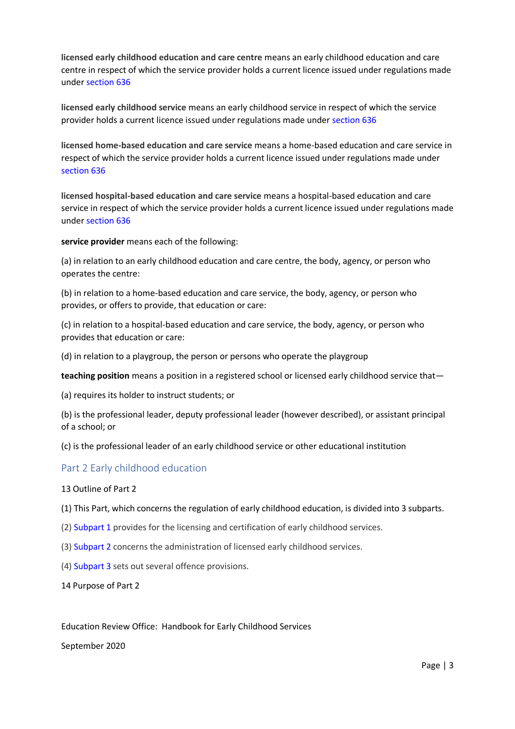**licensed early childhood education and care centre** means an early childhood education and care centre in respect of which the service provider holds a current licence issued under regulations made under section 636

**licensed early childhood service** means an early childhood service in respect of which the service provider holds a current licence issued under regulations made under section 636

**licensed home-based education and care service** means a home-based education and care service in respect of which the service provider holds a current licence issued under regulations made under section 636

**licensed hospital-based education and care service** means a hospital-based education and care service in respect of which the service provider holds a current licence issued under regulations made under section 636

**service provider** means each of the following:

(a) in relation to an early childhood education and care centre, the body, agency, or person who operates the centre:

(b) in relation to a home-based education and care service, the body, agency, or person who provides, or offers to provide, that education or care:

(c) in relation to a hospital-based education and care service, the body, agency, or person who provides that education or care:

(d) in relation to a playgroup, the person or persons who operate the playgroup

**teaching position** means a position in a registered school or licensed early childhood service that—

(a) requires its holder to instruct students; or

(b) is the professional leader, deputy professional leader (however described), or assistant principal of a school; or

(c) is the professional leader of an early childhood service or other educational institution

## Part 2 Early childhood education

13 Outline of Part 2

(1) This Part, which concerns the regulation of early childhood education, is divided into 3 subparts.

(2) Subpart 1 provides for the licensing and certification of early childhood services.

(3) Subpart 2 concerns the administration of licensed early childhood services.

(4) Subpart 3 sets out several offence provisions.

14 Purpose of Part 2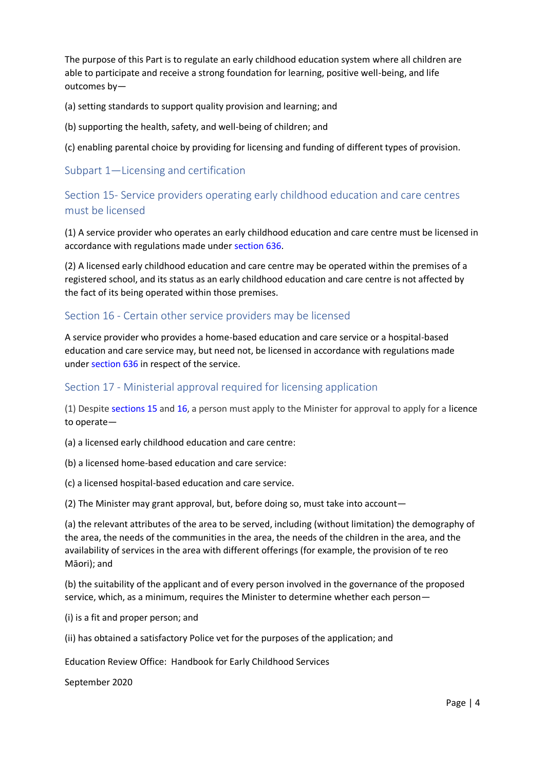The purpose of this Part is to regulate an early childhood education system where all children are able to participate and receive a strong foundation for learning, positive well-being, and life outcomes by—

(a) setting standards to support quality provision and learning; and

(b) supporting the health, safety, and well-being of children; and

(c) enabling parental choice by providing for licensing and funding of different types of provision.

## Subpart 1—Licensing and certification

### Section 15- Service providers operating early childhood education and care centres must be licensed

(1) A service provider who operates an early childhood education and care centre must be licensed in accordance with regulations made under section 636.

(2) A licensed early childhood education and care centre may be operated within the premises of a registered school, and its status as an early childhood education and care centre is not affected by the fact of its being operated within those premises.

### Section 16 - Certain other service providers may be licensed

A service provider who provides a home-based education and care service or a hospital-based education and care service may, but need not, be licensed in accordance with regulations made under section 636 in respect of the service.

### Section 17 - Ministerial approval required for licensing application

(1) Despite sections 15 and 16, a person must apply to the Minister for approval to apply for a licence to operate—

(a) a licensed early childhood education and care centre:

(b) a licensed home-based education and care service:

(c) a licensed hospital-based education and care service.

(2) The Minister may grant approval, but, before doing so, must take into account—

(a) the relevant attributes of the area to be served, including (without limitation) the demography of the area, the needs of the communities in the area, the needs of the children in the area, and the availability of services in the area with different offerings (for example, the provision of te reo Māori); and

(b) the suitability of the applicant and of every person involved in the governance of the proposed service, which, as a minimum, requires the Minister to determine whether each person—

(i) is a fit and proper person; and

(ii) has obtained a satisfactory Police vet for the purposes of the application; and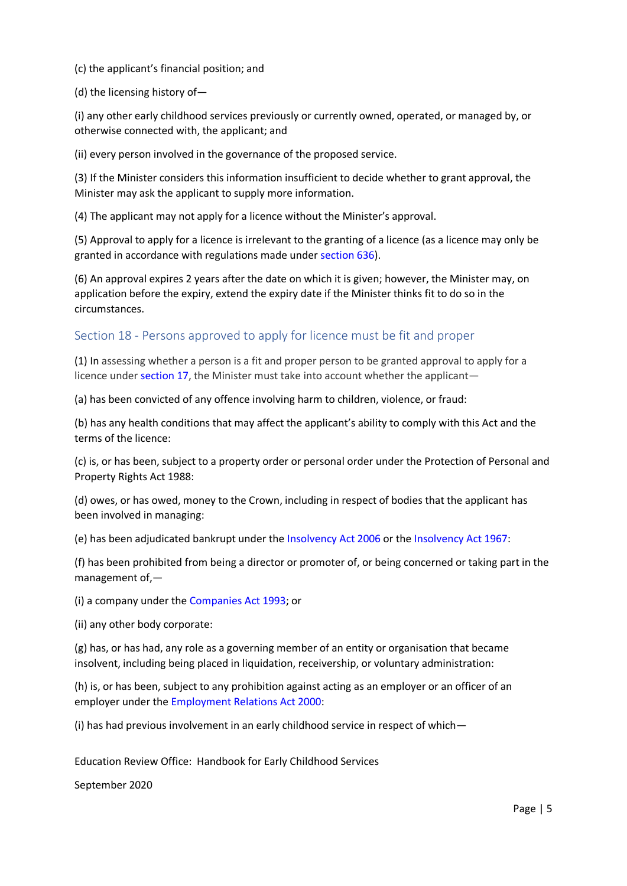(c) the applicant's financial position; and

(d) the licensing history of—

(i) any other early childhood services previously or currently owned, operated, or managed by, or otherwise connected with, the applicant; and

(ii) every person involved in the governance of the proposed service.

(3) If the Minister considers this information insufficient to decide whether to grant approval, the Minister may ask the applicant to supply more information.

(4) The applicant may not apply for a licence without the Minister's approval.

(5) Approval to apply for a licence is irrelevant to the granting of a licence (as a licence may only be granted in accordance with regulations made under section 636).

(6) An approval expires 2 years after the date on which it is given; however, the Minister may, on application before the expiry, extend the expiry date if the Minister thinks fit to do so in the circumstances.

## Section 18 - Persons approved to apply for licence must be fit and proper

(1) In assessing whether a person is a fit and proper person to be granted approval to apply for a licence under section 17, the Minister must take into account whether the applicant—

(a) has been convicted of any offence involving harm to children, violence, or fraud:

(b) has any health conditions that may affect the applicant's ability to comply with this Act and the terms of the licence:

(c) is, or has been, subject to a property order or personal order under the Protection of Personal and Property Rights Act 1988:

(d) owes, or has owed, money to the Crown, including in respect of bodies that the applicant has been involved in managing:

(e) has been adjudicated bankrupt under the Insolvency Act 2006 or the Insolvency Act 1967:

(f) has been prohibited from being a director or promoter of, or being concerned or taking part in the management of,—

(i) a company under the Companies Act 1993; or

(ii) any other body corporate:

(g) has, or has had, any role as a governing member of an entity or organisation that became insolvent, including being placed in liquidation, receivership, or voluntary administration:

(h) is, or has been, subject to any prohibition against acting as an employer or an officer of an employer under the Employment Relations Act 2000:

(i) has had previous involvement in an early childhood service in respect of which—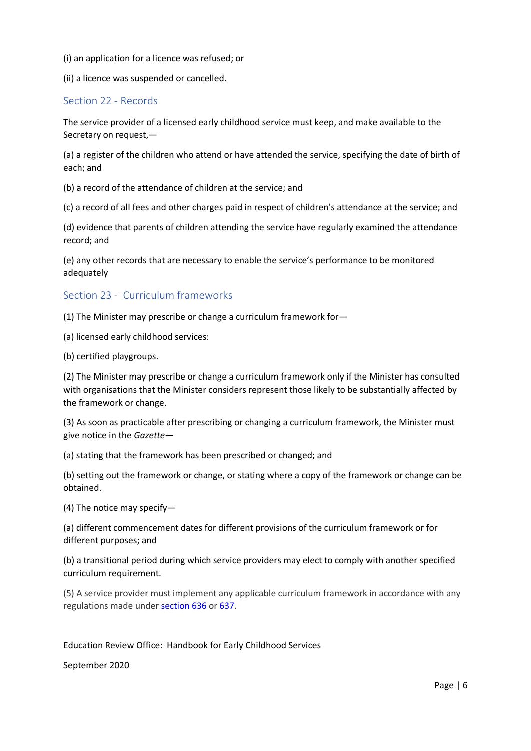(i) an application for a licence was refused; or

(ii) a licence was suspended or cancelled.

## Section 22 - Records

The service provider of a licensed early childhood service must keep, and make available to the Secretary on request,—

(a) a register of the children who attend or have attended the service, specifying the date of birth of each; and

(b) a record of the attendance of children at the service; and

(c) a record of all fees and other charges paid in respect of children's attendance at the service; and

(d) evidence that parents of children attending the service have regularly examined the attendance record; and

(e) any other records that are necessary to enable the service's performance to be monitored adequately

## Section 23 - Curriculum frameworks

(1) The Minister may prescribe or change a curriculum framework for—

(a) licensed early childhood services:

(b) certified playgroups.

(2) The Minister may prescribe or change a curriculum framework only if the Minister has consulted with organisations that the Minister considers represent those likely to be substantially affected by the framework or change.

(3) As soon as practicable after prescribing or changing a curriculum framework, the Minister must give notice in the *Gazette*—

(a) stating that the framework has been prescribed or changed; and

(b) setting out the framework or change, or stating where a copy of the framework or change can be obtained.

(4) The notice may specify—

(a) different commencement dates for different provisions of the curriculum framework or for different purposes; and

(b) a transitional period during which service providers may elect to comply with another specified curriculum requirement.

(5) A service provider must implement any applicable curriculum framework in accordance with any regulations made under section 636 or 637.

Education Review Office: Handbook for Early Childhood Services

September 2020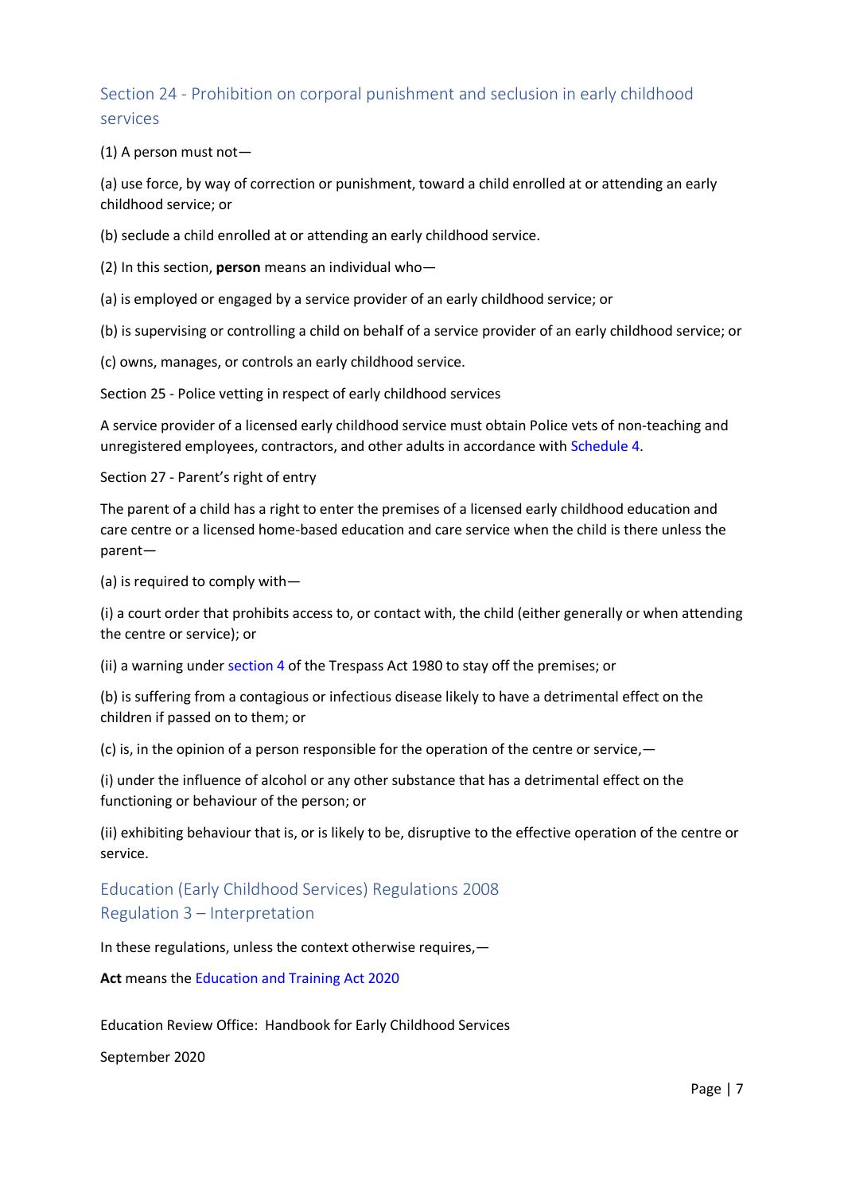## Section 24 - Prohibition on corporal punishment and seclusion in early childhood services

(1) A person must not—

(a) use force, by way of correction or punishment, toward a child enrolled at or attending an early childhood service; or

(b) seclude a child enrolled at or attending an early childhood service.

(2) In this section, **person** means an individual who—

(a) is employed or engaged by a service provider of an early childhood service; or

(b) is supervising or controlling a child on behalf of a service provider of an early childhood service; or

(c) owns, manages, or controls an early childhood service.

Section 25 - Police vetting in respect of early childhood services

A service provider of a licensed early childhood service must obtain Police vets of non-teaching and unregistered employees, contractors, and other adults in accordance with Schedule 4.

Section 27 - Parent's right of entry

The parent of a child has a right to enter the premises of a licensed early childhood education and care centre or a licensed home-based education and care service when the child is there unless the parent—

(a) is required to comply with—

(i) a court order that prohibits access to, or contact with, the child (either generally or when attending the centre or service); or

(ii) a warning under section 4 of the Trespass Act 1980 to stay off the premises; or

(b) is suffering from a contagious or infectious disease likely to have a detrimental effect on the children if passed on to them; or

(c) is, in the opinion of a person responsible for the operation of the centre or service,—

(i) under the influence of alcohol or any other substance that has a detrimental effect on the functioning or behaviour of the person; or

(ii) exhibiting behaviour that is, or is likely to be, disruptive to the effective operation of the centre or service.

## Education (Early Childhood Services) Regulations 2008
## Regulation 3 – Interpretation

In these regulations, unless the context otherwise requires,—

**Act** means the Education and Training Act 2020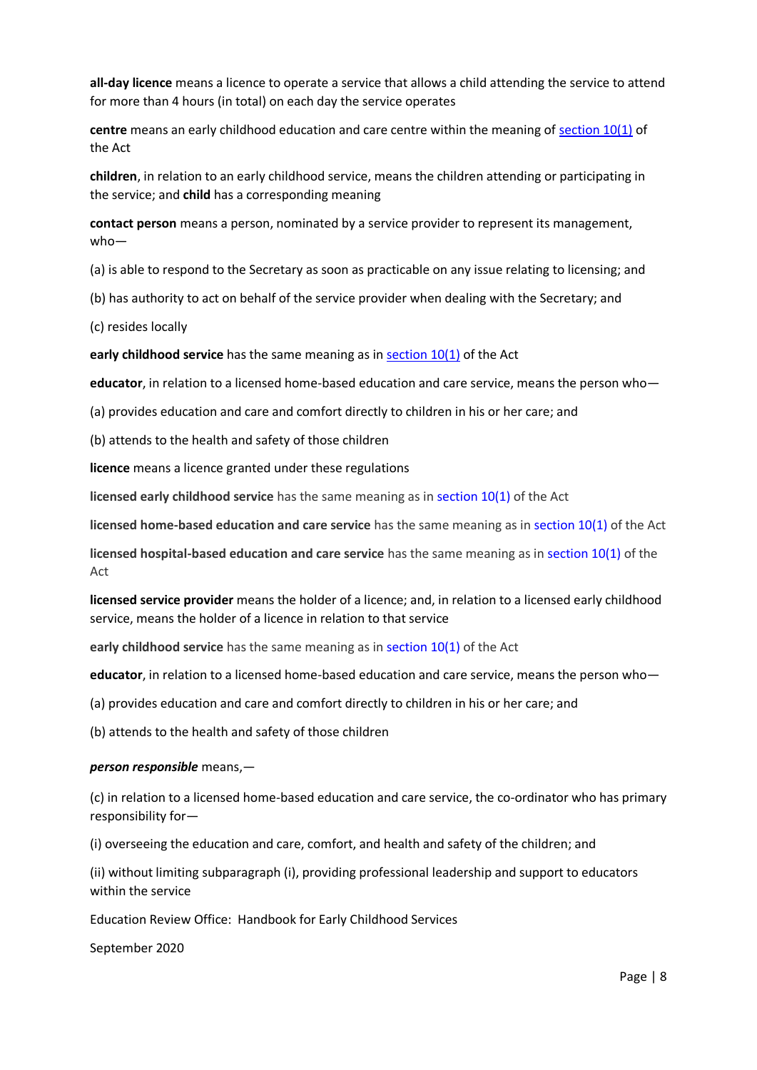**all-day licence** means a licence to operate a service that allows a child attending the service to attend for more than 4 hours (in total) on each day the service operates

**centre** means an early childhood education and care centre within the meaning of [section 10(1)] of the Act

**children**, in relation to an early childhood service, means the children attending or participating in the service; and **child** has a corresponding meaning

**contact person** means a person, nominated by a service provider to represent its management, who—

(a) is able to respond to the Secretary as soon as practicable on any issue relating to licensing; and

(b) has authority to act on behalf of the service provider when dealing with the Secretary; and

(c) resides locally

**early childhood service** has the same meaning as in [section 10(1)] of the Act

**educator**, in relation to a licensed home-based education and care service, means the person who—

(a) provides education and care and comfort directly to children in his or her care; and

(b) attends to the health and safety of those children

**licence** means a licence granted under these regulations

**licensed early childhood service** has the same meaning as in section 10(1) of the Act

**licensed home-based education and care service** has the same meaning as in section 10(1) of the Act

**licensed hospital-based education and care service** has the same meaning as in section 10(1) of the Act

**licensed service provider** means the holder of a licence; and, in relation to a licensed early childhood service, means the holder of a licence in relation to that service

**early childhood service** has the same meaning as in section 10(1) of the Act

**educator**, in relation to a licensed home-based education and care service, means the person who—

(a) provides education and care and comfort directly to children in his or her care; and

(b) attends to the health and safety of those children

***person responsible*** means,—

(c) in relation to a licensed home-based education and care service, the co-ordinator who has primary responsibility for—

(i) overseeing the education and care, comfort, and health and safety of the children; and

(ii) without limiting subparagraph (i), providing professional leadership and support to educators within the service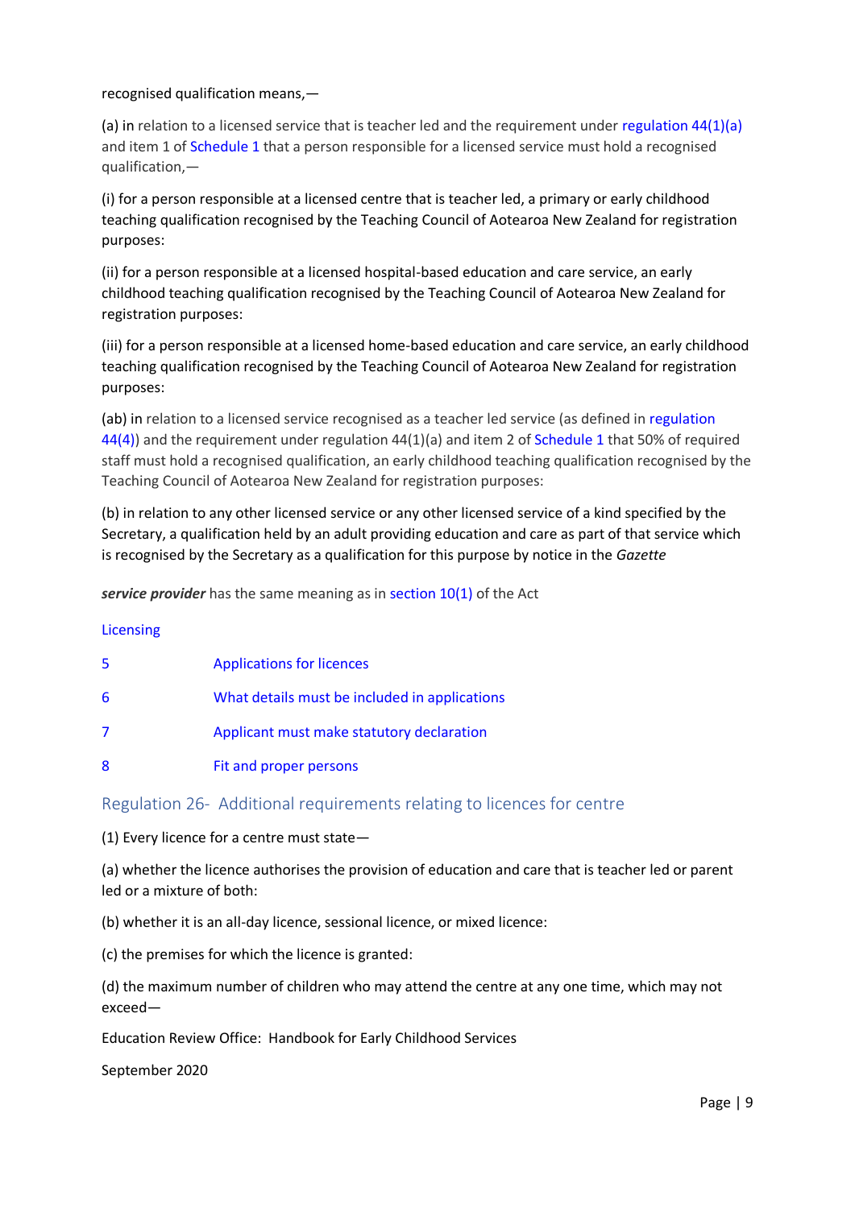recognised qualification means,—

(a) in relation to a licensed service that is teacher led and the requirement under regulation 44(1)(a) and item 1 of Schedule 1 that a person responsible for a licensed service must hold a recognised qualification,—

(i) for a person responsible at a licensed centre that is teacher led, a primary or early childhood teaching qualification recognised by the Teaching Council of Aotearoa New Zealand for registration purposes:

(ii) for a person responsible at a licensed hospital-based education and care service, an early childhood teaching qualification recognised by the Teaching Council of Aotearoa New Zealand for registration purposes:

(iii) for a person responsible at a licensed home-based education and care service, an early childhood teaching qualification recognised by the Teaching Council of Aotearoa New Zealand for registration purposes:

(ab) in relation to a licensed service recognised as a teacher led service (as defined in regulation 44(4)) and the requirement under regulation 44(1)(a) and item 2 of Schedule 1 that 50% of required staff must hold a recognised qualification, an early childhood teaching qualification recognised by the Teaching Council of Aotearoa New Zealand for registration purposes:

(b) in relation to any other licensed service or any other licensed service of a kind specified by the Secretary, a qualification held by an adult providing education and care as part of that service which is recognised by the Secretary as a qualification for this purpose by notice in the *Gazette*

***service provider*** has the same meaning as in section 10(1) of the Act

Licensing

| | |
|---|---|
| 5 | Applications for licences |
| 6 | What details must be included in applications |
| 7 | Applicant must make statutory declaration |
| 8 | Fit and proper persons |

## Regulation 26- Additional requirements relating to licences for centre

(1) Every licence for a centre must state—

(a) whether the licence authorises the provision of education and care that is teacher led or parent led or a mixture of both:

(b) whether it is an all-day licence, sessional licence, or mixed licence:

(c) the premises for which the licence is granted:

(d) the maximum number of children who may attend the centre at any one time, which may not exceed—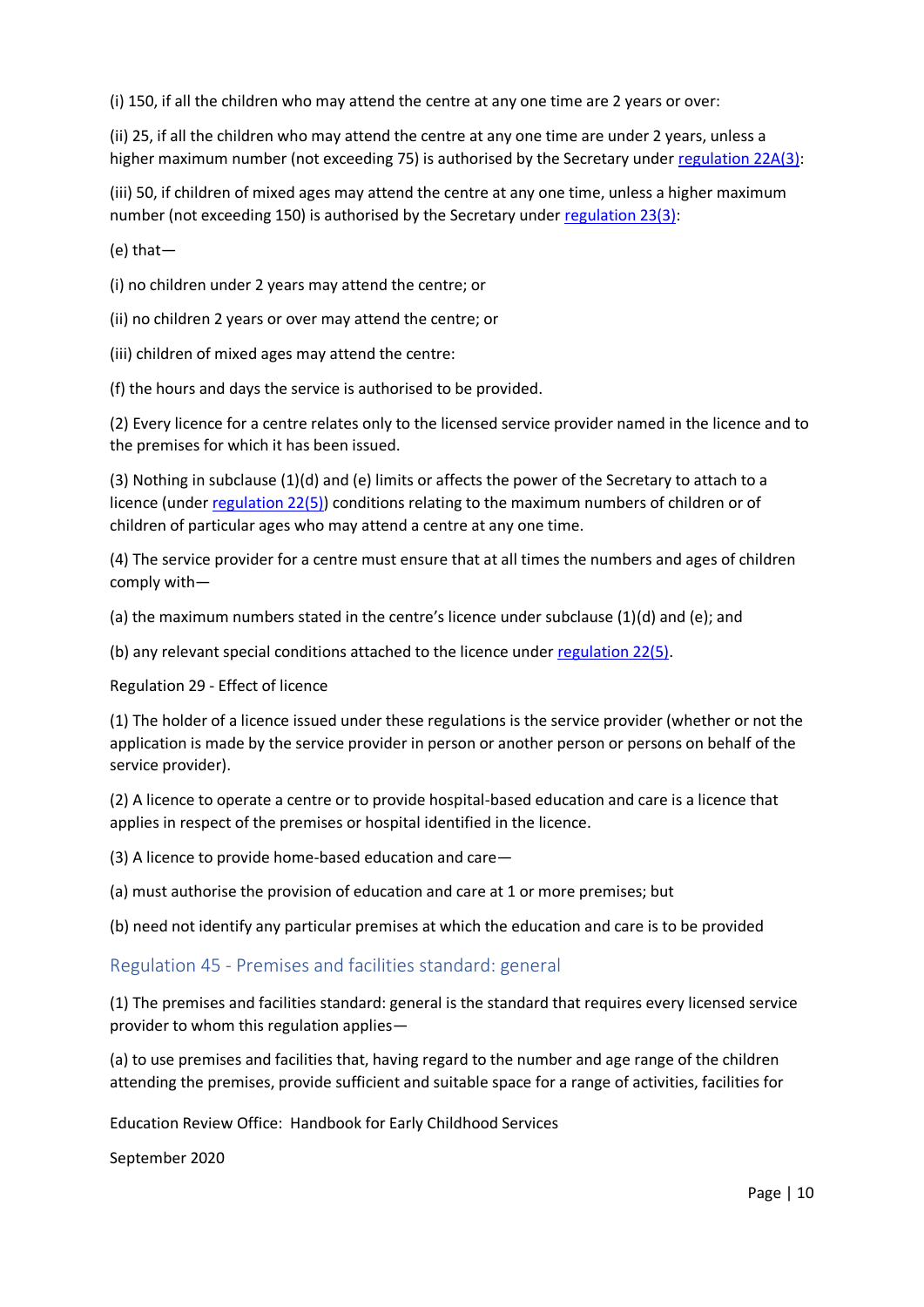(i) 150, if all the children who may attend the centre at any one time are 2 years or over:

(ii) 25, if all the children who may attend the centre at any one time are under 2 years, unless a higher maximum number (not exceeding 75) is authorised by the Secretary under regulation 22A(3):

(iii) 50, if children of mixed ages may attend the centre at any one time, unless a higher maximum number (not exceeding 150) is authorised by the Secretary under regulation 23(3):

(e) that—

(i) no children under 2 years may attend the centre; or

(ii) no children 2 years or over may attend the centre; or

(iii) children of mixed ages may attend the centre:

(f) the hours and days the service is authorised to be provided.

(2) Every licence for a centre relates only to the licensed service provider named in the licence and to the premises for which it has been issued.

(3) Nothing in subclause (1)(d) and (e) limits or affects the power of the Secretary to attach to a licence (under regulation 22(5)) conditions relating to the maximum numbers of children or of children of particular ages who may attend a centre at any one time.

(4) The service provider for a centre must ensure that at all times the numbers and ages of children comply with—

(a) the maximum numbers stated in the centre's licence under subclause (1)(d) and (e); and

(b) any relevant special conditions attached to the licence under regulation 22(5).

Regulation 29 - Effect of licence

(1) The holder of a licence issued under these regulations is the service provider (whether or not the application is made by the service provider in person or another person or persons on behalf of the service provider).

(2) A licence to operate a centre or to provide hospital-based education and care is a licence that applies in respect of the premises or hospital identified in the licence.

(3) A licence to provide home-based education and care—

(a) must authorise the provision of education and care at 1 or more premises; but

(b) need not identify any particular premises at which the education and care is to be provided

## Regulation 45 - Premises and facilities standard: general

(1) The premises and facilities standard: general is the standard that requires every licensed service provider to whom this regulation applies—

(a) to use premises and facilities that, having regard to the number and age range of the children attending the premises, provide sufficient and suitable space for a range of activities, facilities for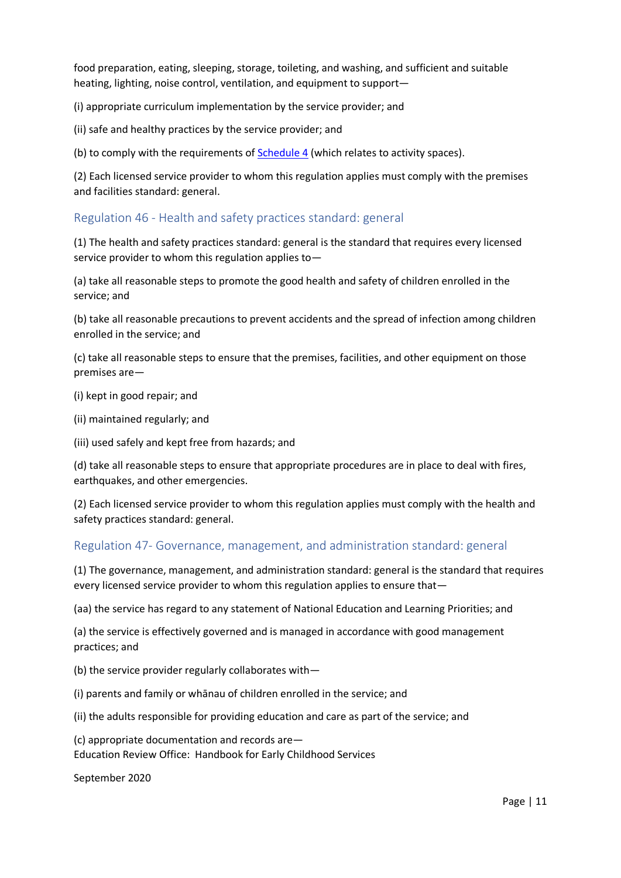food preparation, eating, sleeping, storage, toileting, and washing, and sufficient and suitable heating, lighting, noise control, ventilation, and equipment to support—

(i) appropriate curriculum implementation by the service provider; and

(ii) safe and healthy practices by the service provider; and

(b) to comply with the requirements of Schedule 4 (which relates to activity spaces).

(2) Each licensed service provider to whom this regulation applies must comply with the premises and facilities standard: general.

## Regulation 46 - Health and safety practices standard: general

(1) The health and safety practices standard: general is the standard that requires every licensed service provider to whom this regulation applies to—

(a) take all reasonable steps to promote the good health and safety of children enrolled in the service; and

(b) take all reasonable precautions to prevent accidents and the spread of infection among children enrolled in the service; and

(c) take all reasonable steps to ensure that the premises, facilities, and other equipment on those premises are—

(i) kept in good repair; and

(ii) maintained regularly; and

(iii) used safely and kept free from hazards; and

(d) take all reasonable steps to ensure that appropriate procedures are in place to deal with fires, earthquakes, and other emergencies.

(2) Each licensed service provider to whom this regulation applies must comply with the health and safety practices standard: general.

## Regulation 47- Governance, management, and administration standard: general

(1) The governance, management, and administration standard: general is the standard that requires every licensed service provider to whom this regulation applies to ensure that—

(aa) the service has regard to any statement of National Education and Learning Priorities; and

(a) the service is effectively governed and is managed in accordance with good management practices; and

(b) the service provider regularly collaborates with—

(i) parents and family or whānau of children enrolled in the service; and

(ii) the adults responsible for providing education and care as part of the service; and

(c) appropriate documentation and records are—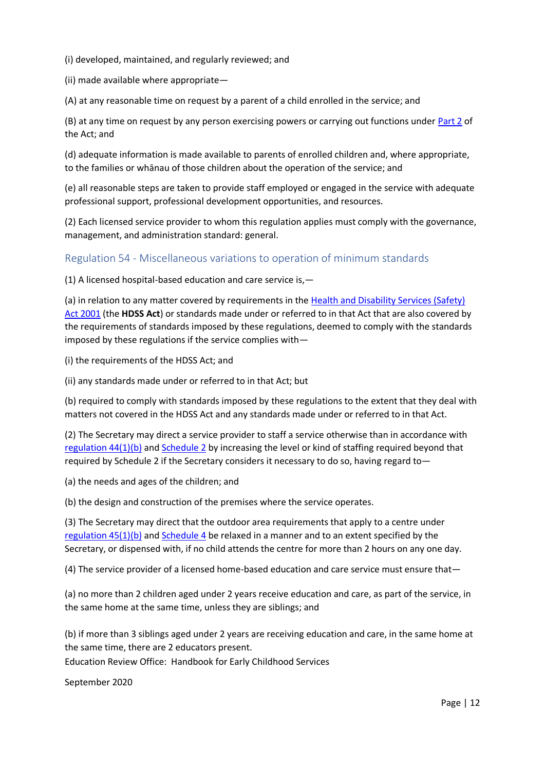(i) developed, maintained, and regularly reviewed; and

(ii) made available where appropriate—

(A) at any reasonable time on request by a parent of a child enrolled in the service; and

(B) at any time on request by any person exercising powers or carrying out functions under Part 2 of the Act; and

(d) adequate information is made available to parents of enrolled children and, where appropriate, to the families or whānau of those children about the operation of the service; and

(e) all reasonable steps are taken to provide staff employed or engaged in the service with adequate professional support, professional development opportunities, and resources.

(2) Each licensed service provider to whom this regulation applies must comply with the governance, management, and administration standard: general.

## Regulation 54 - Miscellaneous variations to operation of minimum standards

(1) A licensed hospital-based education and care service is,—

(a) in relation to any matter covered by requirements in the Health and Disability Services (Safety) Act 2001 (the **HDSS Act**) or standards made under or referred to in that Act that are also covered by the requirements of standards imposed by these regulations, deemed to comply with the standards imposed by these regulations if the service complies with—

(i) the requirements of the HDSS Act; and

(ii) any standards made under or referred to in that Act; but

(b) required to comply with standards imposed by these regulations to the extent that they deal with matters not covered in the HDSS Act and any standards made under or referred to in that Act.

(2) The Secretary may direct a service provider to staff a service otherwise than in accordance with regulation 44(1)(b) and Schedule 2 by increasing the level or kind of staffing required beyond that required by Schedule 2 if the Secretary considers it necessary to do so, having regard to—

(a) the needs and ages of the children; and

(b) the design and construction of the premises where the service operates.

(3) The Secretary may direct that the outdoor area requirements that apply to a centre under regulation 45(1)(b) and Schedule 4 be relaxed in a manner and to an extent specified by the Secretary, or dispensed with, if no child attends the centre for more than 2 hours on any one day.

(4) The service provider of a licensed home-based education and care service must ensure that—

(a) no more than 2 children aged under 2 years receive education and care, as part of the service, in the same home at the same time, unless they are siblings; and

(b) if more than 3 siblings aged under 2 years are receiving education and care, in the same home at the same time, there are 2 educators present.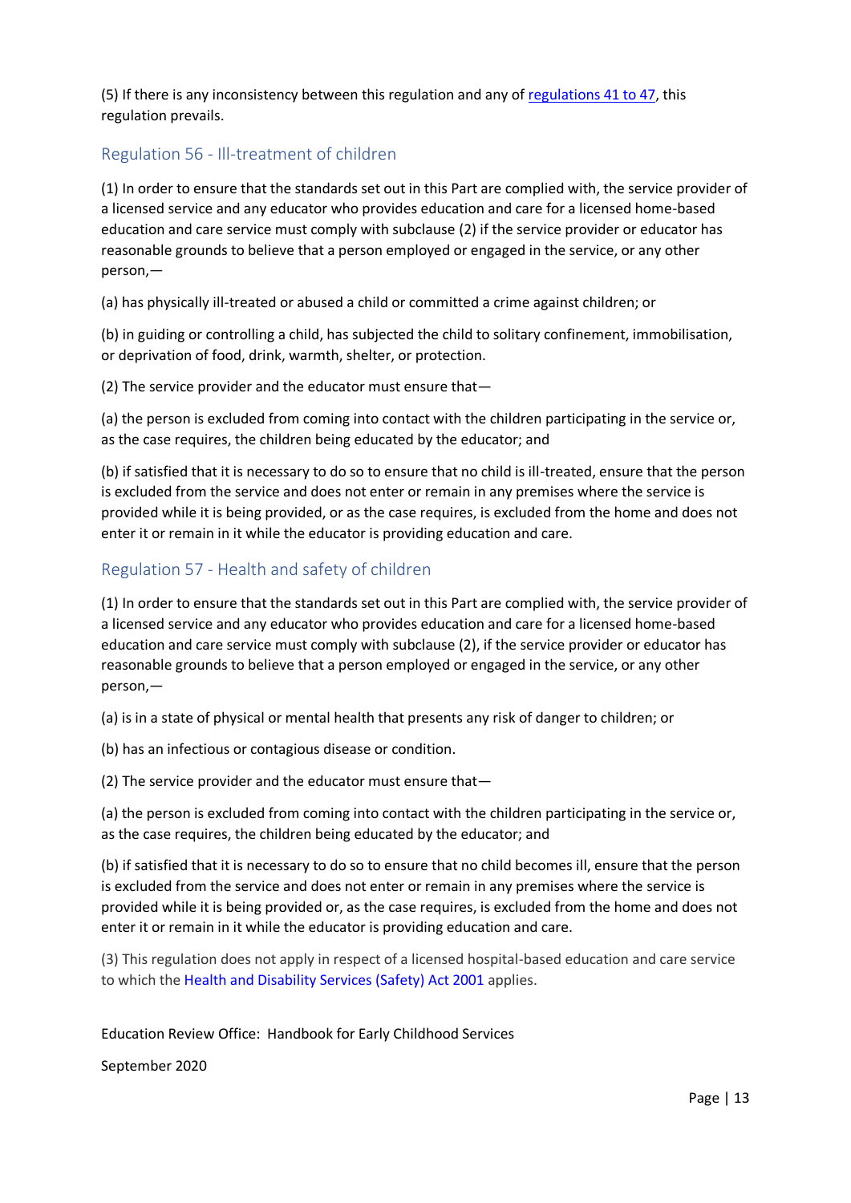(5) If there is any inconsistency between this regulation and any of [regulations 41 to 47](), this regulation prevails.

## Regulation 56 - Ill-treatment of children

(1) In order to ensure that the standards set out in this Part are complied with, the service provider of a licensed service and any educator who provides education and care for a licensed home-based education and care service must comply with subclause (2) if the service provider or educator has reasonable grounds to believe that a person employed or engaged in the service, or any other person,—

(a) has physically ill-treated or abused a child or committed a crime against children; or

(b) in guiding or controlling a child, has subjected the child to solitary confinement, immobilisation, or deprivation of food, drink, warmth, shelter, or protection.

(2) The service provider and the educator must ensure that—

(a) the person is excluded from coming into contact with the children participating in the service or, as the case requires, the children being educated by the educator; and

(b) if satisfied that it is necessary to do so to ensure that no child is ill-treated, ensure that the person is excluded from the service and does not enter or remain in any premises where the service is provided while it is being provided, or as the case requires, is excluded from the home and does not enter it or remain in it while the educator is providing education and care.

## Regulation 57 - Health and safety of children

(1) In order to ensure that the standards set out in this Part are complied with, the service provider of a licensed service and any educator who provides education and care for a licensed home-based education and care service must comply with subclause (2), if the service provider or educator has reasonable grounds to believe that a person employed or engaged in the service, or any other person,—

(a) is in a state of physical or mental health that presents any risk of danger to children; or

(b) has an infectious or contagious disease or condition.

(2) The service provider and the educator must ensure that—

(a) the person is excluded from coming into contact with the children participating in the service or, as the case requires, the children being educated by the educator; and

(b) if satisfied that it is necessary to do so to ensure that no child becomes ill, ensure that the person is excluded from the service and does not enter or remain in any premises where the service is provided while it is being provided or, as the case requires, is excluded from the home and does not enter it or remain in it while the educator is providing education and care.

(3) This regulation does not apply in respect of a licensed hospital-based education and care service to which the Health and Disability Services (Safety) Act 2001 applies.

Education Review Office: Handbook for Early Childhood Services

September 2020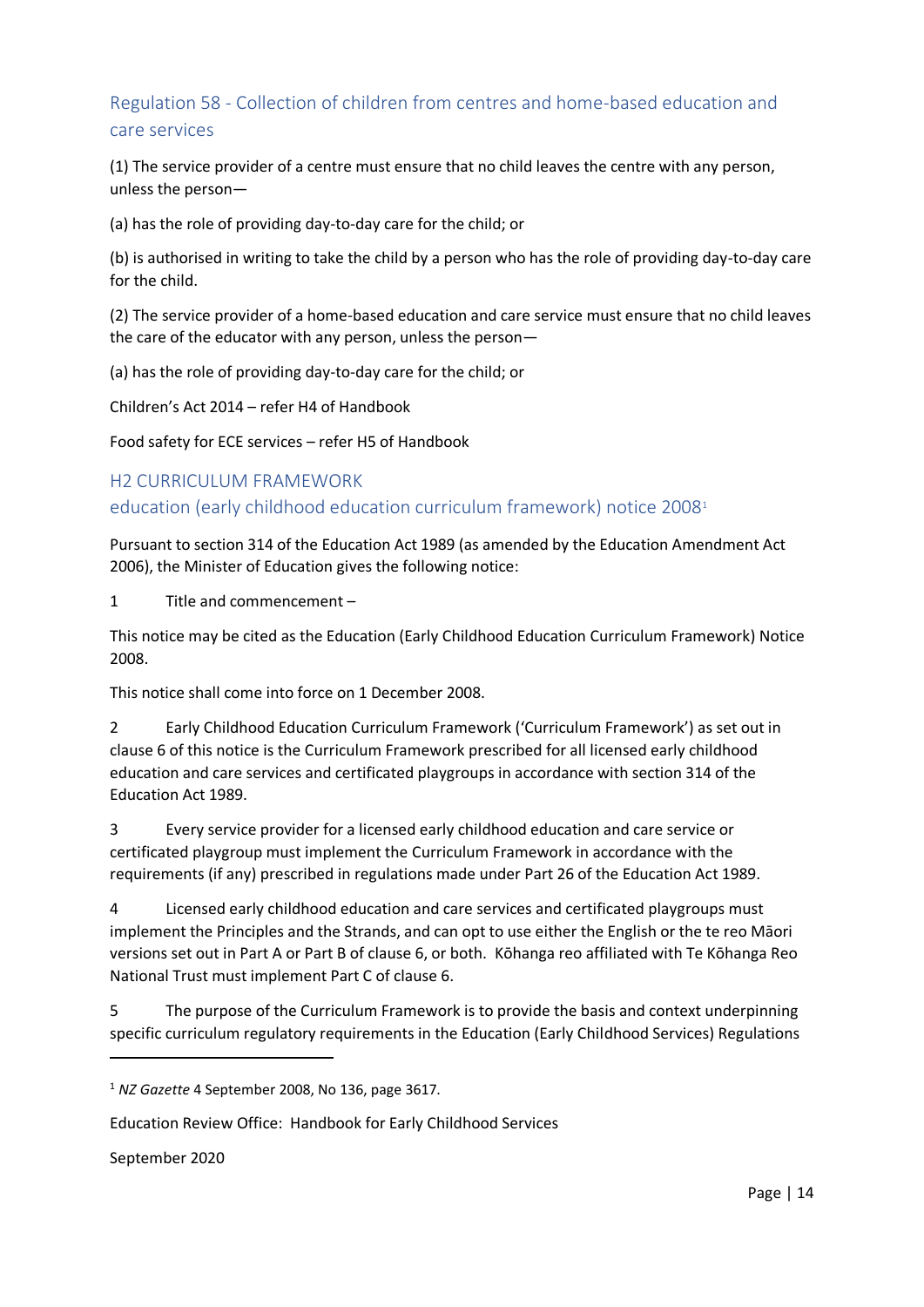## Regulation 58 - Collection of children from centres and home-based education and care services

(1) The service provider of a centre must ensure that no child leaves the centre with any person, unless the person—

(a) has the role of providing day-to-day care for the child; or

(b) is authorised in writing to take the child by a person who has the role of providing day-to-day care for the child.

(2) The service provider of a home-based education and care service must ensure that no child leaves the care of the educator with any person, unless the person—

(a) has the role of providing day-to-day care for the child; or

Children's Act 2014 – refer H4 of Handbook

Food safety for ECE services – refer H5 of Handbook

## H2 CURRICULUM FRAMEWORK

## education (early childhood education curriculum framework) notice 2008[1]

Pursuant to section 314 of the Education Act 1989 (as amended by the Education Amendment Act 2006), the Minister of Education gives the following notice:

1 Title and commencement –

This notice may be cited as the Education (Early Childhood Education Curriculum Framework) Notice 2008.

This notice shall come into force on 1 December 2008.

2 Early Childhood Education Curriculum Framework ('Curriculum Framework') as set out in clause 6 of this notice is the Curriculum Framework prescribed for all licensed early childhood education and care services and certificated playgroups in accordance with section 314 of the Education Act 1989.

3 Every service provider for a licensed early childhood education and care service or certificated playgroup must implement the Curriculum Framework in accordance with the requirements (if any) prescribed in regulations made under Part 26 of the Education Act 1989.

4 Licensed early childhood education and care services and certificated playgroups must implement the Principles and the Strands, and can opt to use either the English or the te reo Māori versions set out in Part A or Part B of clause 6, or both. Kōhanga reo affiliated with Te Kōhanga Reo National Trust must implement Part C of clause 6.

5 The purpose of the Curriculum Framework is to provide the basis and context underpinning specific curriculum regulatory requirements in the Education (Early Childhood Services) Regulations

[1] *NZ Gazette* 4 September 2008, No 136, page 3617.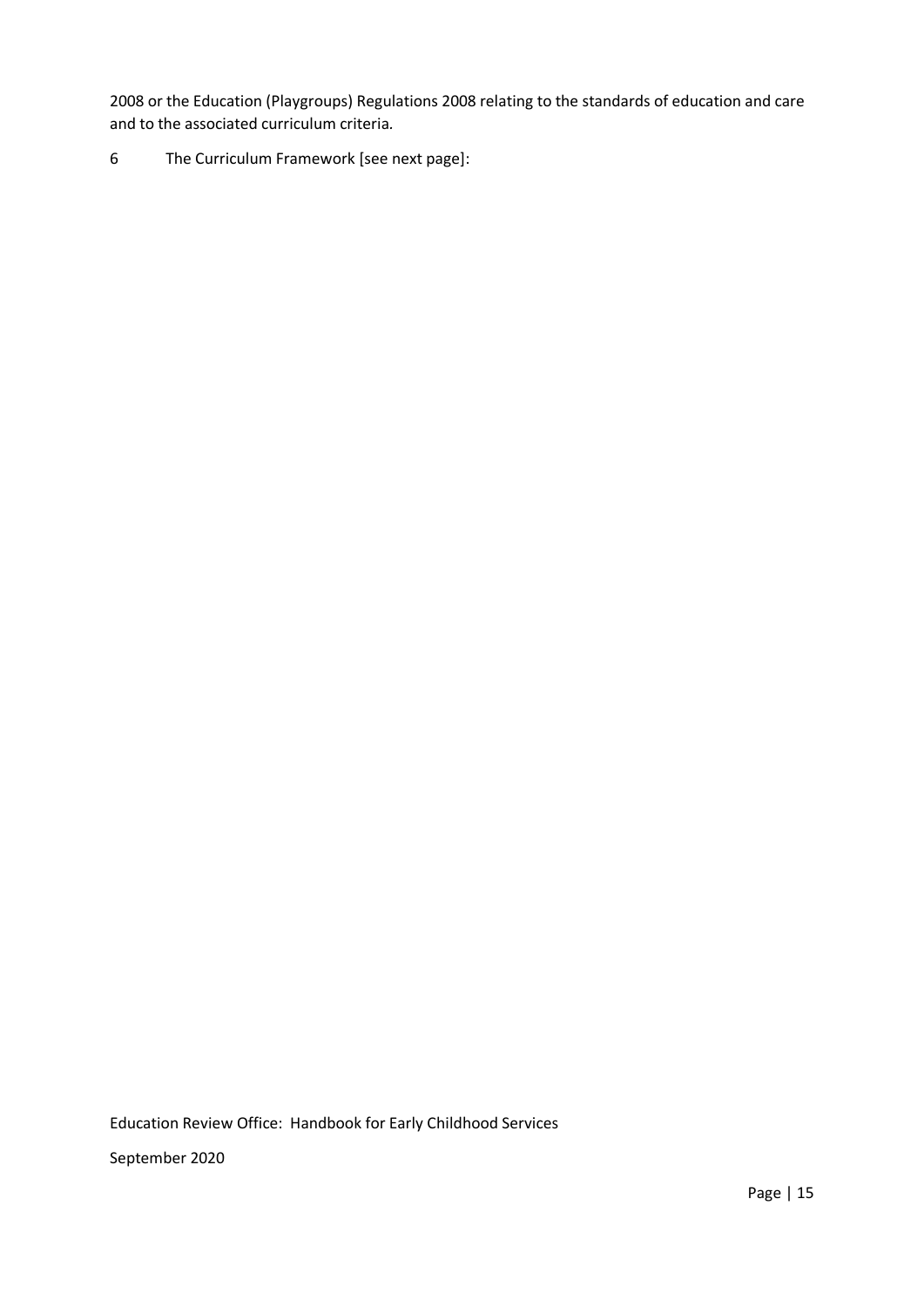2008 or the Education (Playgroups) Regulations 2008 relating to the standards of education and care and to the associated curriculum criteria.

6 The Curriculum Framework [see next page]: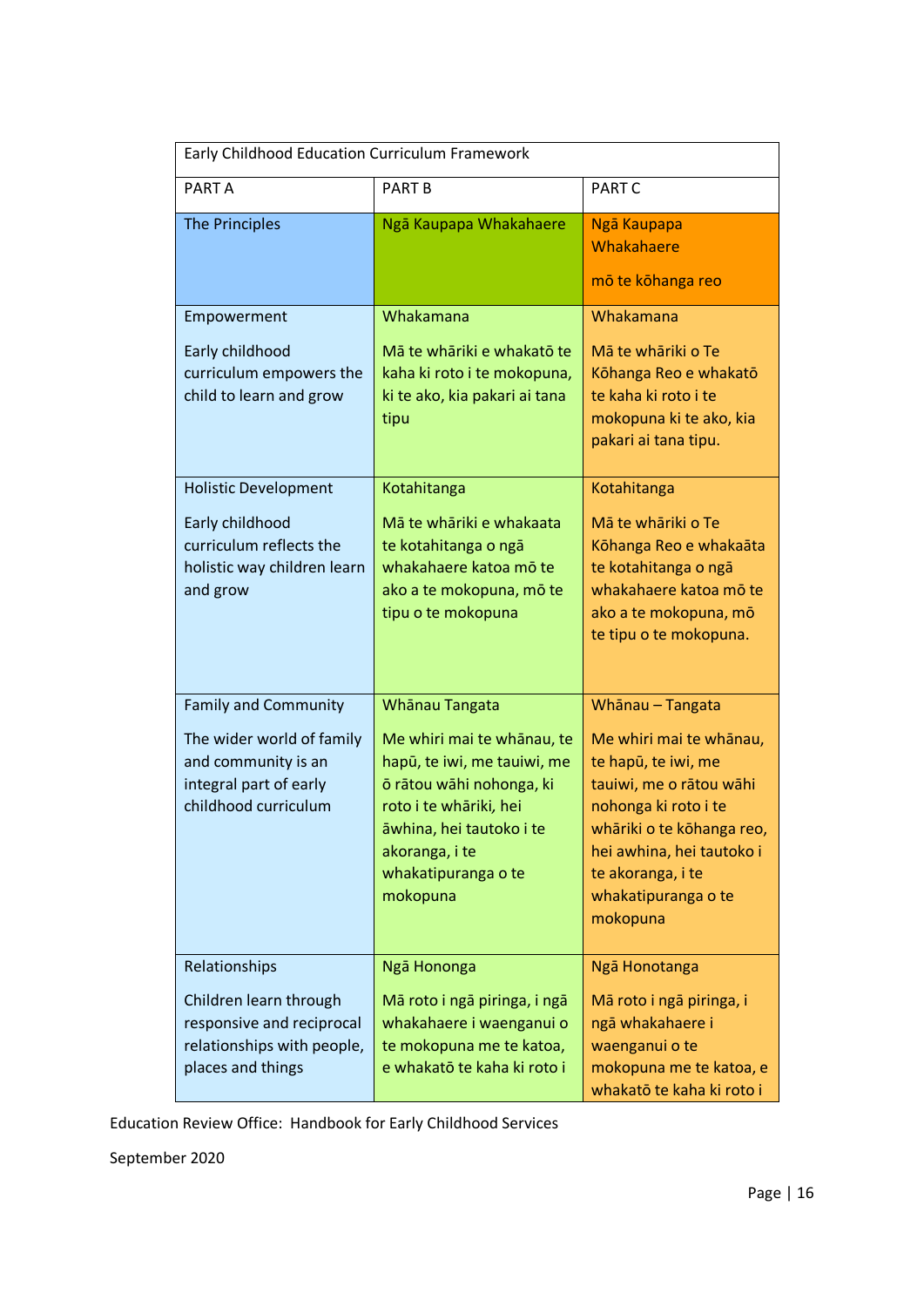| Early Childhood Education Curriculum Framework | | |
|---|---|---|
| PART A | PART B | PART C |
| The Principles | Ngā Kaupapa Whakahaere | Ngā Kaupapa Whakahaere<br><br>mō te kōhanga reo |
| Empowerment<br><br>Early childhood curriculum empowers the child to learn and grow | Whakamana<br><br>Mā te whāriki e whakatō te kaha ki roto i te mokopuna, ki te ako, kia pakari ai tana tipu | Whakamana<br><br>Mā te whāriki o Te Kōhanga Reo e whakatō te kaha ki roto i te mokopuna ki te ako, kia pakari ai tana tipu. |
| Holistic Development<br><br>Early childhood curriculum reflects the holistic way children learn and grow | Kotahitanga<br><br>Mā te whāriki e whakaata te kotahitanga o ngā whakahaere katoa mō te ako a te mokopuna, mō te tipu o te mokopuna | Kotahitanga<br><br>Mā te whāriki o Te Kōhanga Reo e whakaāta te kotahitanga o ngā whakahaere katoa mō te ako a te mokopuna, mō te tipu o te mokopuna. |
| Family and Community<br><br>The wider world of family and community is an integral part of early childhood curriculum | Whānau Tangata<br><br>Me whiri mai te whānau, te hapū, te iwi, me tauiwi, me ō rātou wāhi nohonga, ki roto i te whāriki, hei āwhina, hei tautoko i te akoranga, i te whakatipuranga o te mokopuna | Whānau – Tangata<br><br>Me whiri mai te whānau, te hapū, te iwi, me tauiwi, me o rātou wāhi nohonga ki roto i te whāriki o te kōhanga reo, hei awhina, hei tautoko i te akoranga, i te whakatipuranga o te mokopuna |
| Relationships<br><br>Children learn through responsive and reciprocal relationships with people, places and things | Ngā Hononga<br><br>Mā roto i ngā piringa, i ngā whakahaere i waenganui o te mokopuna me te katoa, e whakatō te kaha ki roto i | Ngā Honotanga<br><br>Mā roto i ngā piringa, i ngā whakahaere i waenganui o te mokopuna me te katoa, e whakatō te kaha ki roto i |

Education Review Office: Handbook for Early Childhood Services

September 2020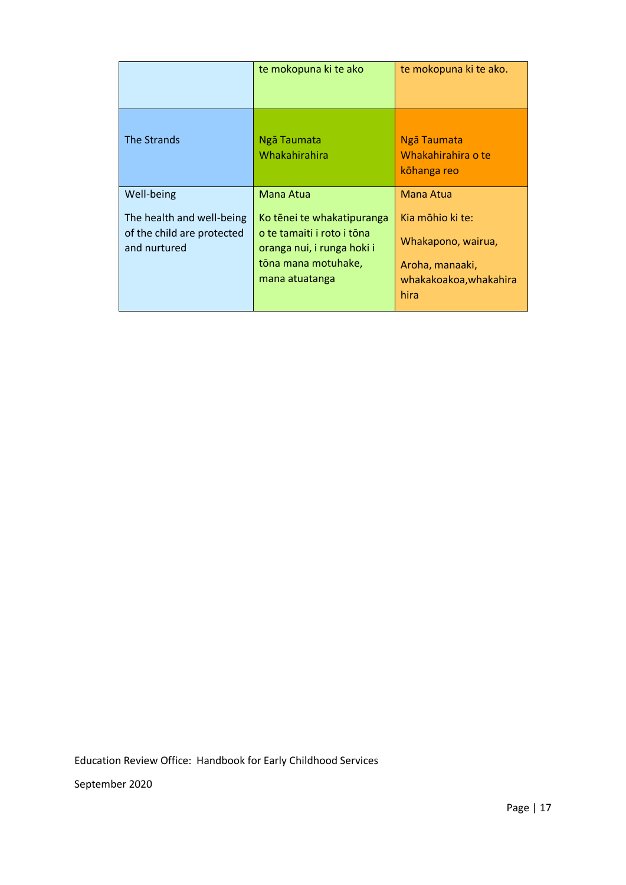| | te mokopuna ki te ako | te mokopuna ki te ako. |
|---|---|---|
| The Strands | Ngā Taumata Whakahirahira | Ngā Taumata Whakahirahira o te kōhanga reo |
| Well-being<br><br>The health and well-being of the child are protected and nurtured | Mana Atua<br><br>Ko tēnei te whakatipuranga o te tamaiti i roto i tōna oranga nui, i runga hoki i tōna mana motuhake, mana atuatanga | Mana Atua<br><br>Kia mōhio ki te:<br><br>Whakapono, wairua,<br><br>Aroha, manaaki, whakakoakoa,whakahira hira |

Education Review Office: Handbook for Early Childhood Services

September 2020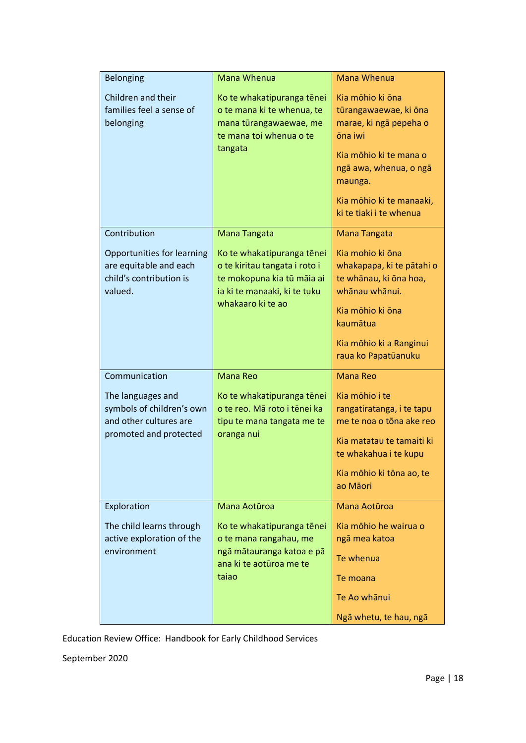| Belonging<br><br>Children and their families feel a sense of belonging | Mana Whenua<br><br>Ko te whakatipuranga tēnei o te mana ki te whenua, te mana tūrangawaewae, me te mana toi whenua o te tangata | Mana Whenua<br><br>Kia mōhio ki ōna tūrangawaewae, ki ōna marae, ki ngā pepeha o ōna iwi<br><br>Kia mōhio ki te mana o ngā awa, whenua, o ngā maunga.<br><br>Kia mōhio ki te manaaki, ki te tiaki i te whenua |
|---|---|---|
| Contribution<br><br>Opportunities for learning are equitable and each child's contribution is valued. | Mana Tangata<br><br>Ko te whakatipuranga tēnei o te kiritau tangata i roto i te mokopuna kia tū māia ai ia ki te manaaki, ki te tuku whakaaro ki te ao | Mana Tangata<br><br>Kia mohio ki ōna whakapapa, ki te pātahi o te whānau, ki ōna hoa, whānau whānui.<br><br>Kia mōhio ki ōna kaumātua<br><br>Kia mōhio ki a Ranginui raua ko Papatūanuku |
| Communication<br><br>The languages and symbols of children's own and other cultures are promoted and protected | Mana Reo<br><br>Ko te whakatipuranga tēnei o te reo. Mā roto i tēnei ka tipu te mana tangata me te oranga nui | Mana Reo<br><br>Kia mōhio i te rangatiratanga, i te tapu me te noa o tōna ake reo<br><br>Kia matatau te tamaiti ki te whakahua i te kupu<br><br>Kia mōhio ki tōna ao, te ao Māori |
| Exploration<br><br>The child learns through active exploration of the environment | Mana Aotūroa<br><br>Ko te whakatipuranga tēnei o te mana rangahau, me ngā mātauranga katoa e pā ana ki te aotūroa me te taiao | Mana Aotūroa<br><br>Kia mōhio he wairua o ngā mea katoa<br><br>Te whenua<br><br>Te moana<br><br>Te Ao whānui<br><br>Ngā whetu, te hau, ngā |

Education Review Office: Handbook for Early Childhood Services

September 2020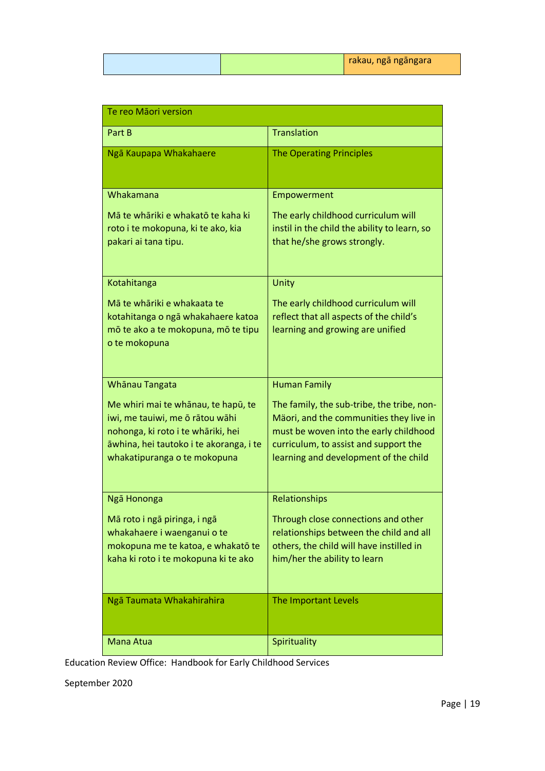| | | rakau, ngā ngāngara |
|---|---|---|

| Te reo Māori version | |
|---|---|
| Part B | Translation |
| Ngā Kaupapa Whakahaere | The Operating Principles |
| Whakamana<br><br>Mā te whāriki e whakatō te kaha ki roto i te mokopuna, ki te ako, kia pakari ai tana tipu. | Empowerment<br><br>The early childhood curriculum will instil in the child the ability to learn, so that he/she grows strongly. |
| Kotahitanga<br><br>Mā te whāriki e whakaata te kotahitanga o ngā whakahaere katoa mō te ako a te mokopuna, mō te tipu o te mokopuna | Unity<br><br>The early childhood curriculum will reflect that all aspects of the child's learning and growing are unified |
| Whānau Tangata<br><br>Me whiri mai te whānau, te hapū, te iwi, me tauiwi, me ō rātou wāhi nohonga, ki roto i te whāriki, hei āwhina, hei tautoko i te akoranga, i te whakatipuranga o te mokopuna | Human Family<br><br>The family, the sub-tribe, the tribe, non-Māori, and the communities they live in must be woven into the early childhood curriculum, to assist and support the learning and development of the child |
| Ngā Hononga<br><br>Mā roto i ngā piringa, i ngā whakahaere i waenganui o te mokopuna me te katoa, e whakatō te kaha ki roto i te mokopuna ki te ako | Relationships<br><br>Through close connections and other relationships between the child and all others, the child will have instilled in him/her the ability to learn |
| Ngā Taumata Whakahirahira | The Important Levels |
| Mana Atua | Spirituality |

Education Review Office: Handbook for Early Childhood Services

September 2020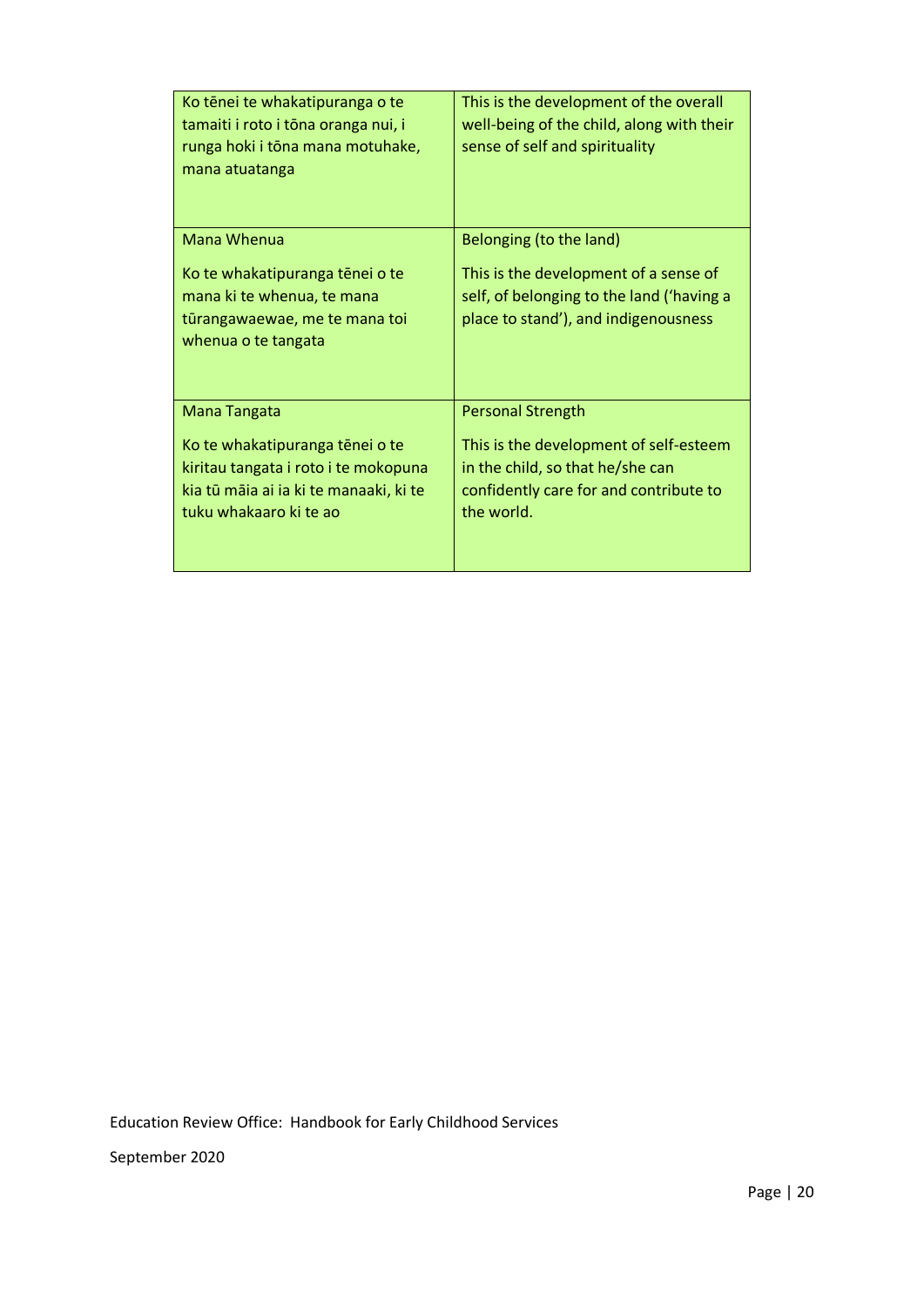| | |
|---|---|
| Ko tēnei te whakatipuranga o te tamaiti i roto i tōna oranga nui, i runga hoki i tōna mana motuhake, mana atuatanga | This is the development of the overall well-being of the child, along with their sense of self and spirituality |
| Mana Whenua<br><br>Ko te whakatipuranga tēnei o te mana ki te whenua, te mana tūrangawaewae, me te mana toi whenua o te tangata | Belonging (to the land)<br><br>This is the development of a sense of self, of belonging to the land ('having a place to stand'), and indigenousness |
| Mana Tangata<br><br>Ko te whakatipuranga tēnei o te kiritau tangata i roto i te mokopuna kia tū māia ai ia ki te manaaki, ki te tuku whakaaro ki te ao | Personal Strength<br><br>This is the development of self-esteem in the child, so that he/she can confidently care for and contribute to the world. |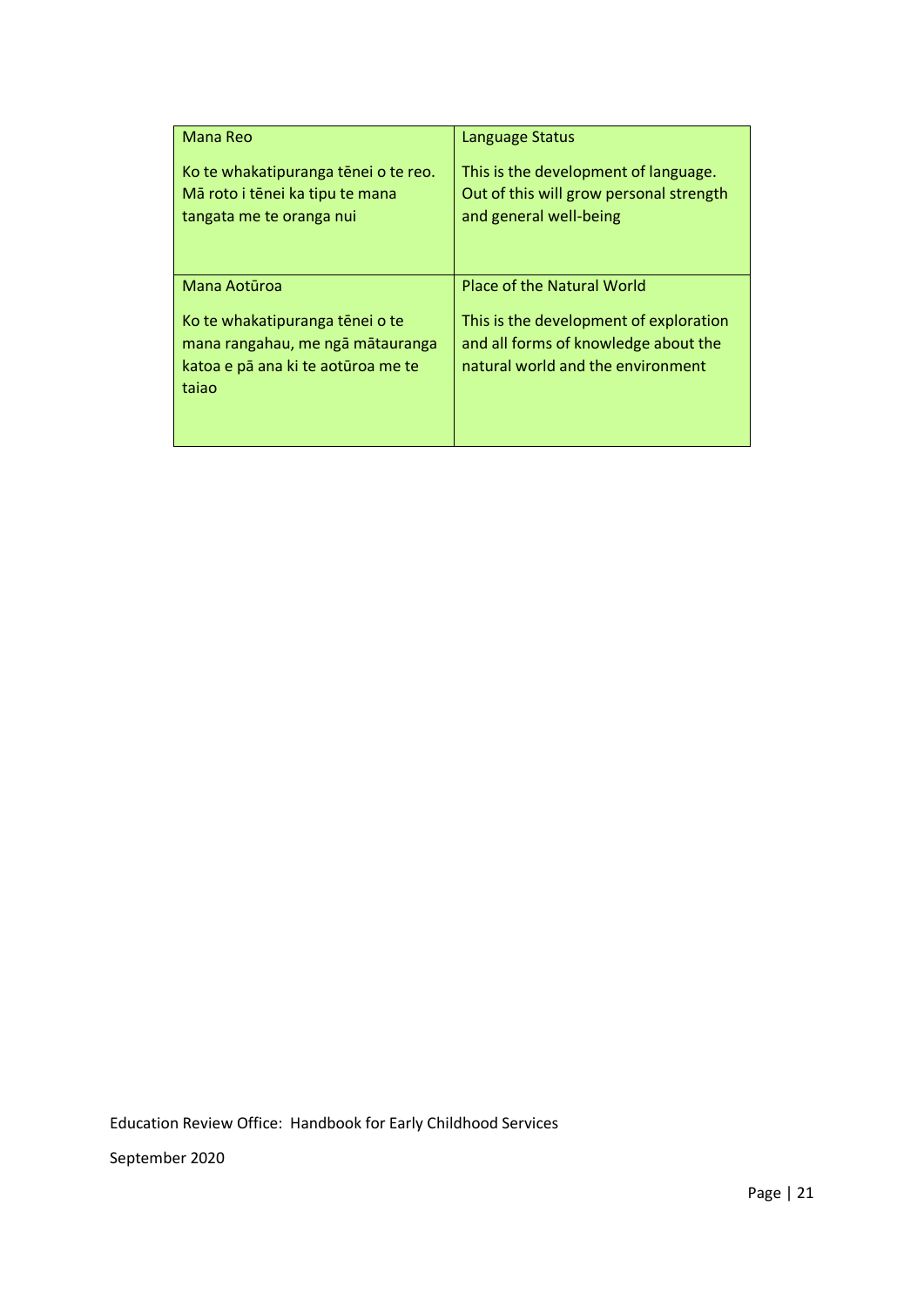| Mana Reo<br><br>Ko te whakatipuranga tēnei o te reo. Mā roto i tēnei ka tipu te mana tangata me te oranga nui | Language Status<br><br>This is the development of language. Out of this will grow personal strength and general well-being |
|---|---|
| Mana Aotūroa<br><br>Ko te whakatipuranga tēnei o te mana rangahau, me ngā mātauranga katoa e pā ana ki te aotūroa me te taiao | Place of the Natural World<br><br>This is the development of exploration and all forms of knowledge about the natural world and the environment |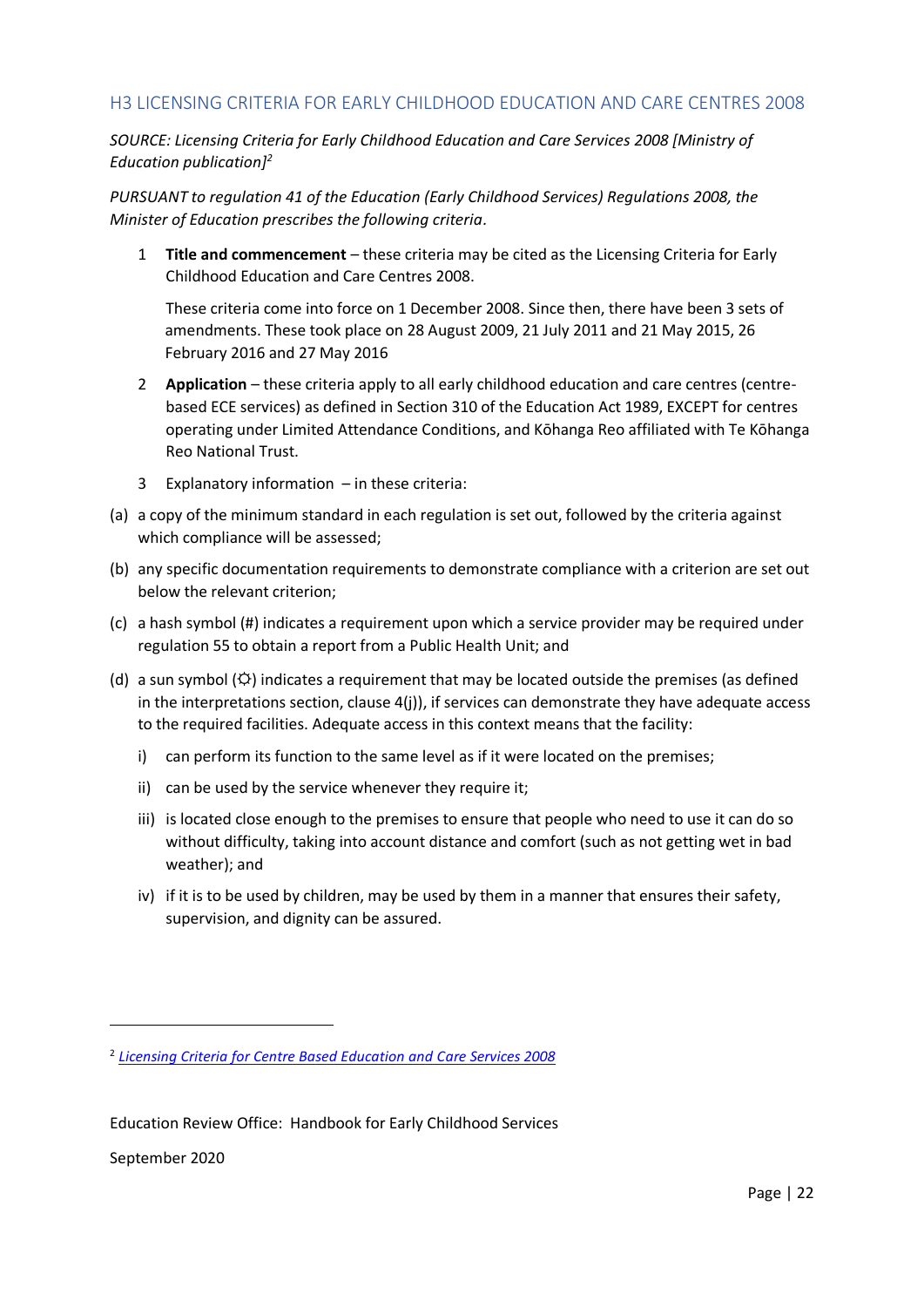### H3 LICENSING CRITERIA FOR EARLY CHILDHOOD EDUCATION AND CARE CENTRES 2008

*SOURCE: Licensing Criteria for Early Childhood Education and Care Services 2008 [Ministry of Education publication]*[2]

*PURSUANT to regulation 41 of the Education (Early Childhood Services) Regulations 2008, the Minister of Education prescribes the following criteria.*

1. **Title and commencement** – these criteria may be cited as the Licensing Criteria for Early Childhood Education and Care Centres 2008.

   These criteria come into force on 1 December 2008. Since then, there have been 3 sets of amendments. These took place on 28 August 2009, 21 July 2011 and 21 May 2015, 26 February 2016 and 27 May 2016

2. **Application** – these criteria apply to all early childhood education and care centres (centre-based ECE services) as defined in Section 310 of the Education Act 1989, EXCEPT for centres operating under Limited Attendance Conditions, and Kōhanga Reo affiliated with Te Kōhanga Reo National Trust.

3. Explanatory information – in these criteria:

(a) a copy of the minimum standard in each regulation is set out, followed by the criteria against which compliance will be assessed;

(b) any specific documentation requirements to demonstrate compliance with a criterion are set out below the relevant criterion;

(c) a hash symbol (#) indicates a requirement upon which a service provider may be required under regulation 55 to obtain a report from a Public Health Unit; and

(d) a sun symbol (☼) indicates a requirement that may be located outside the premises (as defined in the interpretations section, clause 4(j)), if services can demonstrate they have adequate access to the required facilities. Adequate access in this context means that the facility:

   i) can perform its function to the same level as if it were located on the premises;

   ii) can be used by the service whenever they require it;

   iii) is located close enough to the premises to ensure that people who need to use it can do so without difficulty, taking into account distance and comfort (such as not getting wet in bad weather); and

   iv) if it is to be used by children, may be used by them in a manner that ensures their safety, supervision, and dignity can be assured.

---

[2] *Licensing Criteria for Centre Based Education and Care Services 2008*

Education Review Office: Handbook for Early Childhood Services

September 2020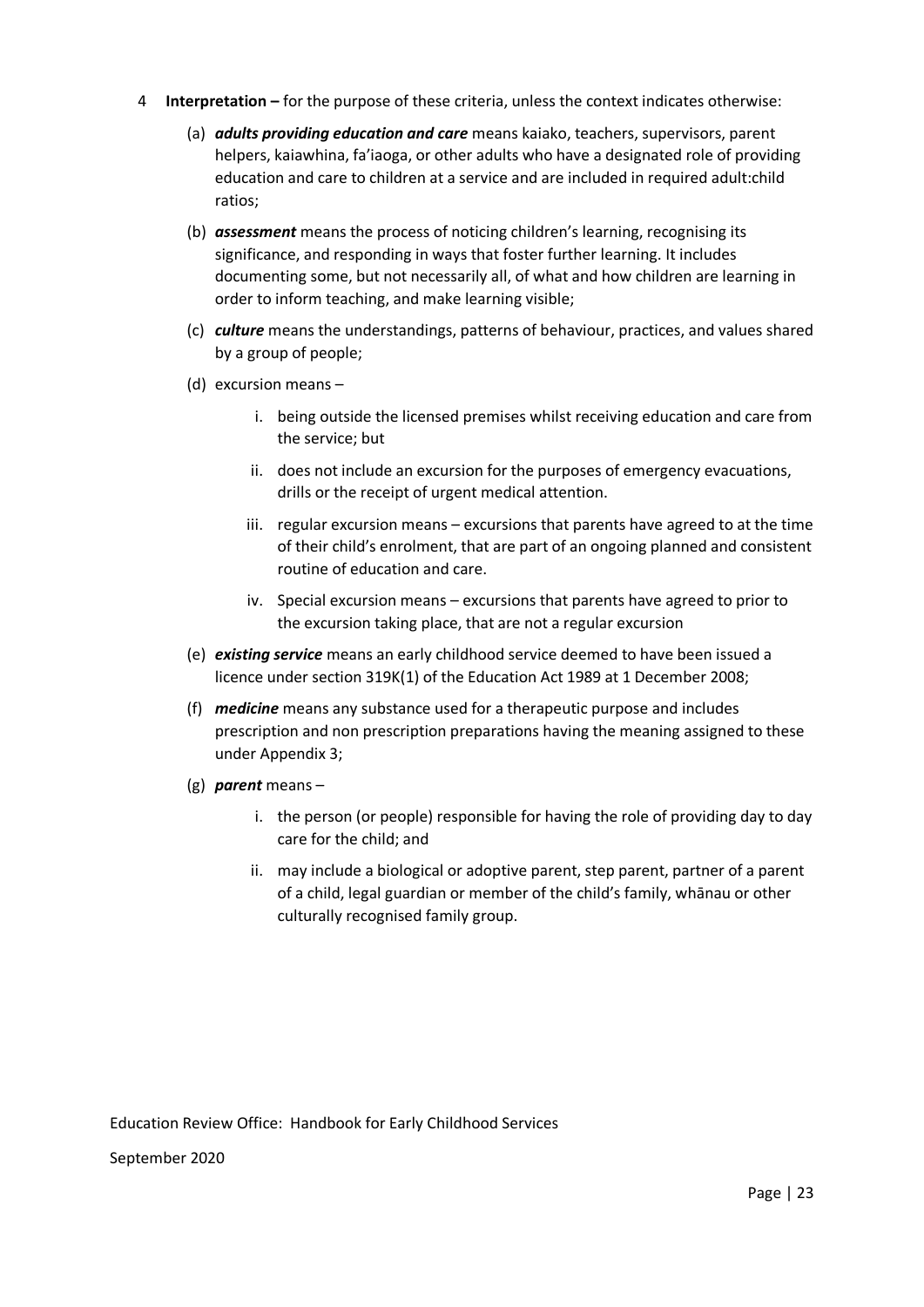4 **Interpretation –** for the purpose of these criteria, unless the context indicates otherwise:

(a) ***adults providing education and care*** means kaiako, teachers, supervisors, parent helpers, kaiawhina, fa'iaoga, or other adults who have a designated role of providing education and care to children at a service and are included in required adult:child ratios;

(b) ***assessment*** means the process of noticing children's learning, recognising its significance, and responding in ways that foster further learning. It includes documenting some, but not necessarily all, of what and how children are learning in order to inform teaching, and make learning visible;

(c) ***culture*** means the understandings, patterns of behaviour, practices, and values shared by a group of people;

(d) excursion means –

   i. being outside the licensed premises whilst receiving education and care from the service; but

   ii. does not include an excursion for the purposes of emergency evacuations, drills or the receipt of urgent medical attention.

   iii. regular excursion means – excursions that parents have agreed to at the time of their child's enrolment, that are part of an ongoing planned and consistent routine of education and care.

   iv. Special excursion means – excursions that parents have agreed to prior to the excursion taking place, that are not a regular excursion

(e) ***existing service*** means an early childhood service deemed to have been issued a licence under section 319K(1) of the Education Act 1989 at 1 December 2008;

(f) ***medicine*** means any substance used for a therapeutic purpose and includes prescription and non prescription preparations having the meaning assigned to these under Appendix 3;

(g) ***parent*** means –

   i. the person (or people) responsible for having the role of providing day to day care for the child; and

   ii. may include a biological or adoptive parent, step parent, partner of a parent of a child, legal guardian or member of the child's family, whānau or other culturally recognised family group.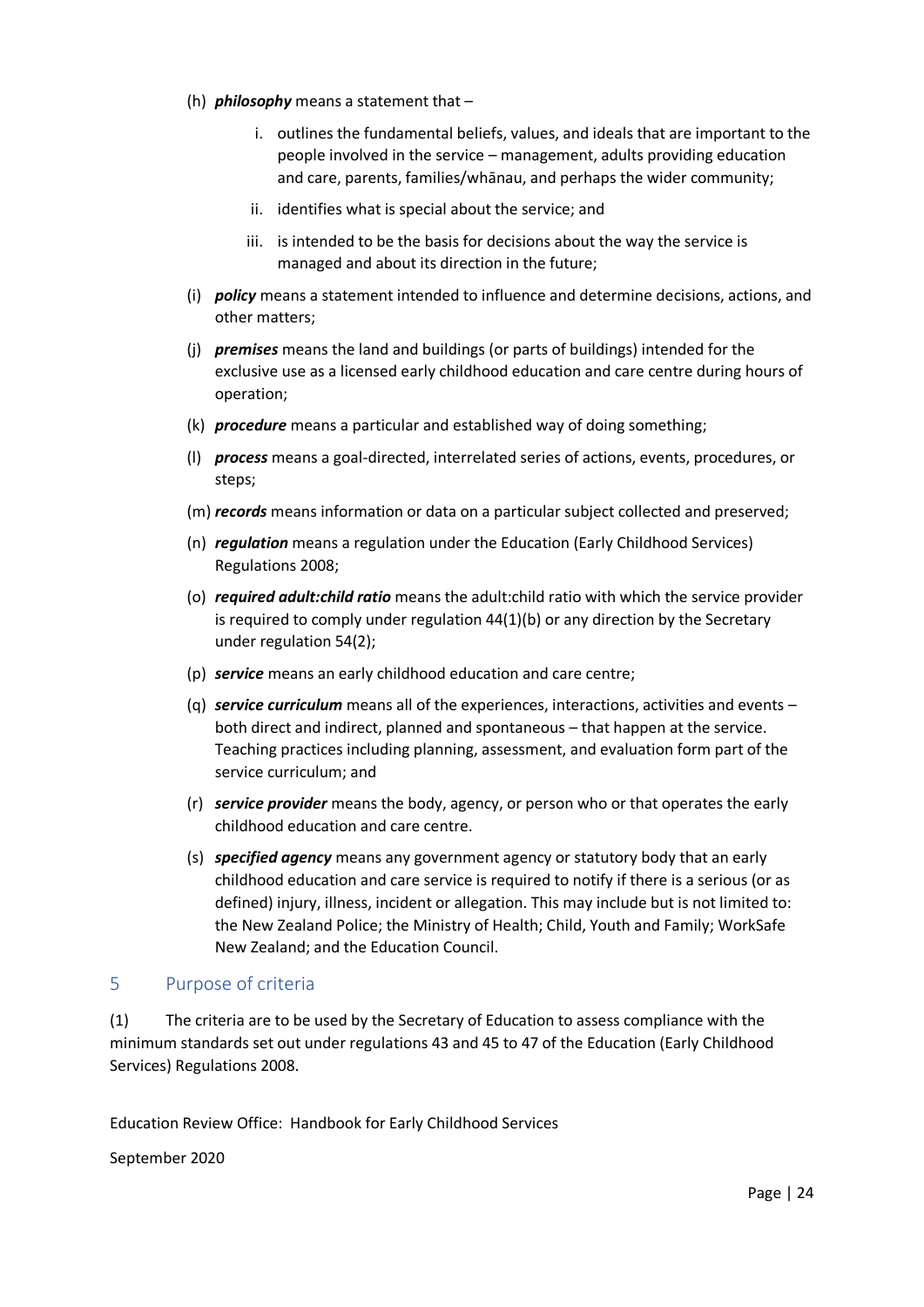(h) ***philosophy*** means a statement that –

   i. outlines the fundamental beliefs, values, and ideals that are important to the people involved in the service – management, adults providing education and care, parents, families/whānau, and perhaps the wider community;

   ii. identifies what is special about the service; and

   iii. is intended to be the basis for decisions about the way the service is managed and about its direction in the future;

(i) ***policy*** means a statement intended to influence and determine decisions, actions, and other matters;

(j) ***premises*** means the land and buildings (or parts of buildings) intended for the exclusive use as a licensed early childhood education and care centre during hours of operation;

(k) ***procedure*** means a particular and established way of doing something;

(l) ***process*** means a goal-directed, interrelated series of actions, events, procedures, or steps;

(m) ***records*** means information or data on a particular subject collected and preserved;

(n) ***regulation*** means a regulation under the Education (Early Childhood Services) Regulations 2008;

(o) ***required adult:child ratio*** means the adult:child ratio with which the service provider is required to comply under regulation 44(1)(b) or any direction by the Secretary under regulation 54(2);

(p) ***service*** means an early childhood education and care centre;

(q) ***service curriculum*** means all of the experiences, interactions, activities and events – both direct and indirect, planned and spontaneous – that happen at the service. Teaching practices including planning, assessment, and evaluation form part of the service curriculum; and

(r) ***service provider*** means the body, agency, or person who or that operates the early childhood education and care centre.

(s) ***specified agency*** means any government agency or statutory body that an early childhood education and care service is required to notify if there is a serious (or as defined) injury, illness, incident or allegation. This may include but is not limited to: the New Zealand Police; the Ministry of Health; Child, Youth and Family; WorkSafe New Zealand; and the Education Council.

## 5 Purpose of criteria

(1) The criteria are to be used by the Secretary of Education to assess compliance with the minimum standards set out under regulations 43 and 45 to 47 of the Education (Early Childhood Services) Regulations 2008.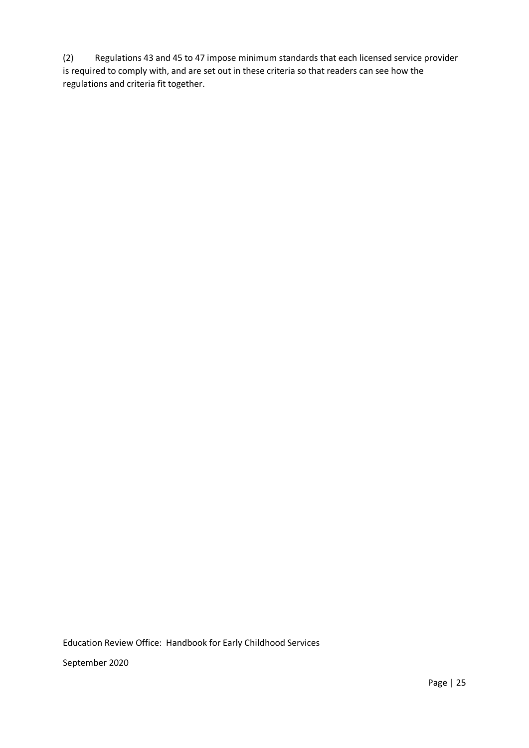(2) Regulations 43 and 45 to 47 impose minimum standards that each licensed service provider is required to comply with, and are set out in these criteria so that readers can see how the regulations and criteria fit together.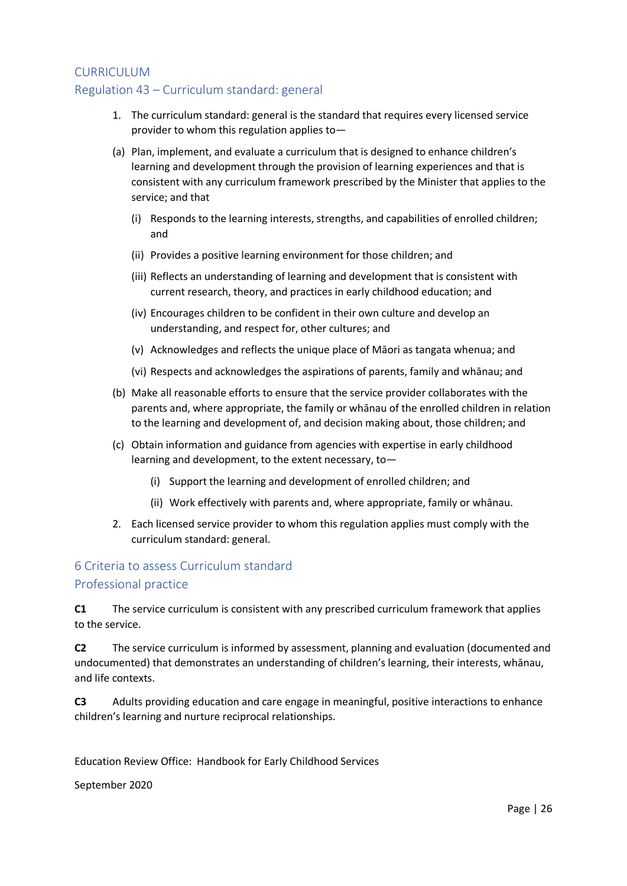## CURRICULUM

### Regulation 43 – Curriculum standard: general

1. The curriculum standard: general is the standard that requires every licensed service provider to whom this regulation applies to—

(a) Plan, implement, and evaluate a curriculum that is designed to enhance children's learning and development through the provision of learning experiences and that is consistent with any curriculum framework prescribed by the Minister that applies to the service; and that

  (i) Responds to the learning interests, strengths, and capabilities of enrolled children; and

  (ii) Provides a positive learning environment for those children; and

  (iii) Reflects an understanding of learning and development that is consistent with current research, theory, and practices in early childhood education; and

  (iv) Encourages children to be confident in their own culture and develop an understanding, and respect for, other cultures; and

  (v) Acknowledges and reflects the unique place of Māori as tangata whenua; and

  (vi) Respects and acknowledges the aspirations of parents, family and whānau; and

(b) Make all reasonable efforts to ensure that the service provider collaborates with the parents and, where appropriate, the family or whānau of the enrolled children in relation to the learning and development of, and decision making about, those children; and

(c) Obtain information and guidance from agencies with expertise in early childhood learning and development, to the extent necessary, to—

  (i) Support the learning and development of enrolled children; and

  (ii) Work effectively with parents and, where appropriate, family or whānau.

2. Each licensed service provider to whom this regulation applies must comply with the curriculum standard: general.

### 6 Criteria to assess Curriculum standard

### Professional practice

**C1** The service curriculum is consistent with any prescribed curriculum framework that applies to the service.

**C2** The service curriculum is informed by assessment, planning and evaluation (documented and undocumented) that demonstrates an understanding of children's learning, their interests, whānau, and life contexts.

**C3** Adults providing education and care engage in meaningful, positive interactions to enhance children's learning and nurture reciprocal relationships.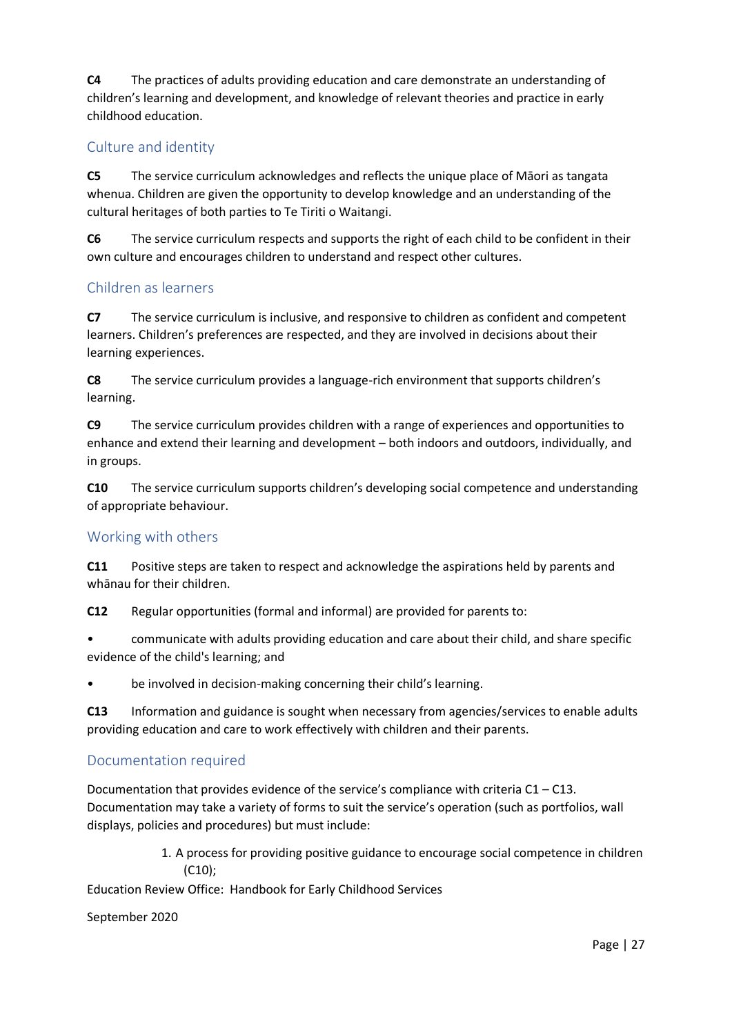**C4** The practices of adults providing education and care demonstrate an understanding of children's learning and development, and knowledge of relevant theories and practice in early childhood education.

### Culture and identity

**C5** The service curriculum acknowledges and reflects the unique place of Māori as tangata whenua. Children are given the opportunity to develop knowledge and an understanding of the cultural heritages of both parties to Te Tiriti o Waitangi.

**C6** The service curriculum respects and supports the right of each child to be confident in their own culture and encourages children to understand and respect other cultures.

### Children as learners

**C7** The service curriculum is inclusive, and responsive to children as confident and competent learners. Children's preferences are respected, and they are involved in decisions about their learning experiences.

**C8** The service curriculum provides a language-rich environment that supports children's learning.

**C9** The service curriculum provides children with a range of experiences and opportunities to enhance and extend their learning and development – both indoors and outdoors, individually, and in groups.

**C10** The service curriculum supports children's developing social competence and understanding of appropriate behaviour.

### Working with others

**C11** Positive steps are taken to respect and acknowledge the aspirations held by parents and whānau for their children.

**C12** Regular opportunities (formal and informal) are provided for parents to:

- communicate with adults providing education and care about their child, and share specific evidence of the child's learning; and
- be involved in decision-making concerning their child's learning.

**C13** Information and guidance is sought when necessary from agencies/services to enable adults providing education and care to work effectively with children and their parents.

### Documentation required

Documentation that provides evidence of the service's compliance with criteria C1 – C13. Documentation may take a variety of forms to suit the service's operation (such as portfolios, wall displays, policies and procedures) but must include:

1. A process for providing positive guidance to encourage social competence in children (C10);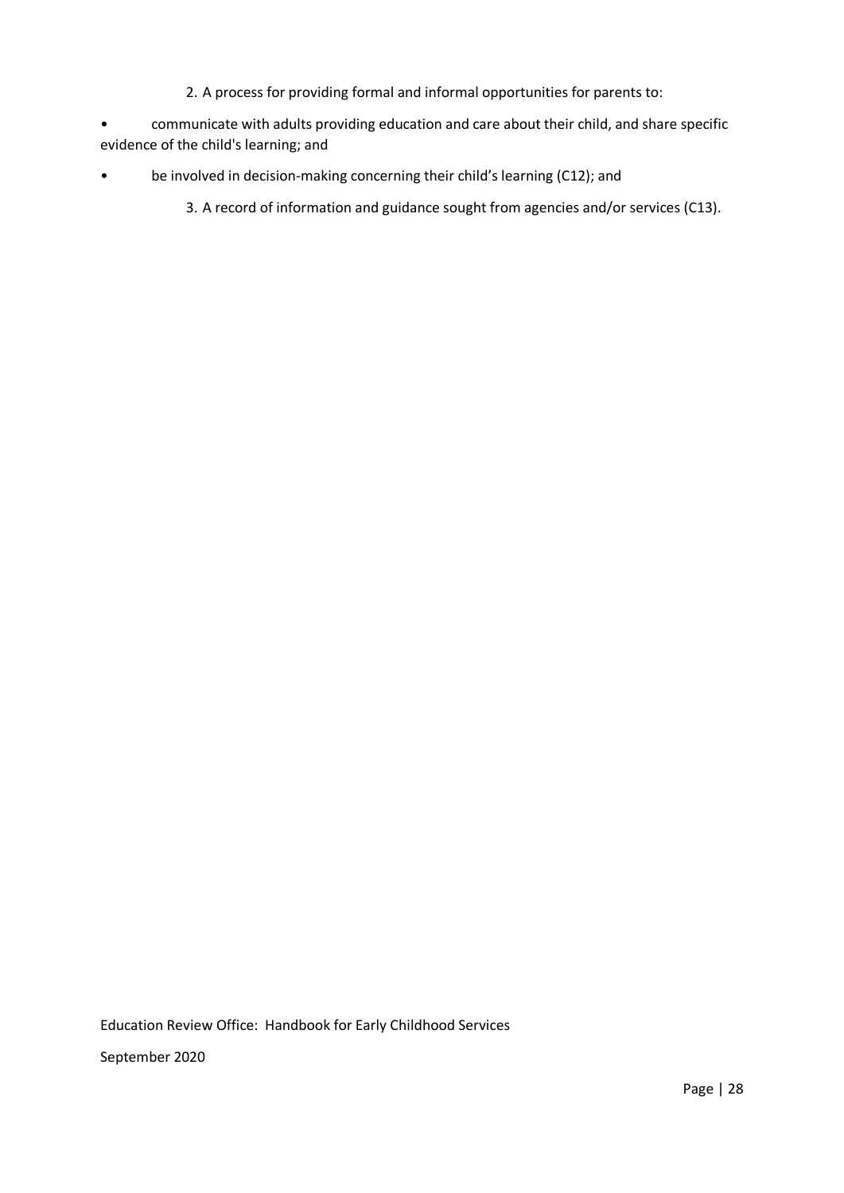2. A process for providing formal and informal opportunities for parents to:

- communicate with adults providing education and care about their child, and share specific evidence of the child's learning; and
- be involved in decision-making concerning their child's learning (C12); and

3. A record of information and guidance sought from agencies and/or services (C13).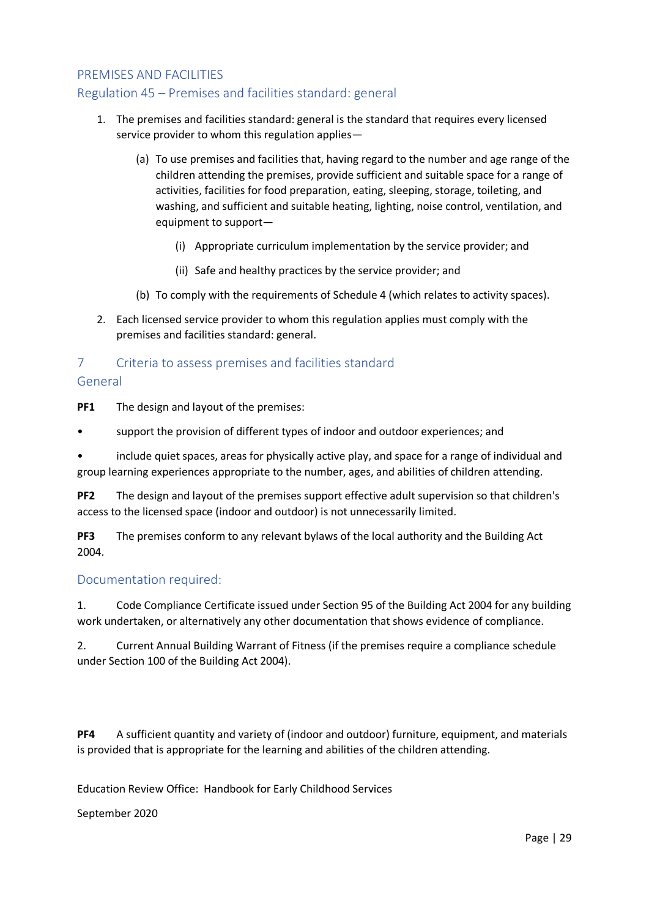## PREMISES AND FACILITIES

### Regulation 45 – Premises and facilities standard: general

1. The premises and facilities standard: general is the standard that requires every licensed service provider to whom this regulation applies—

   (a) To use premises and facilities that, having regard to the number and age range of the children attending the premises, provide sufficient and suitable space for a range of activities, facilities for food preparation, eating, sleeping, storage, toileting, and washing, and sufficient and suitable heating, lighting, noise control, ventilation, and equipment to support—

      (i) Appropriate curriculum implementation by the service provider; and

      (ii) Safe and healthy practices by the service provider; and

   (b) To comply with the requirements of Schedule 4 (which relates to activity spaces).

2. Each licensed service provider to whom this regulation applies must comply with the premises and facilities standard: general.

## 7 Criteria to assess premises and facilities standard

### General

**PF1** The design and layout of the premises:

- support the provision of different types of indoor and outdoor experiences; and
- include quiet spaces, areas for physically active play, and space for a range of individual and group learning experiences appropriate to the number, ages, and abilities of children attending.

**PF2** The design and layout of the premises support effective adult supervision so that children's access to the licensed space (indoor and outdoor) is not unnecessarily limited.

**PF3** The premises conform to any relevant bylaws of the local authority and the Building Act 2004.

### Documentation required:

1. Code Compliance Certificate issued under Section 95 of the Building Act 2004 for any building work undertaken, or alternatively any other documentation that shows evidence of compliance.

2. Current Annual Building Warrant of Fitness (if the premises require a compliance schedule under Section 100 of the Building Act 2004).

**PF4** A sufficient quantity and variety of (indoor and outdoor) furniture, equipment, and materials is provided that is appropriate for the learning and abilities of the children attending.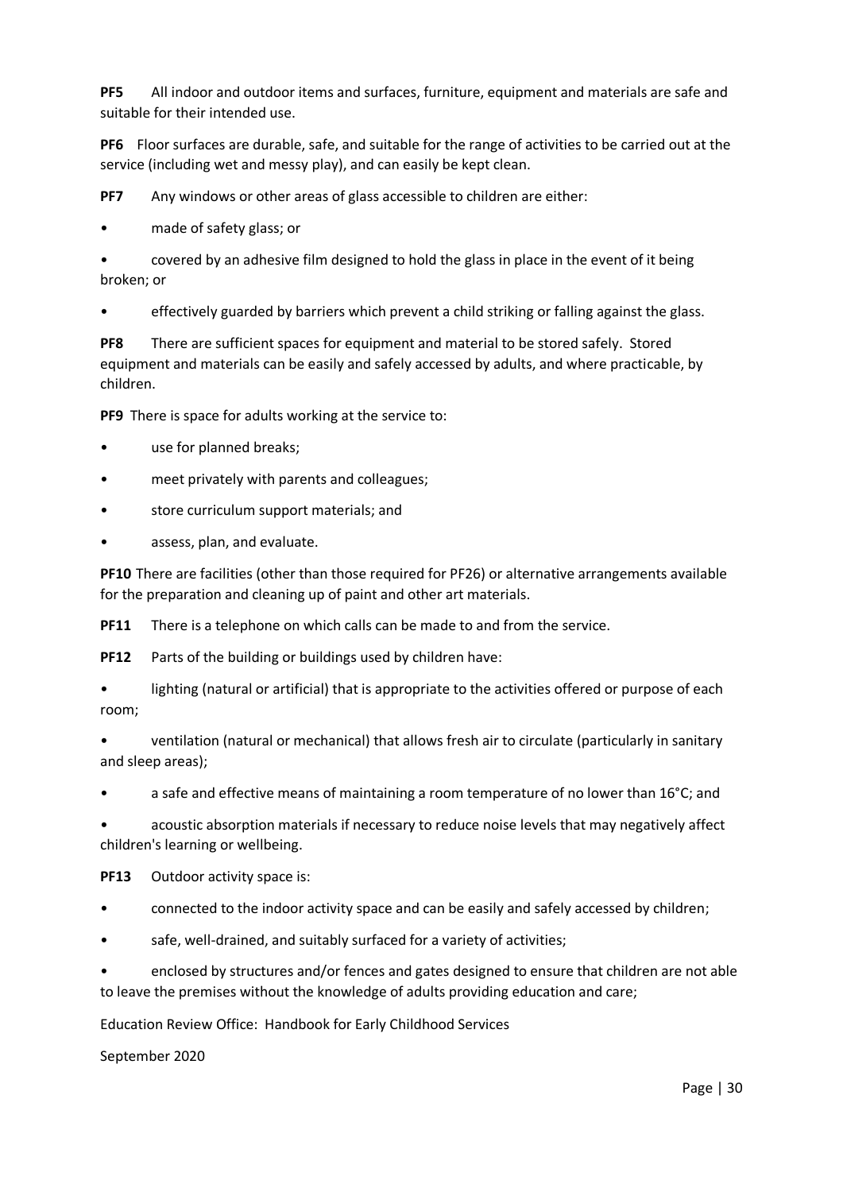**PF5** All indoor and outdoor items and surfaces, furniture, equipment and materials are safe and suitable for their intended use.

**PF6** Floor surfaces are durable, safe, and suitable for the range of activities to be carried out at the service (including wet and messy play), and can easily be kept clean.

**PF7** Any windows or other areas of glass accessible to children are either:

- made of safety glass; or
- covered by an adhesive film designed to hold the glass in place in the event of it being broken; or
- effectively guarded by barriers which prevent a child striking or falling against the glass.

**PF8** There are sufficient spaces for equipment and material to be stored safely. Stored equipment and materials can be easily and safely accessed by adults, and where practicable, by children.

**PF9** There is space for adults working at the service to:

- use for planned breaks;
- meet privately with parents and colleagues;
- store curriculum support materials; and
- assess, plan, and evaluate.

**PF10** There are facilities (other than those required for PF26) or alternative arrangements available for the preparation and cleaning up of paint and other art materials.

**PF11** There is a telephone on which calls can be made to and from the service.

**PF12** Parts of the building or buildings used by children have:

- lighting (natural or artificial) that is appropriate to the activities offered or purpose of each room;
- ventilation (natural or mechanical) that allows fresh air to circulate (particularly in sanitary and sleep areas);
- a safe and effective means of maintaining a room temperature of no lower than 16°C; and
- acoustic absorption materials if necessary to reduce noise levels that may negatively affect children's learning or wellbeing.

**PF13** Outdoor activity space is:

- connected to the indoor activity space and can be easily and safely accessed by children;
- safe, well-drained, and suitably surfaced for a variety of activities;
- enclosed by structures and/or fences and gates designed to ensure that children are not able to leave the premises without the knowledge of adults providing education and care;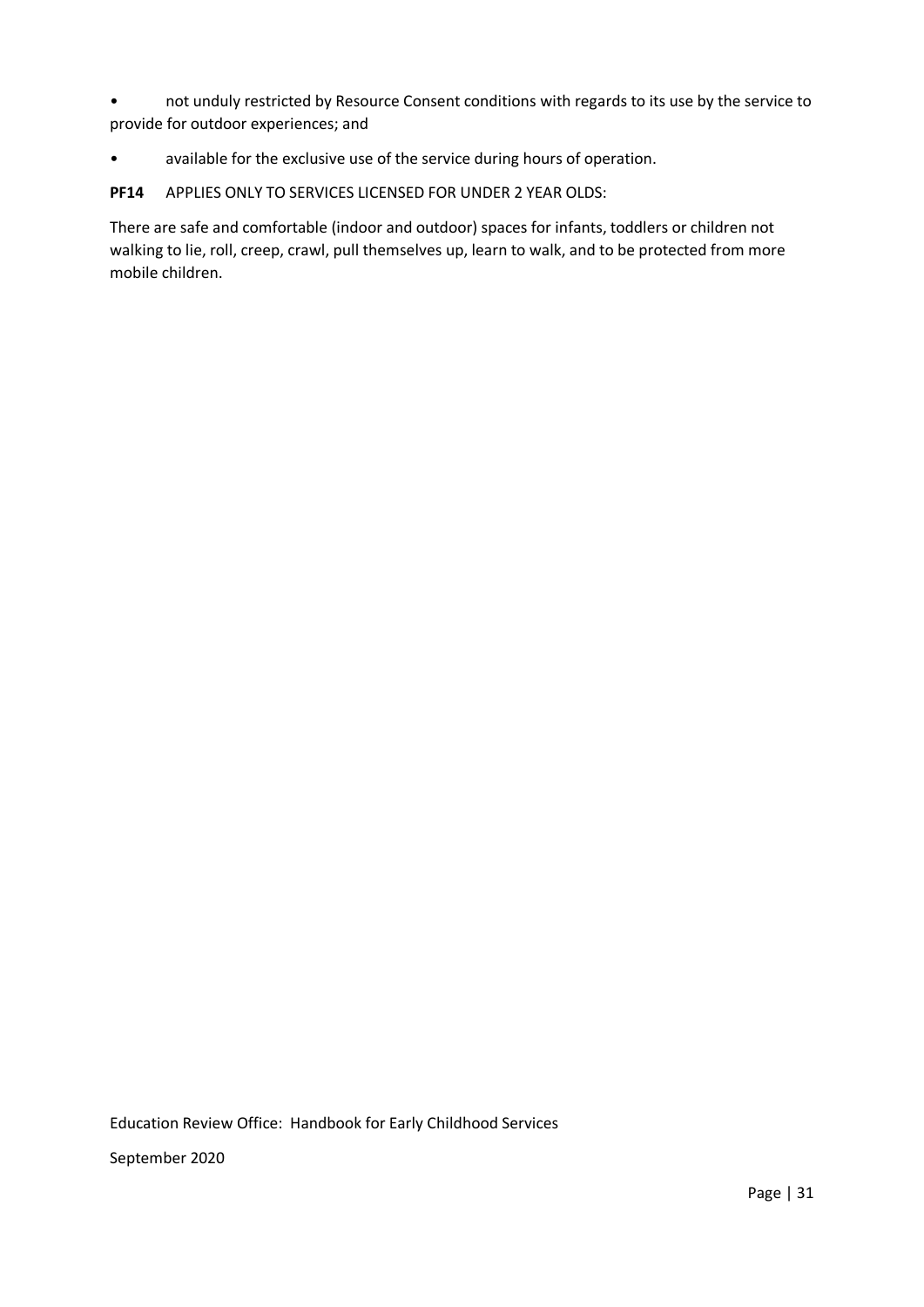- not unduly restricted by Resource Consent conditions with regards to its use by the service to provide for outdoor experiences; and
- available for the exclusive use of the service during hours of operation.

**PF14** APPLIES ONLY TO SERVICES LICENSED FOR UNDER 2 YEAR OLDS:

There are safe and comfortable (indoor and outdoor) spaces for infants, toddlers or children not walking to lie, roll, creep, crawl, pull themselves up, learn to walk, and to be protected from more mobile children.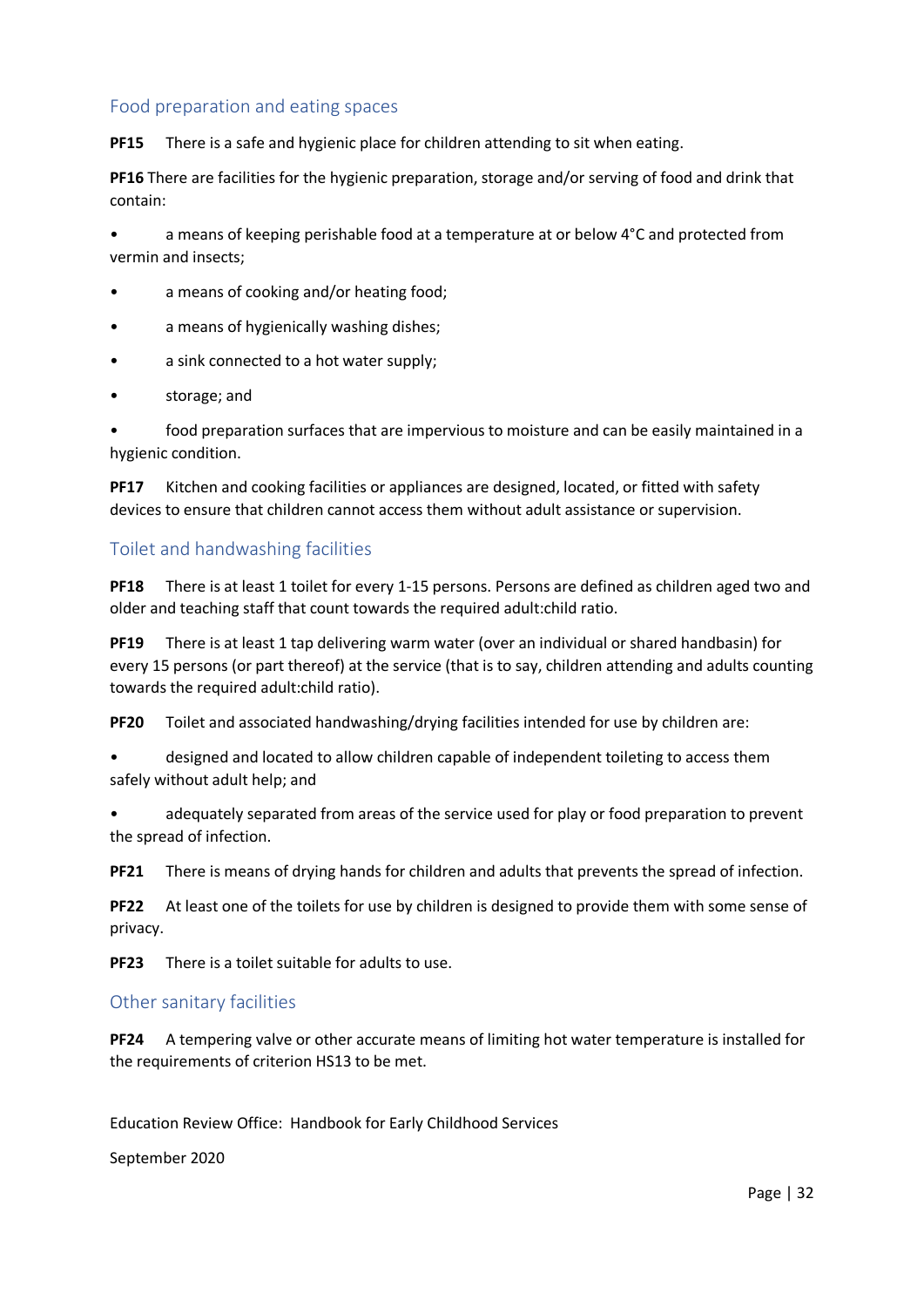## Food preparation and eating spaces

**PF15** There is a safe and hygienic place for children attending to sit when eating.

**PF16** There are facilities for the hygienic preparation, storage and/or serving of food and drink that contain:

- a means of keeping perishable food at a temperature at or below 4°C and protected from vermin and insects;
- a means of cooking and/or heating food;
- a means of hygienically washing dishes;
- a sink connected to a hot water supply;
- storage; and
- food preparation surfaces that are impervious to moisture and can be easily maintained in a hygienic condition.

**PF17** Kitchen and cooking facilities or appliances are designed, located, or fitted with safety devices to ensure that children cannot access them without adult assistance or supervision.

## Toilet and handwashing facilities

**PF18** There is at least 1 toilet for every 1-15 persons. Persons are defined as children aged two and older and teaching staff that count towards the required adult:child ratio.

**PF19** There is at least 1 tap delivering warm water (over an individual or shared handbasin) for every 15 persons (or part thereof) at the service (that is to say, children attending and adults counting towards the required adult:child ratio).

**PF20** Toilet and associated handwashing/drying facilities intended for use by children are:

- designed and located to allow children capable of independent toileting to access them safely without adult help; and
- adequately separated from areas of the service used for play or food preparation to prevent the spread of infection.

**PF21** There is means of drying hands for children and adults that prevents the spread of infection.

**PF22** At least one of the toilets for use by children is designed to provide them with some sense of privacy.

**PF23** There is a toilet suitable for adults to use.

## Other sanitary facilities

**PF24** A tempering valve or other accurate means of limiting hot water temperature is installed for the requirements of criterion HS13 to be met.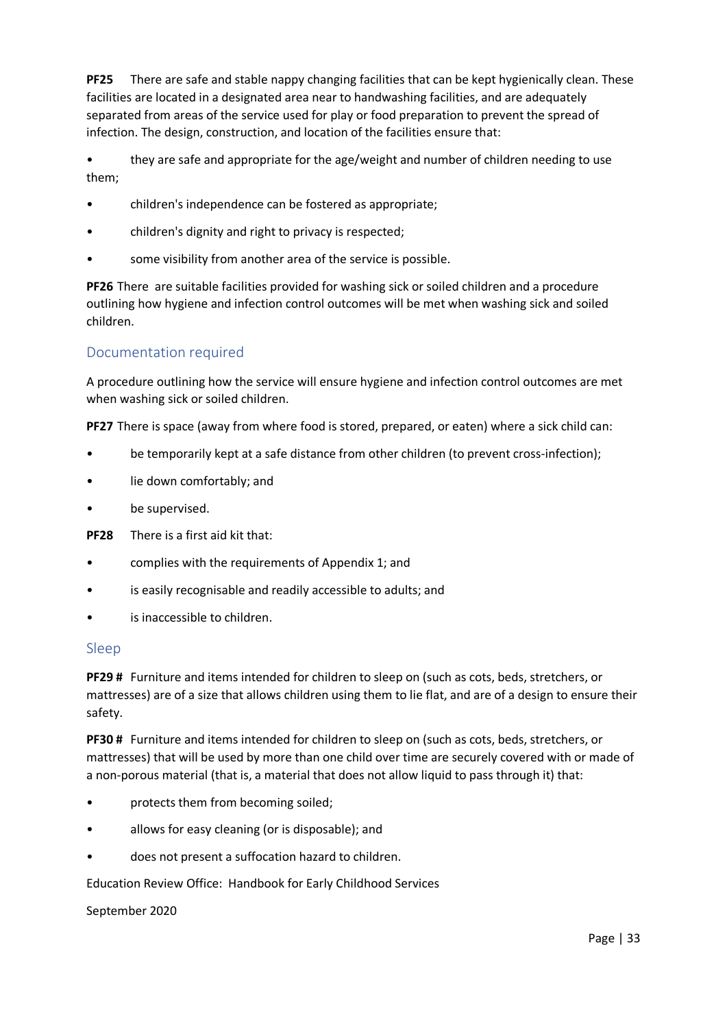**PF25** There are safe and stable nappy changing facilities that can be kept hygienically clean. These facilities are located in a designated area near to handwashing facilities, and are adequately separated from areas of the service used for play or food preparation to prevent the spread of infection. The design, construction, and location of the facilities ensure that:

- they are safe and appropriate for the age/weight and number of children needing to use them;
- children's independence can be fostered as appropriate;
- children's dignity and right to privacy is respected;
- some visibility from another area of the service is possible.

**PF26** There are suitable facilities provided for washing sick or soiled children and a procedure outlining how hygiene and infection control outcomes will be met when washing sick and soiled children.

## Documentation required

A procedure outlining how the service will ensure hygiene and infection control outcomes are met when washing sick or soiled children.

**PF27** There is space (away from where food is stored, prepared, or eaten) where a sick child can:

- be temporarily kept at a safe distance from other children (to prevent cross-infection);
- lie down comfortably; and
- be supervised.

**PF28** There is a first aid kit that:

- complies with the requirements of Appendix 1; and
- is easily recognisable and readily accessible to adults; and
- is inaccessible to children.

## Sleep

**PF29 #** Furniture and items intended for children to sleep on (such as cots, beds, stretchers, or mattresses) are of a size that allows children using them to lie flat, and are of a design to ensure their safety.

**PF30 #** Furniture and items intended for children to sleep on (such as cots, beds, stretchers, or mattresses) that will be used by more than one child over time are securely covered with or made of a non-porous material (that is, a material that does not allow liquid to pass through it) that:

- protects them from becoming soiled;
- allows for easy cleaning (or is disposable); and
- does not present a suffocation hazard to children.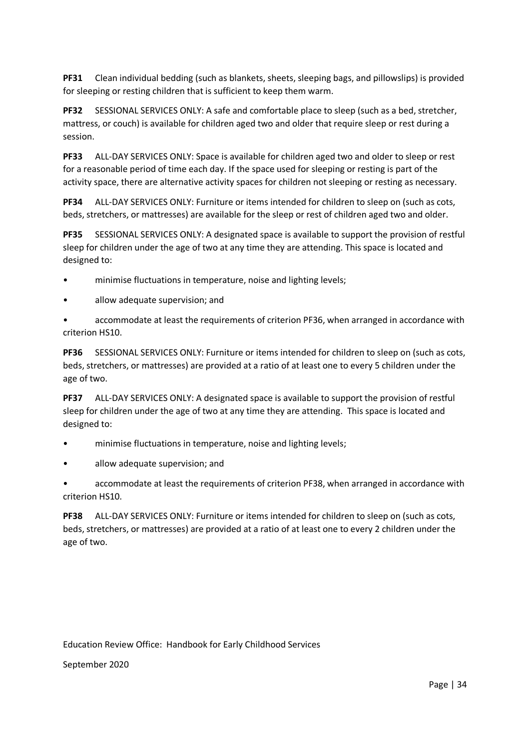**PF31** Clean individual bedding (such as blankets, sheets, sleeping bags, and pillowslips) is provided for sleeping or resting children that is sufficient to keep them warm.

**PF32** SESSIONAL SERVICES ONLY: A safe and comfortable place to sleep (such as a bed, stretcher, mattress, or couch) is available for children aged two and older that require sleep or rest during a session.

**PF33** ALL-DAY SERVICES ONLY: Space is available for children aged two and older to sleep or rest for a reasonable period of time each day. If the space used for sleeping or resting is part of the activity space, there are alternative activity spaces for children not sleeping or resting as necessary.

**PF34** ALL-DAY SERVICES ONLY: Furniture or items intended for children to sleep on (such as cots, beds, stretchers, or mattresses) are available for the sleep or rest of children aged two and older.

**PF35** SESSIONAL SERVICES ONLY: A designated space is available to support the provision of restful sleep for children under the age of two at any time they are attending. This space is located and designed to:

- minimise fluctuations in temperature, noise and lighting levels;
- allow adequate supervision; and
- accommodate at least the requirements of criterion PF36, when arranged in accordance with criterion HS10.

**PF36** SESSIONAL SERVICES ONLY: Furniture or items intended for children to sleep on (such as cots, beds, stretchers, or mattresses) are provided at a ratio of at least one to every 5 children under the age of two.

**PF37** ALL-DAY SERVICES ONLY: A designated space is available to support the provision of restful sleep for children under the age of two at any time they are attending. This space is located and designed to:

- minimise fluctuations in temperature, noise and lighting levels;
- allow adequate supervision; and
- accommodate at least the requirements of criterion PF38, when arranged in accordance with criterion HS10.

**PF38** ALL-DAY SERVICES ONLY: Furniture or items intended for children to sleep on (such as cots, beds, stretchers, or mattresses) are provided at a ratio of at least one to every 2 children under the age of two.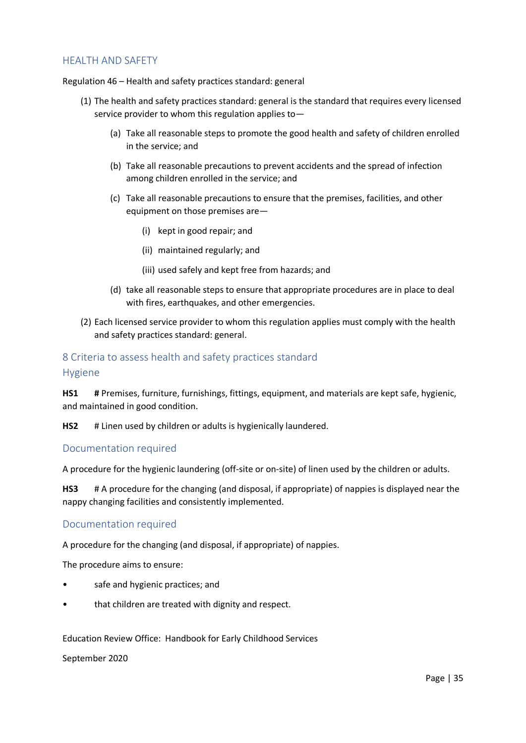## HEALTH AND SAFETY

Regulation 46 – Health and safety practices standard: general

(1) The health and safety practices standard: general is the standard that requires every licensed service provider to whom this regulation applies to—

   (a) Take all reasonable steps to promote the good health and safety of children enrolled in the service; and

   (b) Take all reasonable precautions to prevent accidents and the spread of infection among children enrolled in the service; and

   (c) Take all reasonable precautions to ensure that the premises, facilities, and other equipment on those premises are—

      (i) kept in good repair; and

      (ii) maintained regularly; and

      (iii) used safely and kept free from hazards; and

   (d) take all reasonable steps to ensure that appropriate procedures are in place to deal with fires, earthquakes, and other emergencies.

(2) Each licensed service provider to whom this regulation applies must comply with the health and safety practices standard: general.

### 8 Criteria to assess health and safety practices standard

### Hygiene

**HS1** **#** Premises, furniture, furnishings, fittings, equipment, and materials are kept safe, hygienic, and maintained in good condition.

**HS2** # Linen used by children or adults is hygienically laundered.

### Documentation required

A procedure for the hygienic laundering (off-site or on-site) of linen used by the children or adults.

**HS3** # A procedure for the changing (and disposal, if appropriate) of nappies is displayed near the nappy changing facilities and consistently implemented.

### Documentation required

A procedure for the changing (and disposal, if appropriate) of nappies.

The procedure aims to ensure:

- safe and hygienic practices; and
- that children are treated with dignity and respect.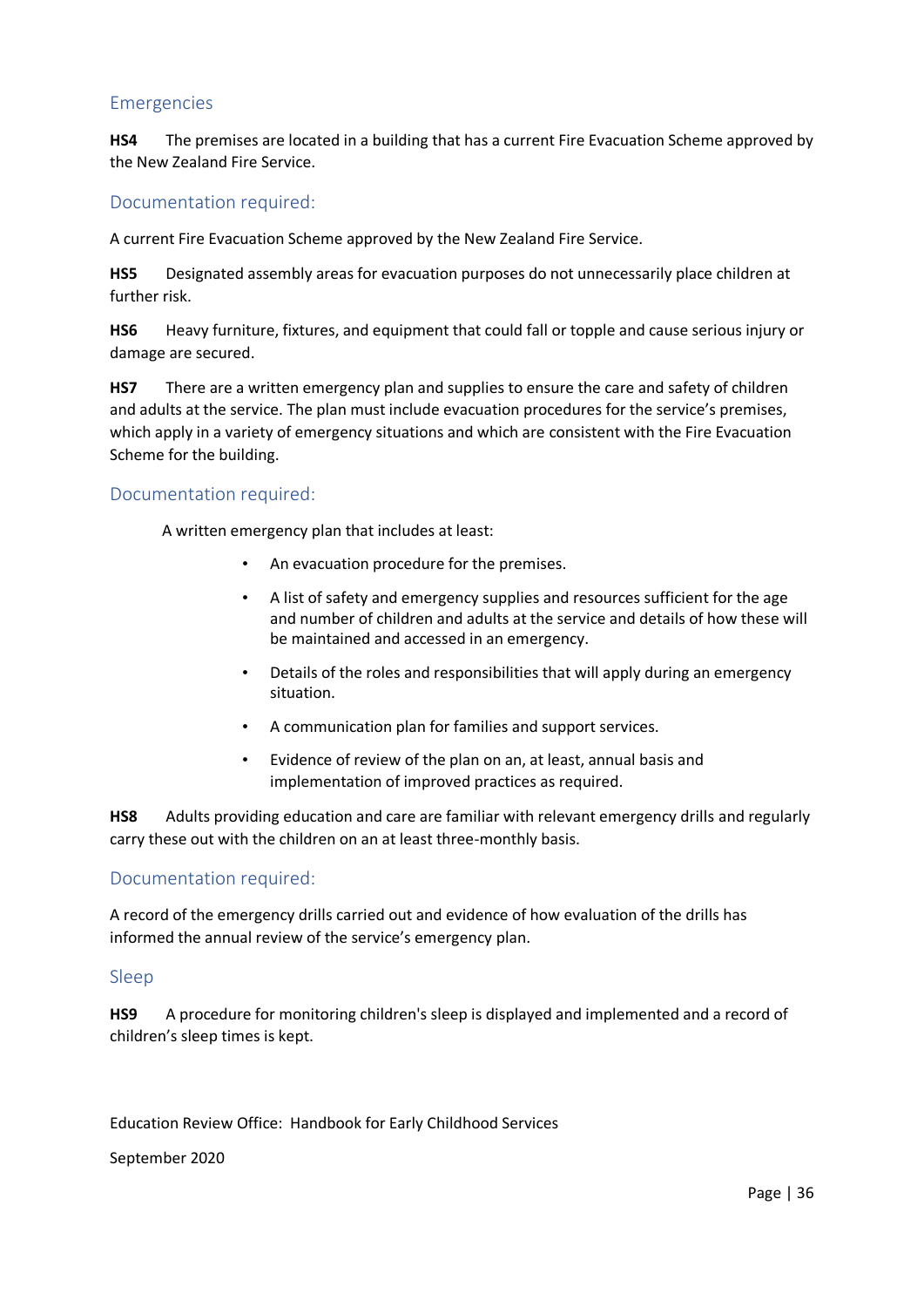## Emergencies

**HS4** The premises are located in a building that has a current Fire Evacuation Scheme approved by the New Zealand Fire Service.

### Documentation required:

A current Fire Evacuation Scheme approved by the New Zealand Fire Service.

**HS5** Designated assembly areas for evacuation purposes do not unnecessarily place children at further risk.

**HS6** Heavy furniture, fixtures, and equipment that could fall or topple and cause serious injury or damage are secured.

**HS7** There are a written emergency plan and supplies to ensure the care and safety of children and adults at the service. The plan must include evacuation procedures for the service's premises, which apply in a variety of emergency situations and which are consistent with the Fire Evacuation Scheme for the building.

### Documentation required:

A written emergency plan that includes at least:

- An evacuation procedure for the premises.
- A list of safety and emergency supplies and resources sufficient for the age and number of children and adults at the service and details of how these will be maintained and accessed in an emergency.
- Details of the roles and responsibilities that will apply during an emergency situation.
- A communication plan for families and support services.
- Evidence of review of the plan on an, at least, annual basis and implementation of improved practices as required.

**HS8** Adults providing education and care are familiar with relevant emergency drills and regularly carry these out with the children on an at least three-monthly basis.

### Documentation required:

A record of the emergency drills carried out and evidence of how evaluation of the drills has informed the annual review of the service's emergency plan.

## Sleep

**HS9** A procedure for monitoring children's sleep is displayed and implemented and a record of children's sleep times is kept.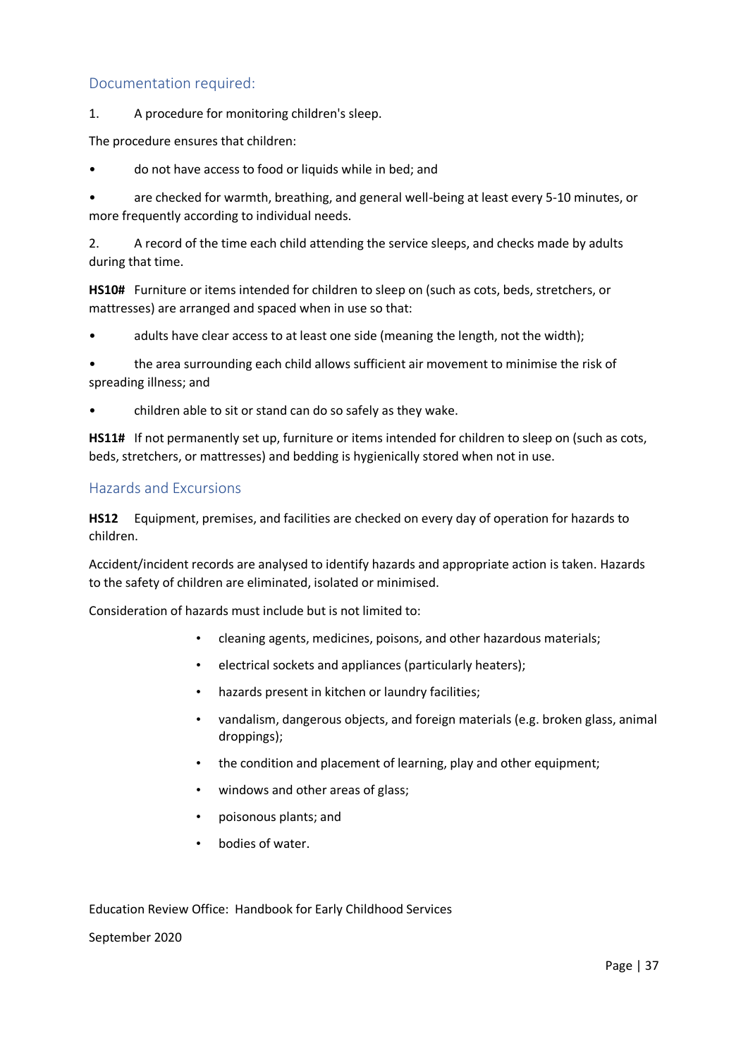## Documentation required:

1. A procedure for monitoring children's sleep.

The procedure ensures that children:

- do not have access to food or liquids while in bed; and
- are checked for warmth, breathing, and general well-being at least every 5-10 minutes, or more frequently according to individual needs.

2. A record of the time each child attending the service sleeps, and checks made by adults during that time.

**HS10#** Furniture or items intended for children to sleep on (such as cots, beds, stretchers, or mattresses) are arranged and spaced when in use so that:

- adults have clear access to at least one side (meaning the length, not the width);
- the area surrounding each child allows sufficient air movement to minimise the risk of spreading illness; and
- children able to sit or stand can do so safely as they wake.

**HS11#** If not permanently set up, furniture or items intended for children to sleep on (such as cots, beds, stretchers, or mattresses) and bedding is hygienically stored when not in use.

## Hazards and Excursions

**HS12** Equipment, premises, and facilities are checked on every day of operation for hazards to children.

Accident/incident records are analysed to identify hazards and appropriate action is taken. Hazards to the safety of children are eliminated, isolated or minimised.

Consideration of hazards must include but is not limited to:

- cleaning agents, medicines, poisons, and other hazardous materials;
- electrical sockets and appliances (particularly heaters);
- hazards present in kitchen or laundry facilities;
- vandalism, dangerous objects, and foreign materials (e.g. broken glass, animal droppings);
- the condition and placement of learning, play and other equipment;
- windows and other areas of glass;
- poisonous plants; and
- bodies of water.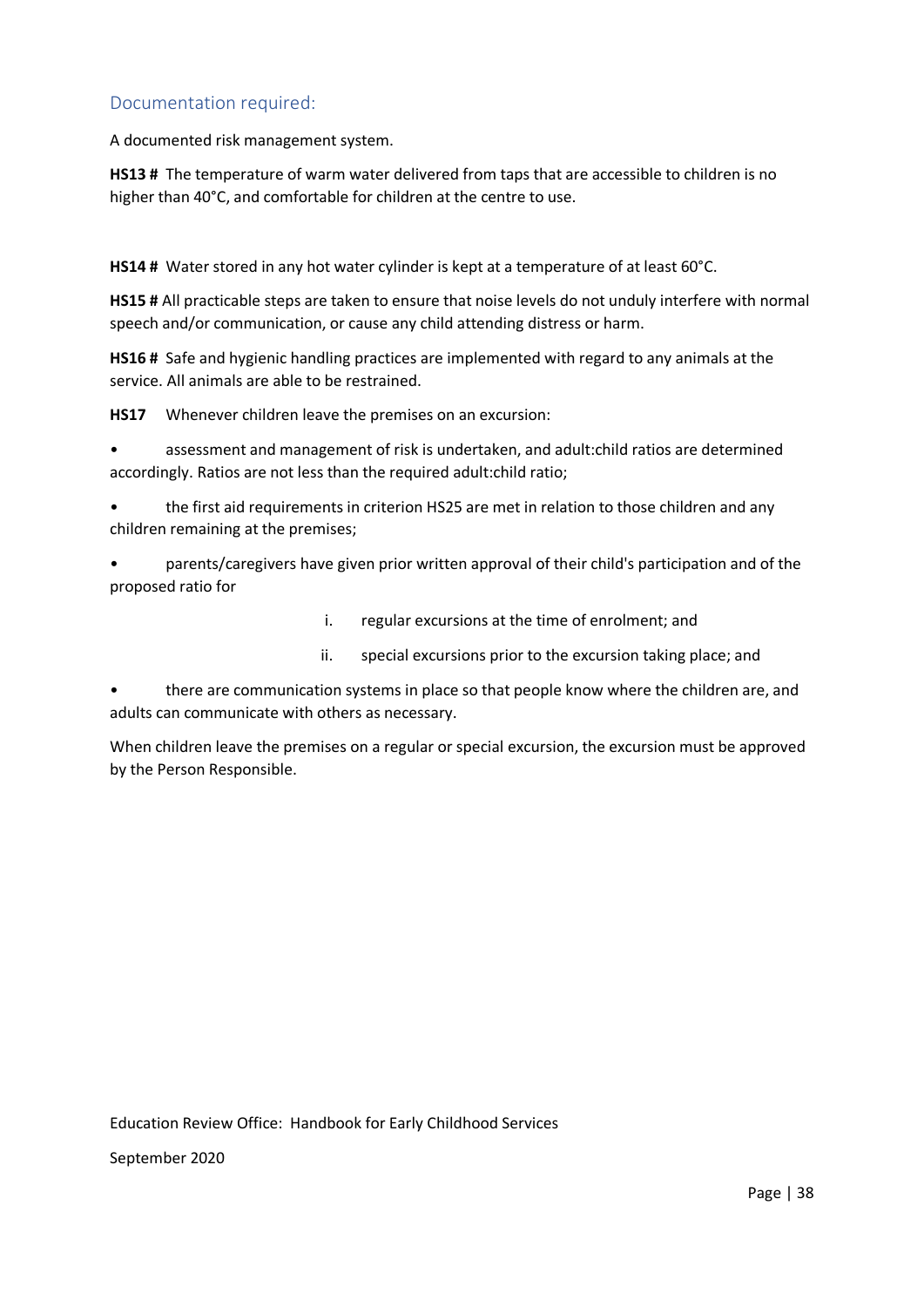## Documentation required:

A documented risk management system.

**HS13 #** The temperature of warm water delivered from taps that are accessible to children is no higher than 40°C, and comfortable for children at the centre to use.

**HS14 #** Water stored in any hot water cylinder is kept at a temperature of at least 60°C.

**HS15 #** All practicable steps are taken to ensure that noise levels do not unduly interfere with normal speech and/or communication, or cause any child attending distress or harm.

**HS16 #** Safe and hygienic handling practices are implemented with regard to any animals at the service. All animals are able to be restrained.

**HS17** Whenever children leave the premises on an excursion:

- assessment and management of risk is undertaken, and adult:child ratios are determined accordingly. Ratios are not less than the required adult:child ratio;
- the first aid requirements in criterion HS25 are met in relation to those children and any children remaining at the premises;
- parents/caregivers have given prior written approval of their child's participation and of the proposed ratio for
  - i. regular excursions at the time of enrolment; and
  - ii. special excursions prior to the excursion taking place; and
- there are communication systems in place so that people know where the children are, and adults can communicate with others as necessary.

When children leave the premises on a regular or special excursion, the excursion must be approved by the Person Responsible.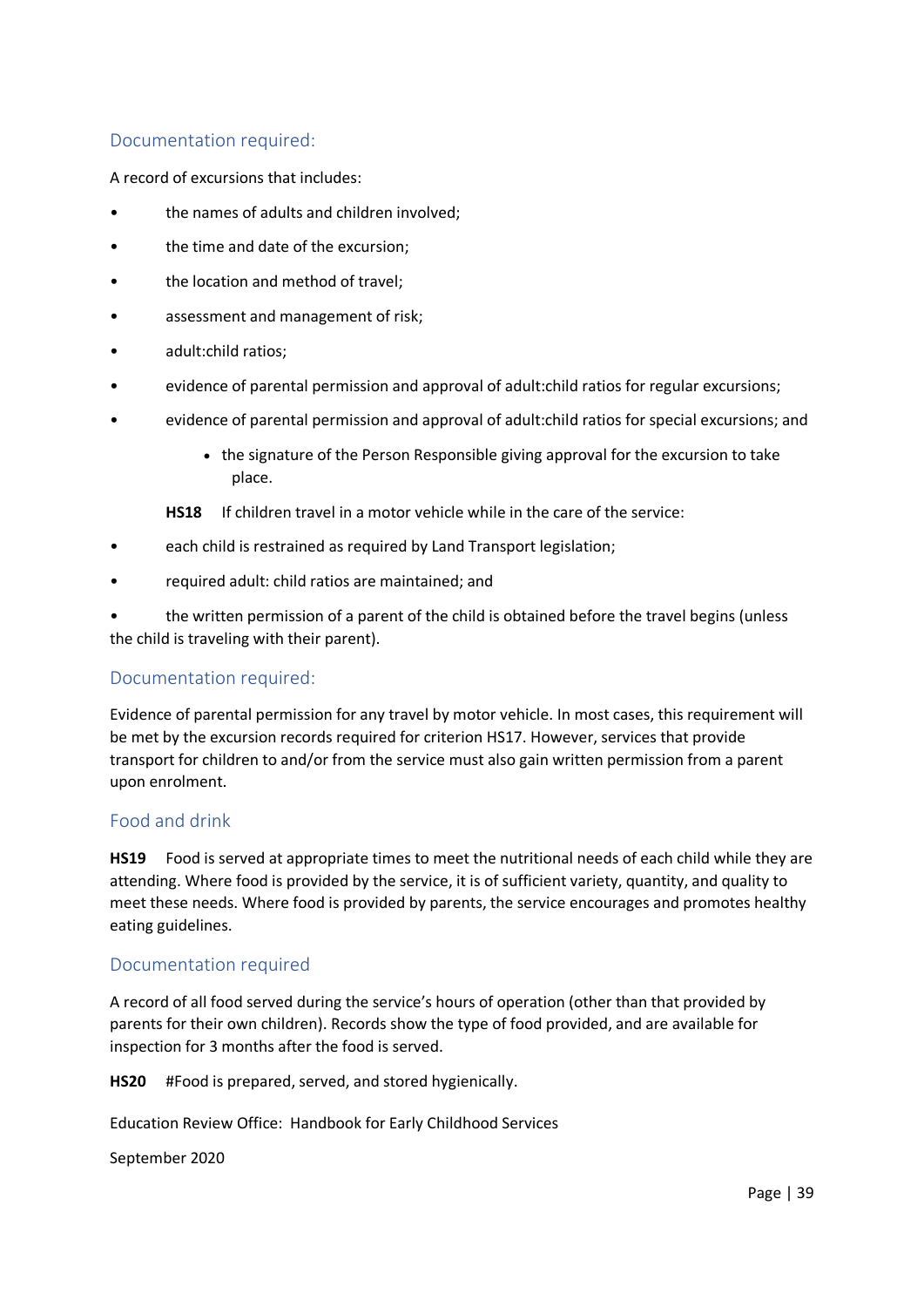### Documentation required:

A record of excursions that includes:

- the names of adults and children involved;
- the time and date of the excursion;
- the location and method of travel;
- assessment and management of risk;
- adult:child ratios;
- evidence of parental permission and approval of adult:child ratios for regular excursions;
- evidence of parental permission and approval of adult:child ratios for special excursions; and
    - the signature of the Person Responsible giving approval for the excursion to take place.

**HS18** If children travel in a motor vehicle while in the care of the service:

- each child is restrained as required by Land Transport legislation;
- required adult: child ratios are maintained; and
- the written permission of a parent of the child is obtained before the travel begins (unless the child is traveling with their parent).

### Documentation required:

Evidence of parental permission for any travel by motor vehicle. In most cases, this requirement will be met by the excursion records required for criterion HS17. However, services that provide transport for children to and/or from the service must also gain written permission from a parent upon enrolment.

### Food and drink

**HS19** Food is served at appropriate times to meet the nutritional needs of each child while they are attending. Where food is provided by the service, it is of sufficient variety, quantity, and quality to meet these needs. Where food is provided by parents, the service encourages and promotes healthy eating guidelines.

### Documentation required

A record of all food served during the service's hours of operation (other than that provided by parents for their own children). Records show the type of food provided, and are available for inspection for 3 months after the food is served.

**HS20** #Food is prepared, served, and stored hygienically.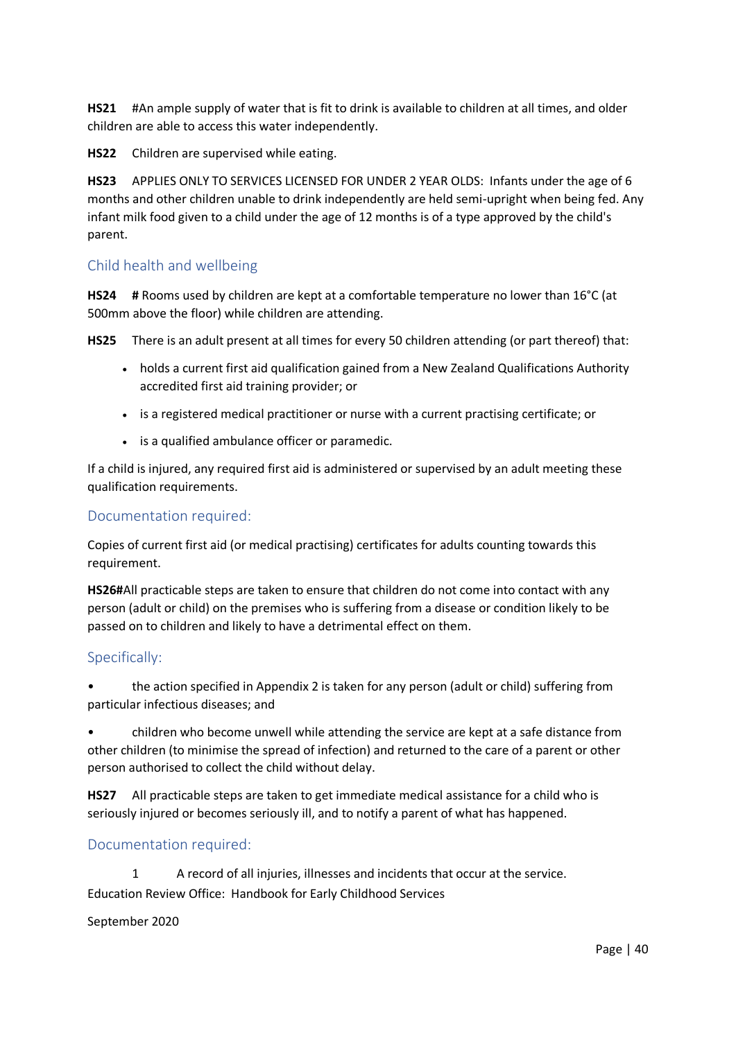**HS21** #An ample supply of water that is fit to drink is available to children at all times, and older children are able to access this water independently.

**HS22** Children are supervised while eating.

**HS23** APPLIES ONLY TO SERVICES LICENSED FOR UNDER 2 YEAR OLDS: Infants under the age of 6 months and other children unable to drink independently are held semi-upright when being fed. Any infant milk food given to a child under the age of 12 months is of a type approved by the child's parent.

## Child health and wellbeing

**HS24** **#** Rooms used by children are kept at a comfortable temperature no lower than 16°C (at 500mm above the floor) while children are attending.

**HS25** There is an adult present at all times for every 50 children attending (or part thereof) that:

- holds a current first aid qualification gained from a New Zealand Qualifications Authority accredited first aid training provider; or
- is a registered medical practitioner or nurse with a current practising certificate; or
- is a qualified ambulance officer or paramedic.

If a child is injured, any required first aid is administered or supervised by an adult meeting these qualification requirements.

### Documentation required:

Copies of current first aid (or medical practising) certificates for adults counting towards this requirement.

**HS26#**All practicable steps are taken to ensure that children do not come into contact with any person (adult or child) on the premises who is suffering from a disease or condition likely to be passed on to children and likely to have a detrimental effect on them.

### Specifically:

- the action specified in Appendix 2 is taken for any person (adult or child) suffering from particular infectious diseases; and
- children who become unwell while attending the service are kept at a safe distance from other children (to minimise the spread of infection) and returned to the care of a parent or other person authorised to collect the child without delay.

**HS27** All practicable steps are taken to get immediate medical assistance for a child who is seriously injured or becomes seriously ill, and to notify a parent of what has happened.

### Documentation required:

1. A record of all injuries, illnesses and incidents that occur at the service.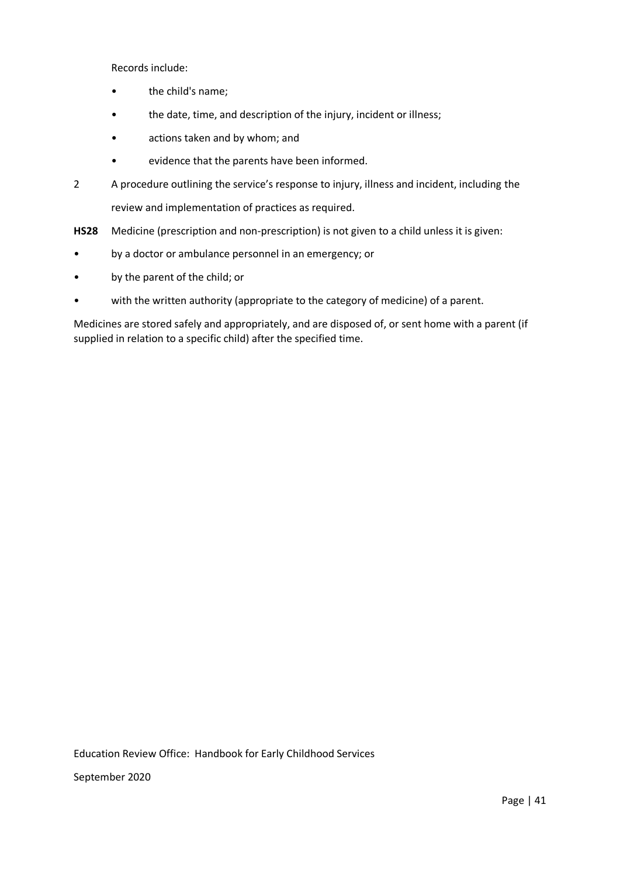Records include:

- the child's name;
- the date, time, and description of the injury, incident or illness;
- actions taken and by whom; and
- evidence that the parents have been informed.

2 A procedure outlining the service's response to injury, illness and incident, including the review and implementation of practices as required.

**HS28** Medicine (prescription and non-prescription) is not given to a child unless it is given:

- by a doctor or ambulance personnel in an emergency; or
- by the parent of the child; or
- with the written authority (appropriate to the category of medicine) of a parent.

Medicines are stored safely and appropriately, and are disposed of, or sent home with a parent (if supplied in relation to a specific child) after the specified time.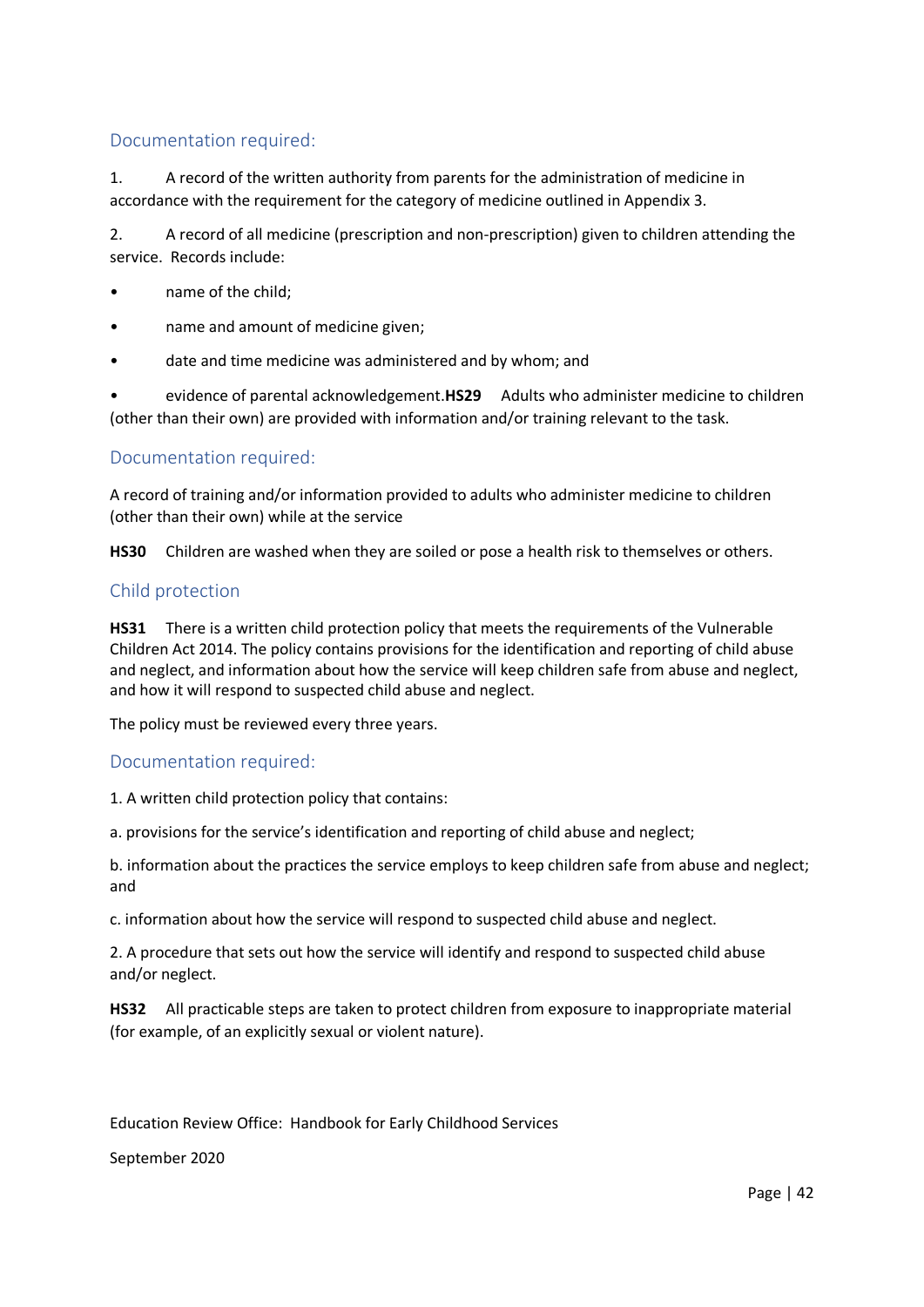### Documentation required:

1. A record of the written authority from parents for the administration of medicine in accordance with the requirement for the category of medicine outlined in Appendix 3.

2. A record of all medicine (prescription and non-prescription) given to children attending the service. Records include:

- name of the child;
- name and amount of medicine given;
- date and time medicine was administered and by whom; and
- evidence of parental acknowledgement.

**HS29** Adults who administer medicine to children (other than their own) are provided with information and/or training relevant to the task.

### Documentation required:

A record of training and/or information provided to adults who administer medicine to children (other than their own) while at the service

**HS30** Children are washed when they are soiled or pose a health risk to themselves or others.

## Child protection

**HS31** There is a written child protection policy that meets the requirements of the Vulnerable Children Act 2014. The policy contains provisions for the identification and reporting of child abuse and neglect, and information about how the service will keep children safe from abuse and neglect, and how it will respond to suspected child abuse and neglect.

The policy must be reviewed every three years.

### Documentation required:

1. A written child protection policy that contains:

a. provisions for the service's identification and reporting of child abuse and neglect;

b. information about the practices the service employs to keep children safe from abuse and neglect; and

c. information about how the service will respond to suspected child abuse and neglect.

2. A procedure that sets out how the service will identify and respond to suspected child abuse and/or neglect.

**HS32** All practicable steps are taken to protect children from exposure to inappropriate material (for example, of an explicitly sexual or violent nature).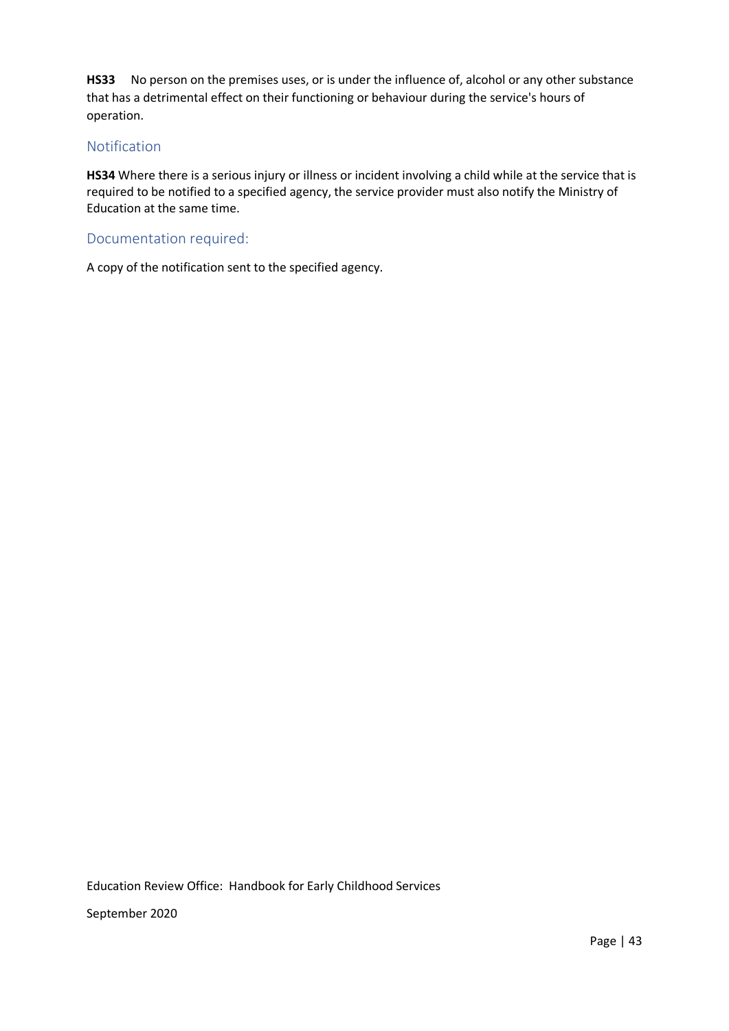**HS33** No person on the premises uses, or is under the influence of, alcohol or any other substance that has a detrimental effect on their functioning or behaviour during the service's hours of operation.

## Notification

**HS34** Where there is a serious injury or illness or incident involving a child while at the service that is required to be notified to a specified agency, the service provider must also notify the Ministry of Education at the same time.

## Documentation required:

A copy of the notification sent to the specified agency.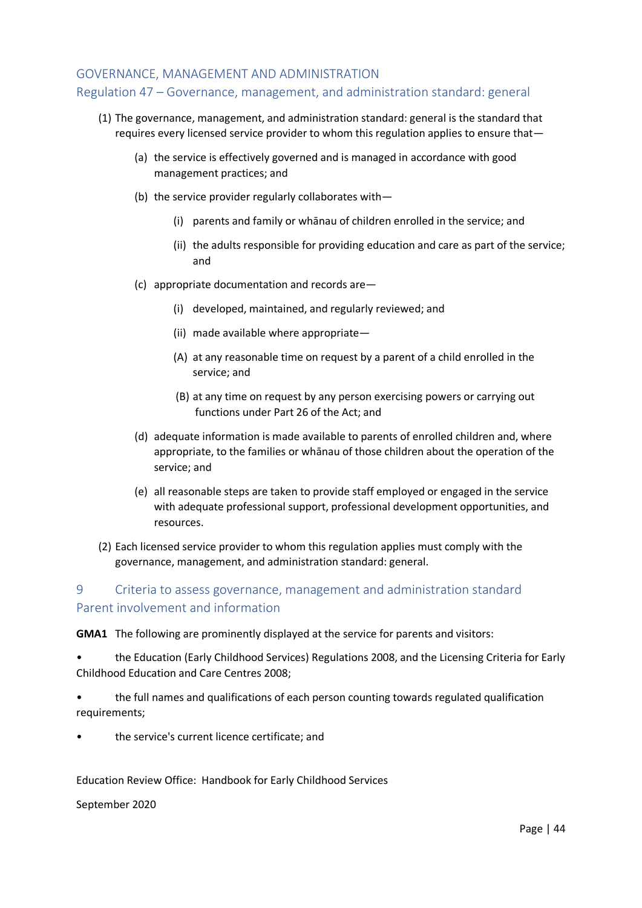## GOVERNANCE, MANAGEMENT AND ADMINISTRATION

### Regulation 47 – Governance, management, and administration standard: general

(1) The governance, management, and administration standard: general is the standard that requires every licensed service provider to whom this regulation applies to ensure that—

- (a) the service is effectively governed and is managed in accordance with good management practices; and
- (b) the service provider regularly collaborates with—
  - (i) parents and family or whānau of children enrolled in the service; and
  - (ii) the adults responsible for providing education and care as part of the service; and
- (c) appropriate documentation and records are—
  - (i) developed, maintained, and regularly reviewed; and
  - (ii) made available where appropriate—
  - (A) at any reasonable time on request by a parent of a child enrolled in the service; and
  - (B) at any time on request by any person exercising powers or carrying out functions under Part 26 of the Act; and
- (d) adequate information is made available to parents of enrolled children and, where appropriate, to the families or whānau of those children about the operation of the service; and
- (e) all reasonable steps are taken to provide staff employed or engaged in the service with adequate professional support, professional development opportunities, and resources.

(2) Each licensed service provider to whom this regulation applies must comply with the governance, management, and administration standard: general.

## 9 Criteria to assess governance, management and administration standard

### Parent involvement and information

**GMA1** The following are prominently displayed at the service for parents and visitors:

- the Education (Early Childhood Services) Regulations 2008, and the Licensing Criteria for Early Childhood Education and Care Centres 2008;
- the full names and qualifications of each person counting towards regulated qualification requirements;
- the service's current licence certificate; and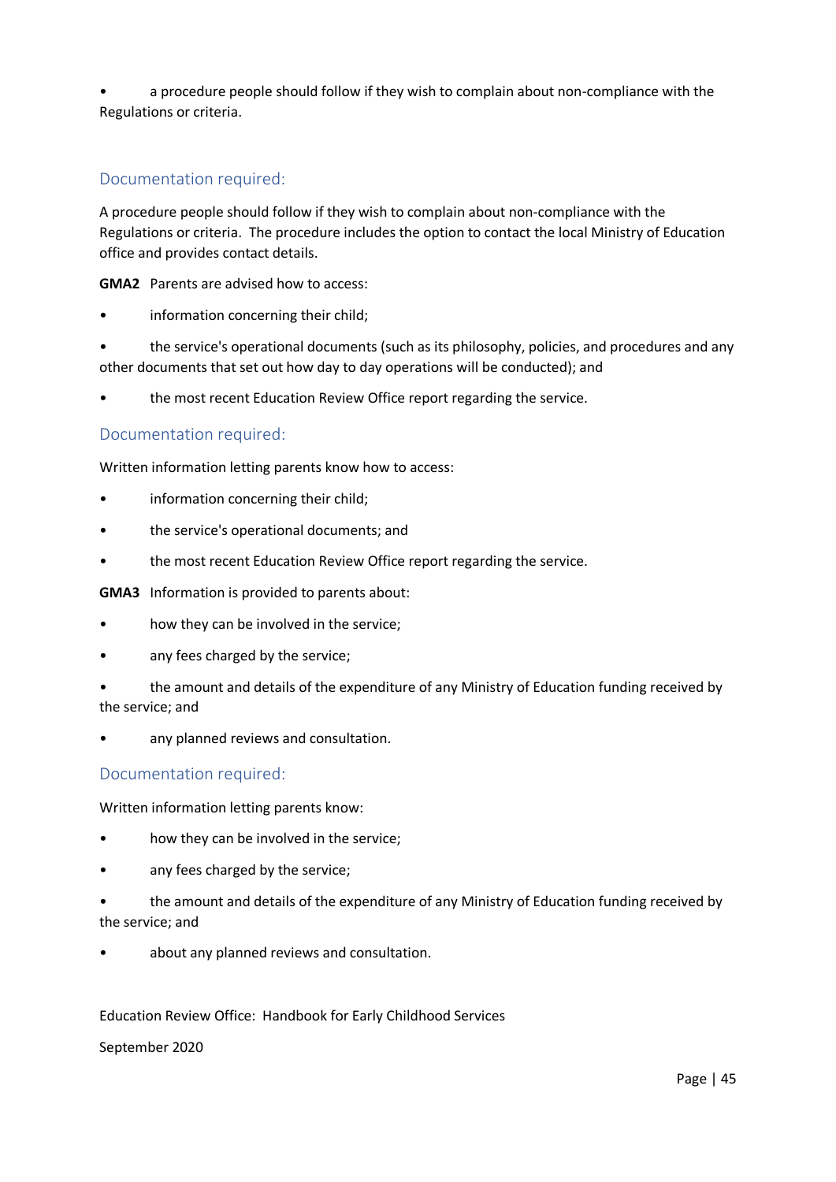- a procedure people should follow if they wish to complain about non-compliance with the Regulations or criteria.

### Documentation required:

A procedure people should follow if they wish to complain about non-compliance with the Regulations or criteria. The procedure includes the option to contact the local Ministry of Education office and provides contact details.

**GMA2** Parents are advised how to access:

- information concerning their child;
- the service's operational documents (such as its philosophy, policies, and procedures and any other documents that set out how day to day operations will be conducted); and
- the most recent Education Review Office report regarding the service.

### Documentation required:

Written information letting parents know how to access:

- information concerning their child;
- the service's operational documents; and
- the most recent Education Review Office report regarding the service.

**GMA3** Information is provided to parents about:

- how they can be involved in the service;
- any fees charged by the service;
- the amount and details of the expenditure of any Ministry of Education funding received by the service; and
- any planned reviews and consultation.

### Documentation required:

Written information letting parents know:

- how they can be involved in the service;
- any fees charged by the service;
- the amount and details of the expenditure of any Ministry of Education funding received by the service; and
- about any planned reviews and consultation.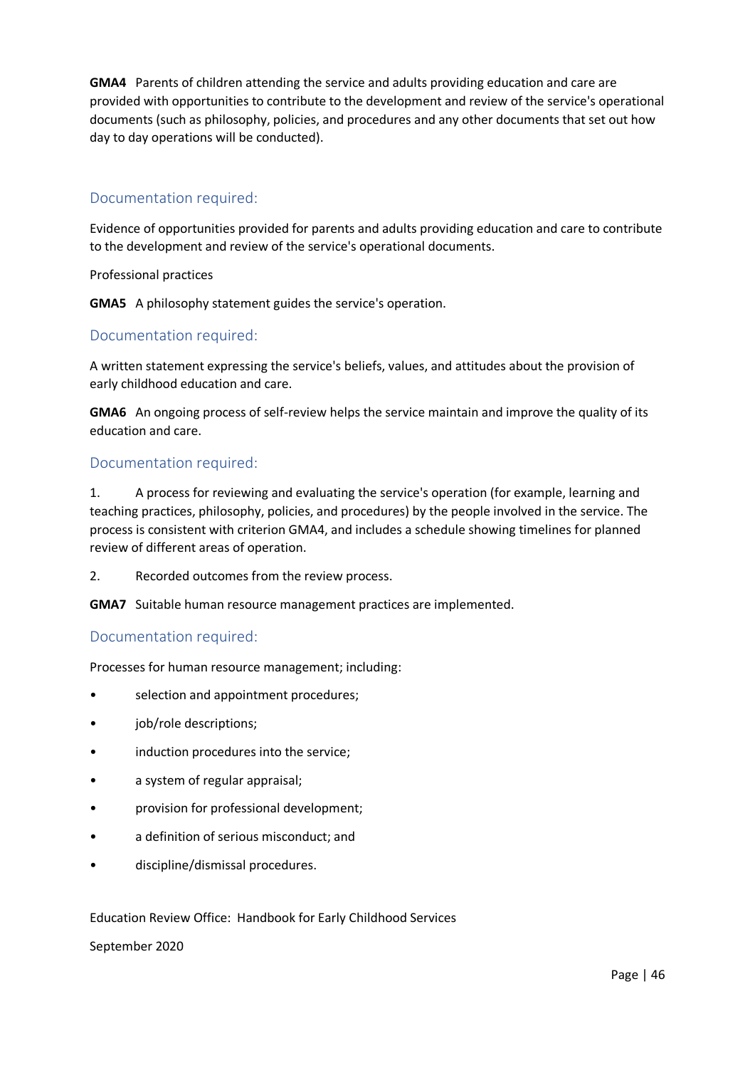**GMA4** Parents of children attending the service and adults providing education and care are provided with opportunities to contribute to the development and review of the service's operational documents (such as philosophy, policies, and procedures and any other documents that set out how day to day operations will be conducted).

### Documentation required:

Evidence of opportunities provided for parents and adults providing education and care to contribute to the development and review of the service's operational documents.

Professional practices

**GMA5** A philosophy statement guides the service's operation.

### Documentation required:

A written statement expressing the service's beliefs, values, and attitudes about the provision of early childhood education and care.

**GMA6** An ongoing process of self-review helps the service maintain and improve the quality of its education and care.

### Documentation required:

1. A process for reviewing and evaluating the service's operation (for example, learning and teaching practices, philosophy, policies, and procedures) by the people involved in the service. The process is consistent with criterion GMA4, and includes a schedule showing timelines for planned review of different areas of operation.
2. Recorded outcomes from the review process.

**GMA7** Suitable human resource management practices are implemented.

### Documentation required:

Processes for human resource management; including:

- selection and appointment procedures;
- job/role descriptions;
- induction procedures into the service;
- a system of regular appraisal;
- provision for professional development;
- a definition of serious misconduct; and
- discipline/dismissal procedures.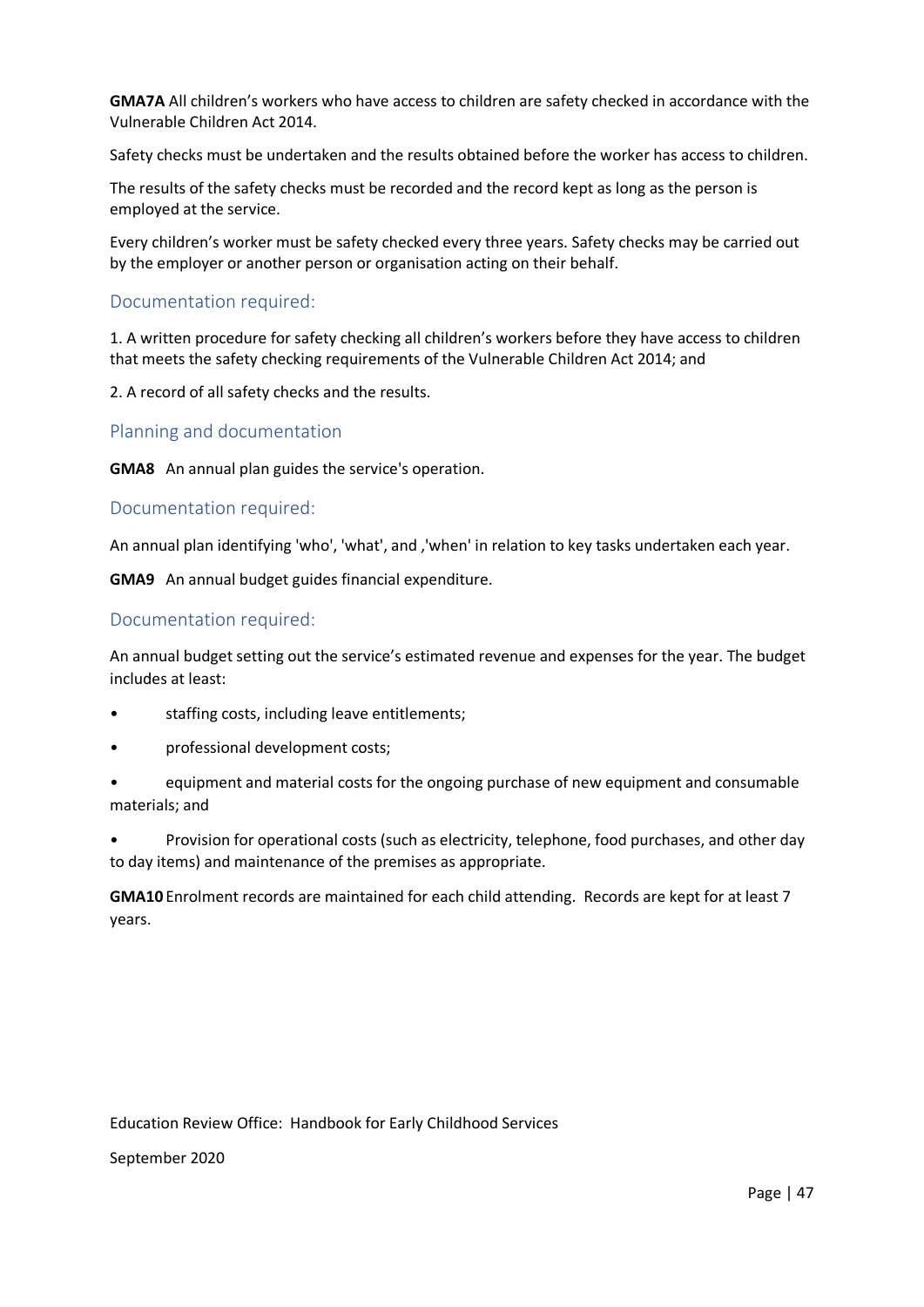**GMA7A** All children's workers who have access to children are safety checked in accordance with the Vulnerable Children Act 2014.

Safety checks must be undertaken and the results obtained before the worker has access to children.

The results of the safety checks must be recorded and the record kept as long as the person is employed at the service.

Every children's worker must be safety checked every three years. Safety checks may be carried out by the employer or another person or organisation acting on their behalf.

### Documentation required:

1. A written procedure for safety checking all children's workers before they have access to children that meets the safety checking requirements of the Vulnerable Children Act 2014; and

2. A record of all safety checks and the results.

### Planning and documentation

**GMA8** An annual plan guides the service's operation.

### Documentation required:

An annual plan identifying 'who', 'what', and ,'when' in relation to key tasks undertaken each year.

**GMA9** An annual budget guides financial expenditure.

### Documentation required:

An annual budget setting out the service's estimated revenue and expenses for the year. The budget includes at least:

- staffing costs, including leave entitlements;
- professional development costs;
- equipment and material costs for the ongoing purchase of new equipment and consumable materials; and
- Provision for operational costs (such as electricity, telephone, food purchases, and other day to day items) and maintenance of the premises as appropriate.

**GMA10** Enrolment records are maintained for each child attending. Records are kept for at least 7 years.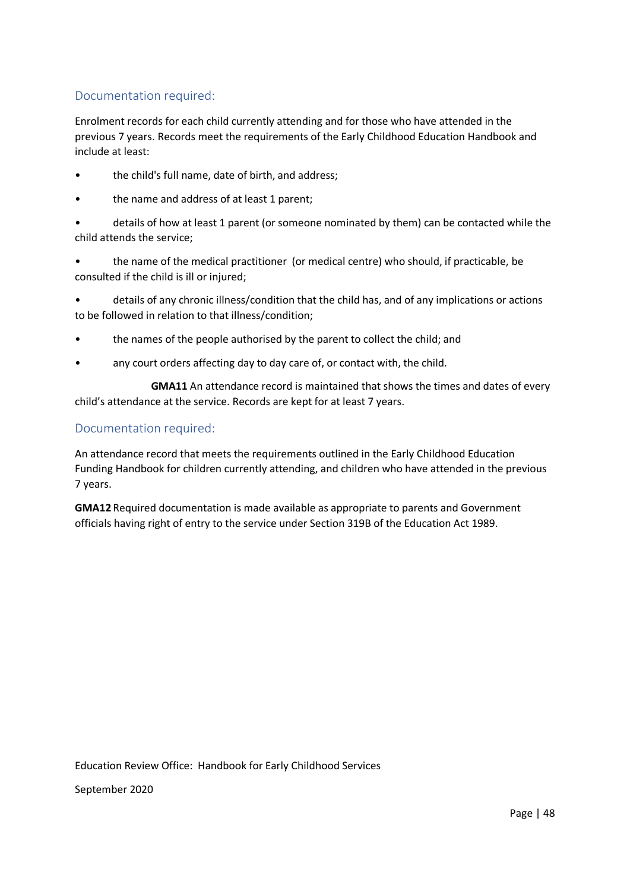## Documentation required:

Enrolment records for each child currently attending and for those who have attended in the previous 7 years. Records meet the requirements of the Early Childhood Education Handbook and include at least:

- the child's full name, date of birth, and address;
- the name and address of at least 1 parent;
- details of how at least 1 parent (or someone nominated by them) can be contacted while the child attends the service;
- the name of the medical practitioner (or medical centre) who should, if practicable, be consulted if the child is ill or injured;
- details of any chronic illness/condition that the child has, and of any implications or actions to be followed in relation to that illness/condition;
- the names of the people authorised by the parent to collect the child; and
- any court orders affecting day to day care of, or contact with, the child.

**GMA11** An attendance record is maintained that shows the times and dates of every child's attendance at the service. Records are kept for at least 7 years.

## Documentation required:

An attendance record that meets the requirements outlined in the Early Childhood Education Funding Handbook for children currently attending, and children who have attended in the previous 7 years.

**GMA12** Required documentation is made available as appropriate to parents and Government officials having right of entry to the service under Section 319B of the Education Act 1989.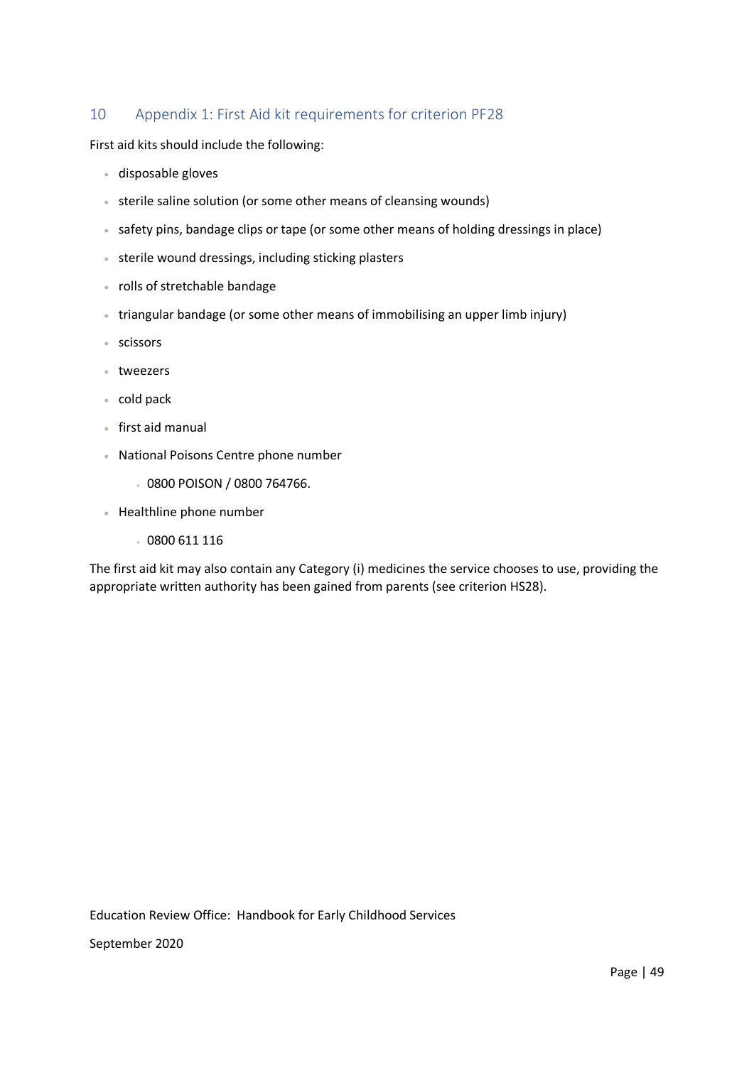## 10 Appendix 1: First Aid kit requirements for criterion PF28

First aid kits should include the following:

- disposable gloves
- sterile saline solution (or some other means of cleansing wounds)
- safety pins, bandage clips or tape (or some other means of holding dressings in place)
- sterile wound dressings, including sticking plasters
- rolls of stretchable bandage
- triangular bandage (or some other means of immobilising an upper limb injury)
- scissors
- tweezers
- cold pack
- first aid manual
- National Poisons Centre phone number
  - 0800 POISON / 0800 764766.
- Healthline phone number
  - 0800 611 116

The first aid kit may also contain any Category (i) medicines the service chooses to use, providing the appropriate written authority has been gained from parents (see criterion HS28).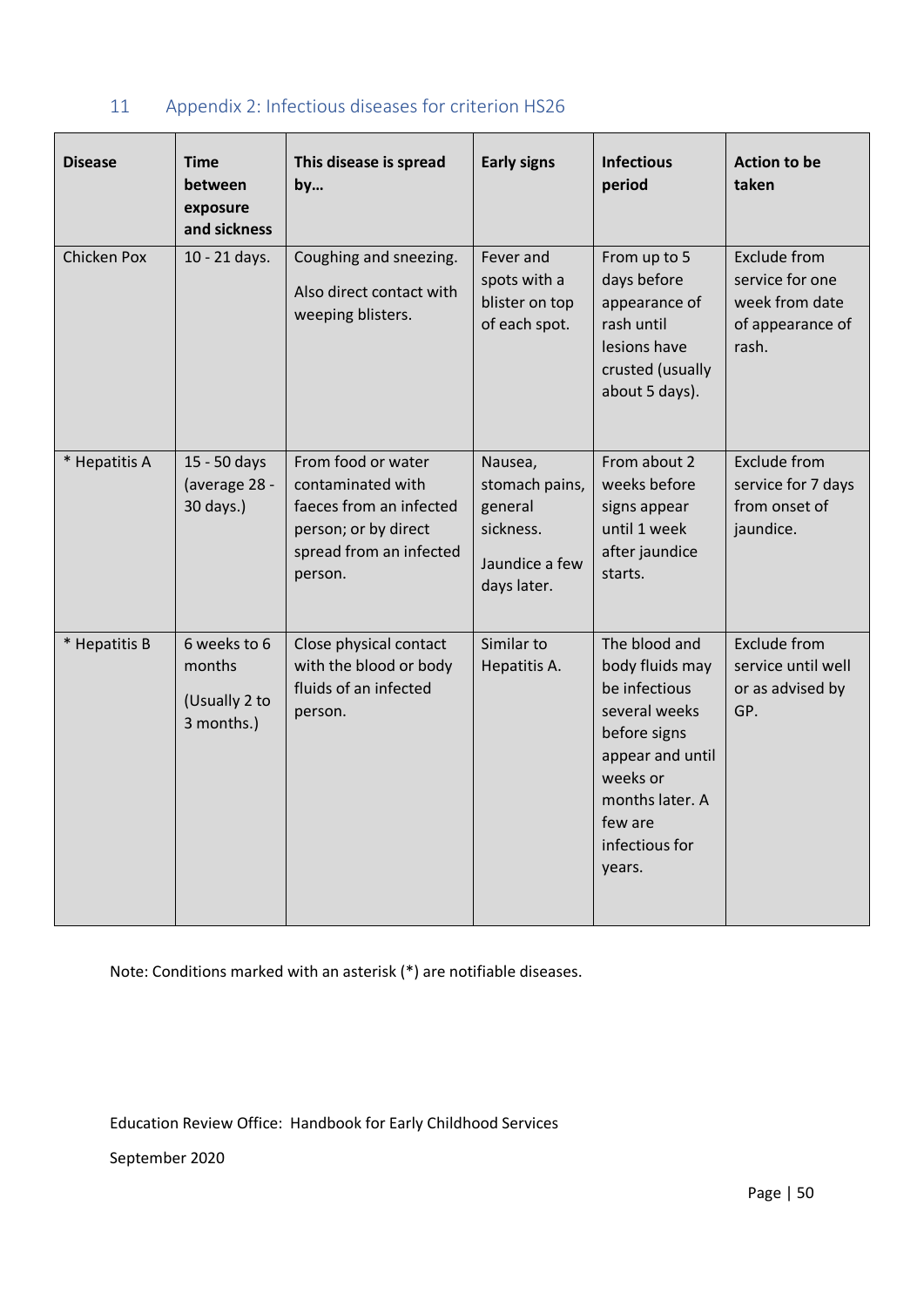## 11 Appendix 2: Infectious diseases for criterion HS26

| Disease | Time between exposure and sickness | This disease is spread by… | Early signs | Infectious period | Action to be taken |
|---|---|---|---|---|---|
| Chicken Pox | 10 - 21 days. | Coughing and sneezing.<br><br>Also direct contact with weeping blisters. | Fever and spots with a blister on top of each spot. | From up to 5 days before appearance of rash until lesions have crusted (usually about 5 days). | Exclude from service for one week from date of appearance of rash. |
| * Hepatitis A | 15 - 50 days (average 28 - 30 days.) | From food or water contaminated with faeces from an infected person; or by direct spread from an infected person. | Nausea, stomach pains, general sickness.<br><br>Jaundice a few days later. | From about 2 weeks before signs appear until 1 week after jaundice starts. | Exclude from service for 7 days from onset of jaundice. |
| * Hepatitis B | 6 weeks to 6 months<br><br>(Usually 2 to 3 months.) | Close physical contact with the blood or body fluids of an infected person. | Similar to Hepatitis A. | The blood and body fluids may be infectious several weeks before signs appear and until weeks or months later. A few are infectious for years. | Exclude from service until well or as advised by GP. |

Note: Conditions marked with an asterisk (*) are notifiable diseases.

Education Review Office: Handbook for Early Childhood Services

September 2020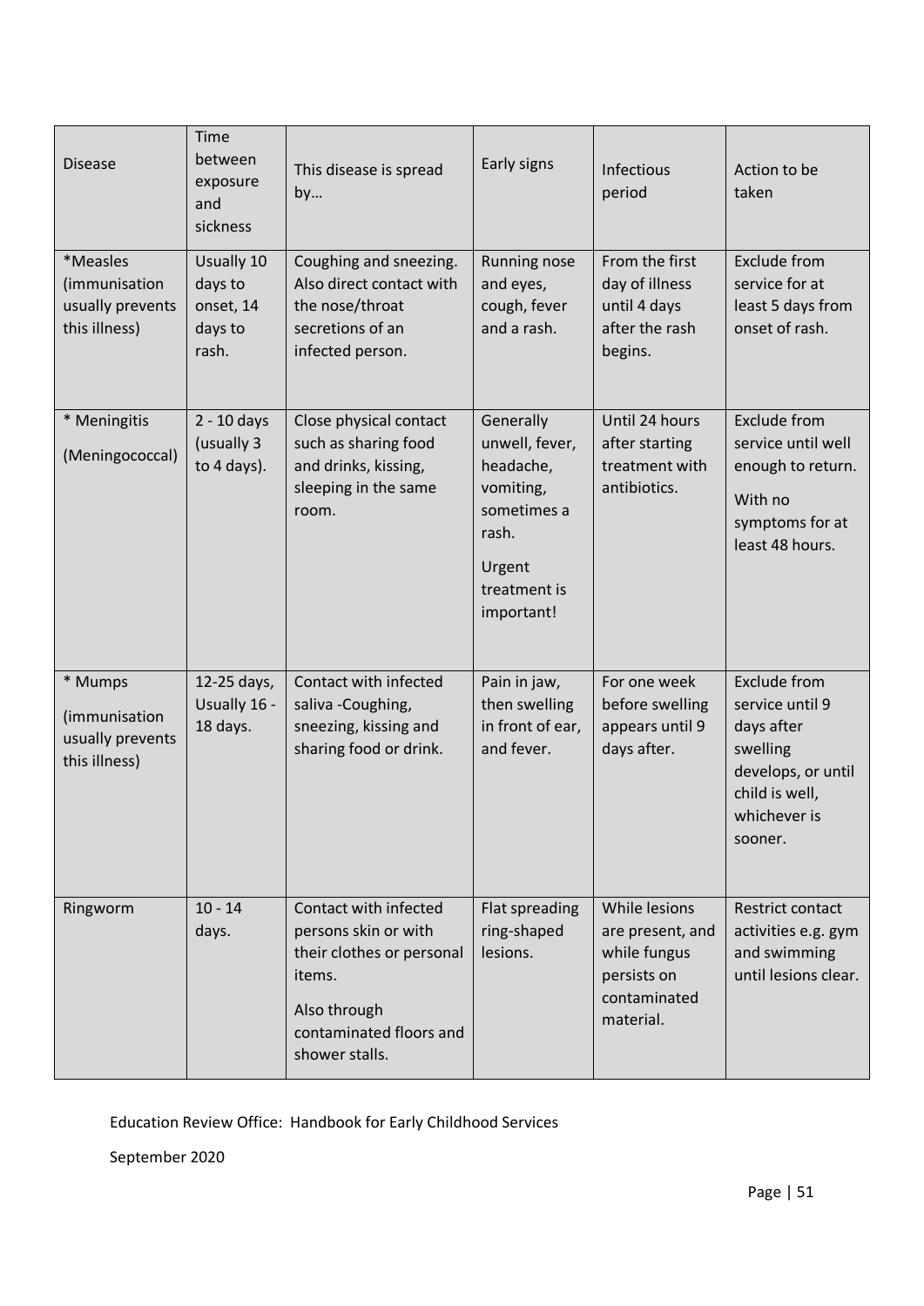| Disease | Time between exposure and sickness | This disease is spread by… | Early signs | Infectious period | Action to be taken |
|---|---|---|---|---|---|
| *Measles (immunisation usually prevents this illness) | Usually 10 days to onset, 14 days to rash. | Coughing and sneezing. Also direct contact with the nose/throat secretions of an infected person. | Running nose and eyes, cough, fever and a rash. | From the first day of illness until 4 days after the rash begins. | Exclude from service for at least 5 days from onset of rash. |
| * Meningitis (Meningococcal) | 2 - 10 days (usually 3 to 4 days). | Close physical contact such as sharing food and drinks, kissing, sleeping in the same room. | Generally unwell, fever, headache, vomiting, sometimes a rash. Urgent treatment is important! | Until 24 hours after starting treatment with antibiotics. | Exclude from service until well enough to return. With no symptoms for at least 48 hours. |
| * Mumps (immunisation usually prevents this illness) | 12-25 days, Usually 16 - 18 days. | Contact with infected saliva -Coughing, sneezing, kissing and sharing food or drink. | Pain in jaw, then swelling in front of ear, and fever. | For one week before swelling appears until 9 days after. | Exclude from service until 9 days after swelling develops, or until child is well, whichever is sooner. |
| Ringworm | 10 - 14 days. | Contact with infected persons skin or with their clothes or personal items. Also through contaminated floors and shower stalls. | Flat spreading ring-shaped lesions. | While lesions are present, and while fungus persists on contaminated material. | Restrict contact activities e.g. gym and swimming until lesions clear. |

Education Review Office: Handbook for Early Childhood Services

September 2020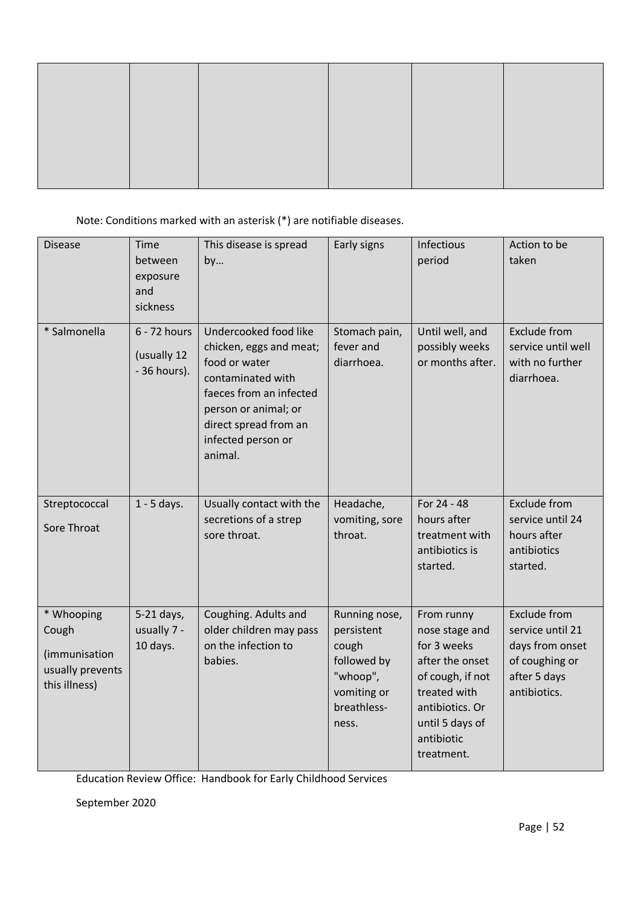| | | | | | |
|---|---|---|---|---|---|
| | | | | | |

Note: Conditions marked with an asterisk (*) are notifiable diseases.

| Disease | Time between exposure and sickness | This disease is spread by… | Early signs | Infectious period | Action to be taken |
|---|---|---|---|---|---|
| * Salmonella | 6 - 72 hours (usually 12 - 36 hours). | Undercooked food like chicken, eggs and meat; food or water contaminated with faeces from an infected person or animal; or direct spread from an infected person or animal. | Stomach pain, fever and diarrhoea. | Until well, and possibly weeks or months after. | Exclude from service until well with no further diarrhoea. |
| Streptococcal Sore Throat | 1 - 5 days. | Usually contact with the secretions of a strep sore throat. | Headache, vomiting, sore throat. | For 24 - 48 hours after treatment with antibiotics is started. | Exclude from service until 24 hours after antibiotics started. |
| * Whooping Cough (immunisation usually prevents this illness) | 5-21 days, usually 7 - 10 days. | Coughing. Adults and older children may pass on the infection to babies. | Running nose, persistent cough followed by "whoop", vomiting or breathless-ness. | From runny nose stage and for 3 weeks after the onset of cough, if not treated with antibiotics. Or until 5 days of antibiotic treatment. | Exclude from service until 21 days from onset of coughing or after 5 days antibiotics. |

Education Review Office: Handbook for Early Childhood Services

September 2020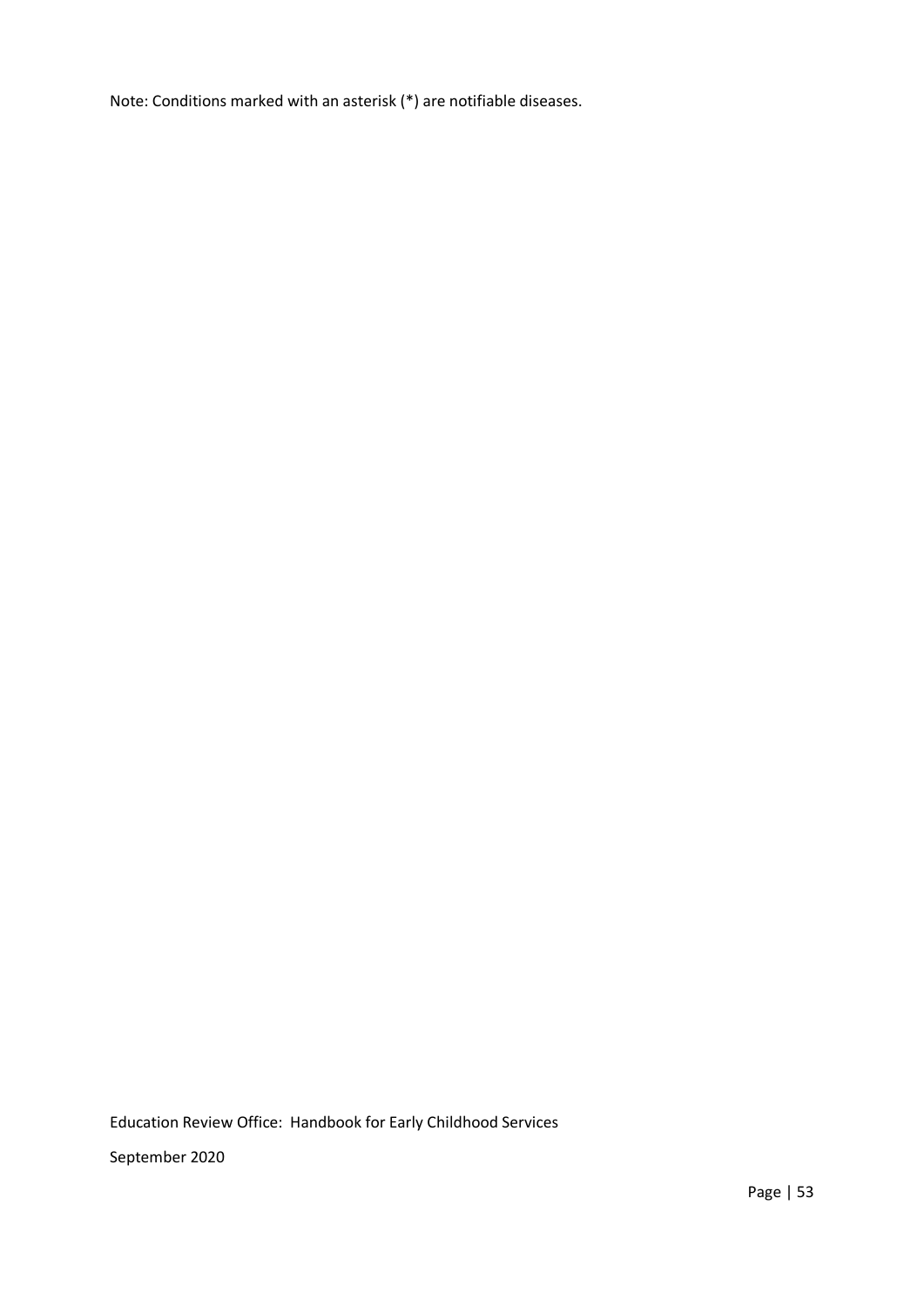Note: Conditions marked with an asterisk (*) are notifiable diseases.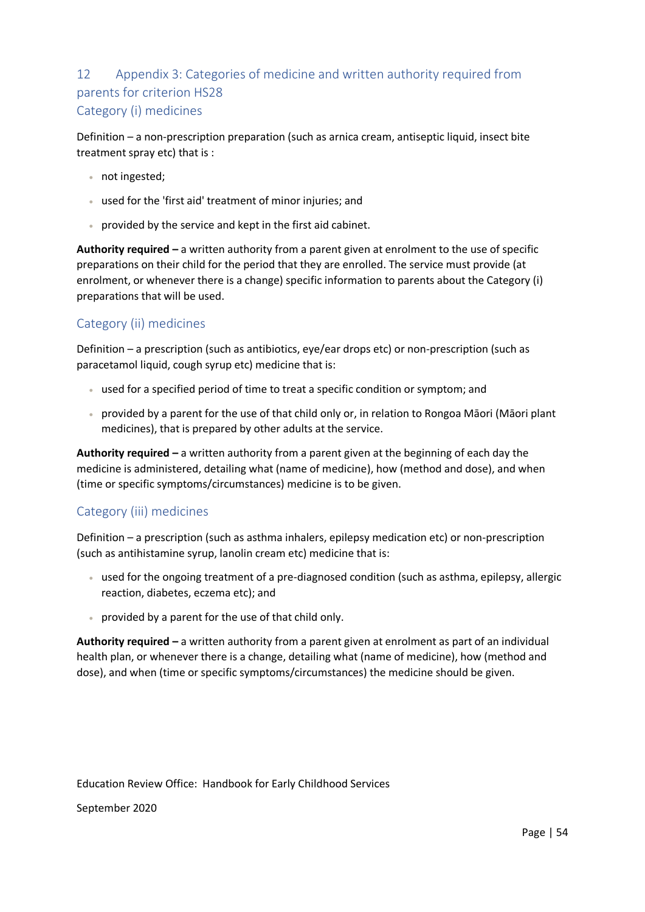## 12 Appendix 3: Categories of medicine and written authority required from parents for criterion HS28

### Category (i) medicines

Definition – a non-prescription preparation (such as arnica cream, antiseptic liquid, insect bite treatment spray etc) that is :

- not ingested;
- used for the 'first aid' treatment of minor injuries; and
- provided by the service and kept in the first aid cabinet.

**Authority required –** a written authority from a parent given at enrolment to the use of specific preparations on their child for the period that they are enrolled. The service must provide (at enrolment, or whenever there is a change) specific information to parents about the Category (i) preparations that will be used.

### Category (ii) medicines

Definition – a prescription (such as antibiotics, eye/ear drops etc) or non-prescription (such as paracetamol liquid, cough syrup etc) medicine that is:

- used for a specified period of time to treat a specific condition or symptom; and
- provided by a parent for the use of that child only or, in relation to Rongoa Māori (Māori plant medicines), that is prepared by other adults at the service.

**Authority required –** a written authority from a parent given at the beginning of each day the medicine is administered, detailing what (name of medicine), how (method and dose), and when (time or specific symptoms/circumstances) medicine is to be given.

### Category (iii) medicines

Definition – a prescription (such as asthma inhalers, epilepsy medication etc) or non-prescription (such as antihistamine syrup, lanolin cream etc) medicine that is:

- used for the ongoing treatment of a pre-diagnosed condition (such as asthma, epilepsy, allergic reaction, diabetes, eczema etc); and
- provided by a parent for the use of that child only.

**Authority required –** a written authority from a parent given at enrolment as part of an individual health plan, or whenever there is a change, detailing what (name of medicine), how (method and dose), and when (time or specific symptoms/circumstances) the medicine should be given.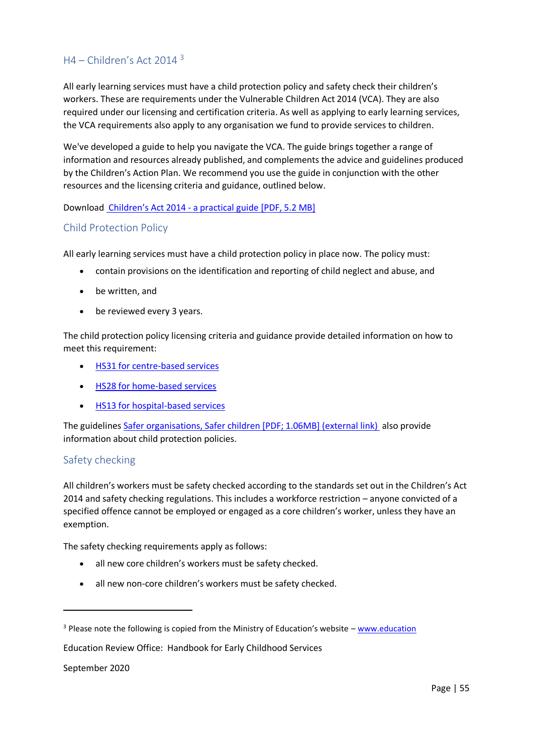## H4 – Children's Act 2014 [3]

All early learning services must have a child protection policy and safety check their children's workers. These are requirements under the Vulnerable Children Act 2014 (VCA). They are also required under our licensing and certification criteria. As well as applying to early learning services, the VCA requirements also apply to any organisation we fund to provide services to children.

We've developed a guide to help you navigate the VCA. The guide brings together a range of information and resources already published, and complements the advice and guidelines produced by the Children's Action Plan. We recommend you use the guide in conjunction with the other resources and the licensing criteria and guidance, outlined below.

Download Children's Act 2014 - a practical guide [PDF, 5.2 MB]

### Child Protection Policy

All early learning services must have a child protection policy in place now. The policy must:

- contain provisions on the identification and reporting of child neglect and abuse, and
- be written, and
- be reviewed every 3 years.

The child protection policy licensing criteria and guidance provide detailed information on how to meet this requirement:

- HS31 for centre-based services
- HS28 for home-based services
- HS13 for hospital-based services

The guidelines Safer organisations, Safer children [PDF; 1.06MB] (external link) also provide information about child protection policies.

### Safety checking

All children's workers must be safety checked according to the standards set out in the Children's Act 2014 and safety checking regulations. This includes a workforce restriction – anyone convicted of a specified offence cannot be employed or engaged as a core children's worker, unless they have an exemption.

The safety checking requirements apply as follows:

- all new core children's workers must be safety checked.
- all new non-core children's workers must be safety checked.

---

[3] Please note the following is copied from the Ministry of Education's website – www.education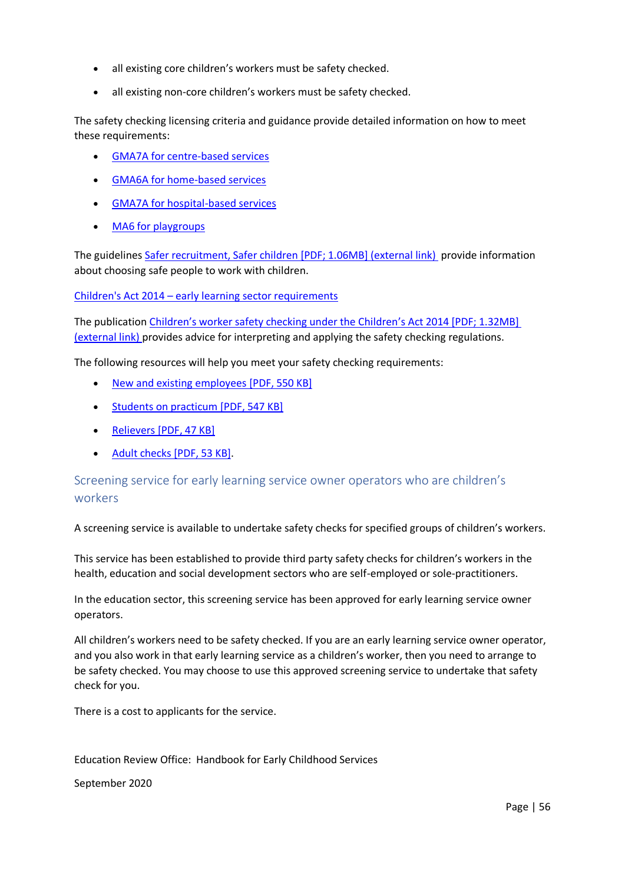- all existing core children's workers must be safety checked.
- all existing non-core children's workers must be safety checked.

The safety checking licensing criteria and guidance provide detailed information on how to meet these requirements:

- GMA7A for centre-based services
- GMA6A for home-based services
- GMA7A for hospital-based services
- MA6 for playgroups

The guidelines Safer recruitment, Safer children [PDF; 1.06MB] (external link) provide information about choosing safe people to work with children.

Children's Act 2014 – early learning sector requirements

The publication Children's worker safety checking under the Children's Act 2014 [PDF; 1.32MB] (external link) provides advice for interpreting and applying the safety checking regulations.

The following resources will help you meet your safety checking requirements:

- New and existing employees [PDF, 550 KB]
- Students on practicum [PDF, 547 KB]
- Relievers [PDF, 47 KB]
- Adult checks [PDF, 53 KB].

## Screening service for early learning service owner operators who are children's workers

A screening service is available to undertake safety checks for specified groups of children's workers.

This service has been established to provide third party safety checks for children's workers in the health, education and social development sectors who are self-employed or sole-practitioners.

In the education sector, this screening service has been approved for early learning service owner operators.

All children's workers need to be safety checked. If you are an early learning service owner operator, and you also work in that early learning service as a children's worker, then you need to arrange to be safety checked. You may choose to use this approved screening service to undertake that safety check for you.

There is a cost to applicants for the service.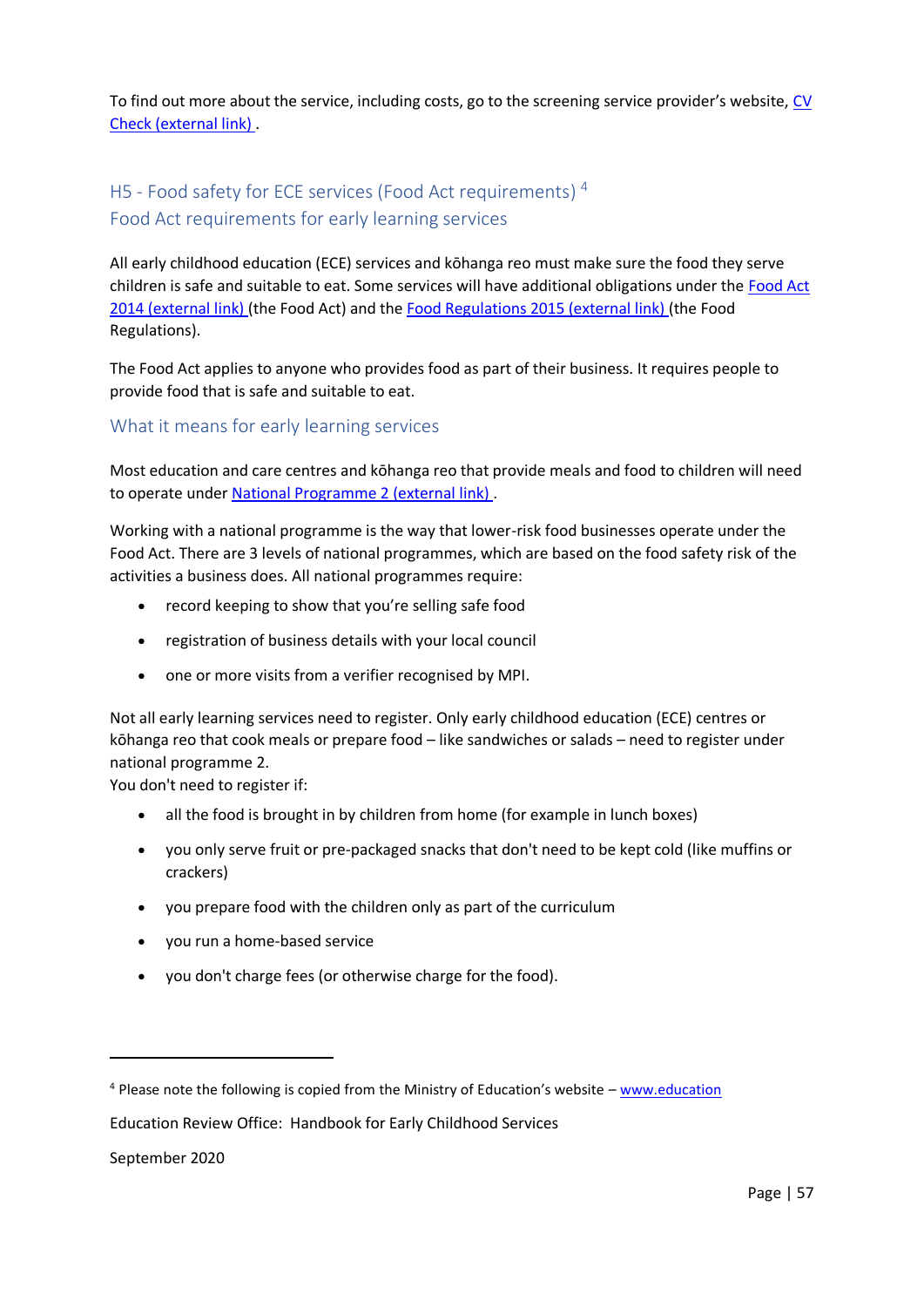To find out more about the service, including costs, go to the screening service provider's website, [CV Check (external link)](#).

## H5 - Food safety for ECE services (Food Act requirements) [4]

## Food Act requirements for early learning services

All early childhood education (ECE) services and kōhanga reo must make sure the food they serve children is safe and suitable to eat. Some services will have additional obligations under the [Food Act 2014 (external link)](#) (the Food Act) and the [Food Regulations 2015 (external link)](#) (the Food Regulations).

The Food Act applies to anyone who provides food as part of their business. It requires people to provide food that is safe and suitable to eat.

### What it means for early learning services

Most education and care centres and kōhanga reo that provide meals and food to children will need to operate under [National Programme 2 (external link)](#).

Working with a national programme is the way that lower-risk food businesses operate under the Food Act. There are 3 levels of national programmes, which are based on the food safety risk of the activities a business does. All national programmes require:

- record keeping to show that you're selling safe food
- registration of business details with your local council
- one or more visits from a verifier recognised by MPI.

Not all early learning services need to register. Only early childhood education (ECE) centres or kōhanga reo that cook meals or prepare food – like sandwiches or salads – need to register under national programme 2.
You don't need to register if:

- all the food is brought in by children from home (for example in lunch boxes)
- you only serve fruit or pre-packaged snacks that don't need to be kept cold (like muffins or crackers)
- you prepare food with the children only as part of the curriculum
- you run a home-based service
- you don't charge fees (or otherwise charge for the food).

---

[4] Please note the following is copied from the Ministry of Education's website – [www.education](#)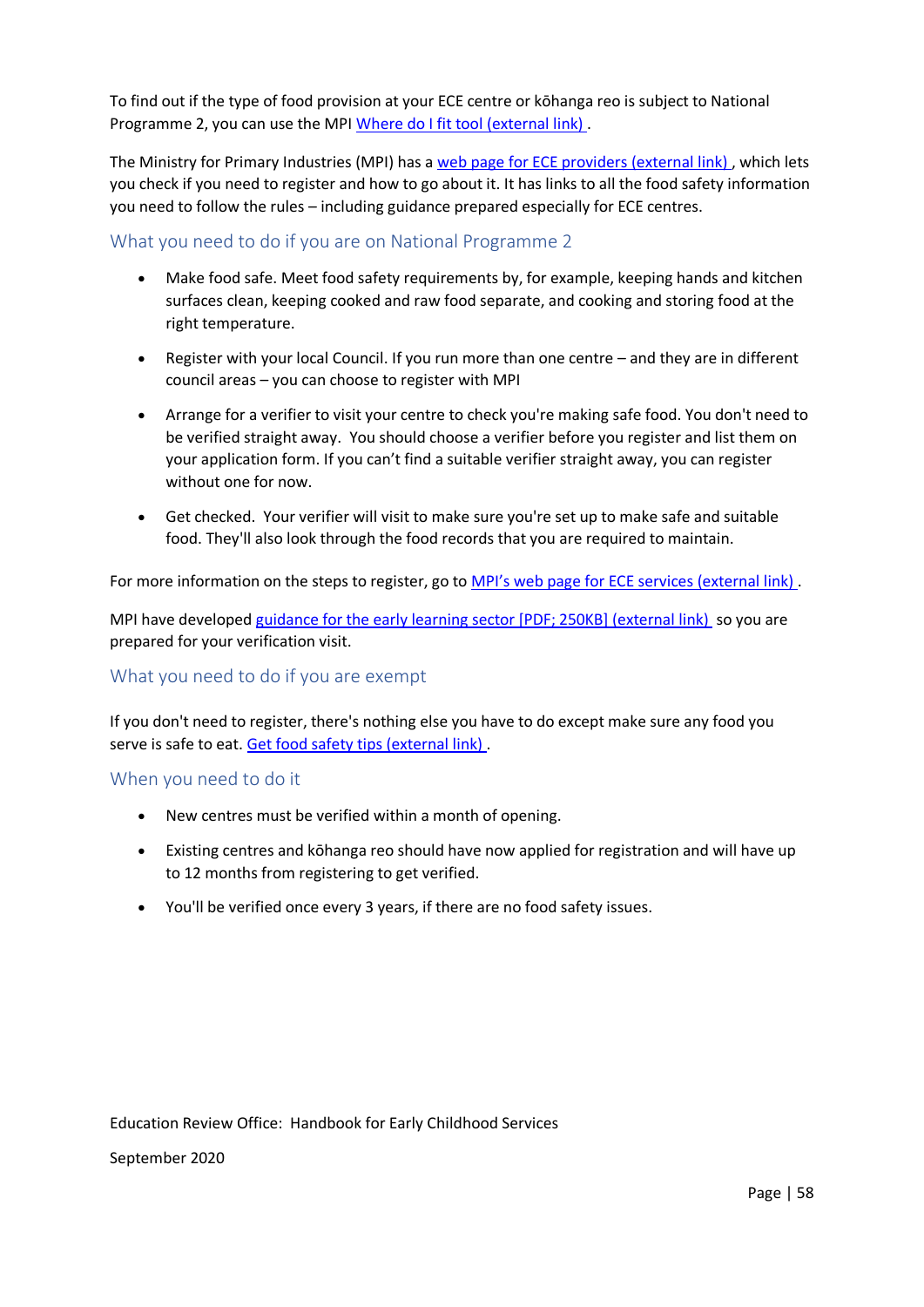To find out if the type of food provision at your ECE centre or kōhanga reo is subject to National Programme 2, you can use the MPI Where do I fit tool (external link) .

The Ministry for Primary Industries (MPI) has a web page for ECE providers (external link) , which lets you check if you need to register and how to go about it. It has links to all the food safety information you need to follow the rules – including guidance prepared especially for ECE centres.

### What you need to do if you are on National Programme 2

- Make food safe. Meet food safety requirements by, for example, keeping hands and kitchen surfaces clean, keeping cooked and raw food separate, and cooking and storing food at the right temperature.
- Register with your local Council. If you run more than one centre – and they are in different council areas – you can choose to register with MPI
- Arrange for a verifier to visit your centre to check you're making safe food. You don't need to be verified straight away. You should choose a verifier before you register and list them on your application form. If you can't find a suitable verifier straight away, you can register without one for now.
- Get checked. Your verifier will visit to make sure you're set up to make safe and suitable food. They'll also look through the food records that you are required to maintain.

For more information on the steps to register, go to MPI's web page for ECE services (external link) .

MPI have developed guidance for the early learning sector [PDF; 250KB] (external link) so you are prepared for your verification visit.

### What you need to do if you are exempt

If you don't need to register, there's nothing else you have to do except make sure any food you serve is safe to eat. Get food safety tips (external link) .

### When you need to do it

- New centres must be verified within a month of opening.
- Existing centres and kōhanga reo should have now applied for registration and will have up to 12 months from registering to get verified.
- You'll be verified once every 3 years, if there are no food safety issues.